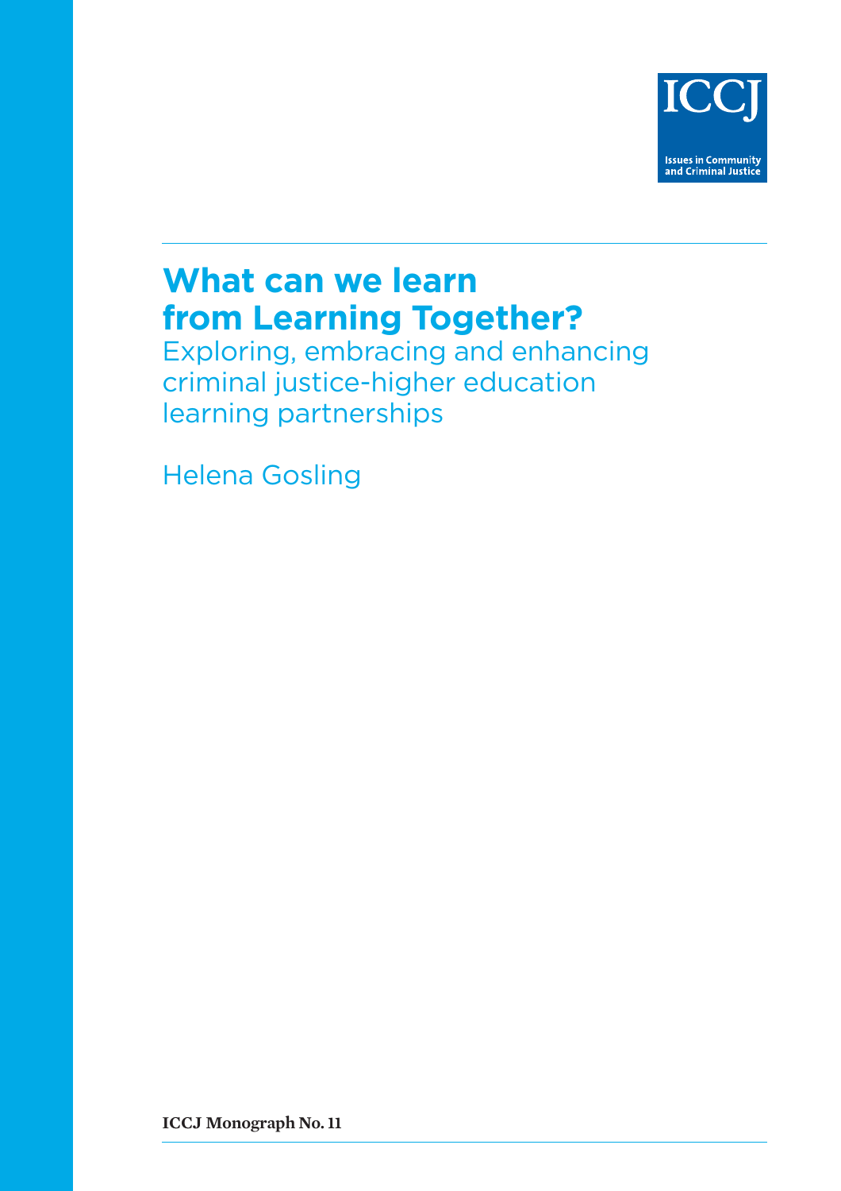ICCJ

Issues in Community and Criminal Justice

# What can we learn from Learning Together?

## Exploring, embracing and enhancing criminal justice-higher education learning partnerships

Helena Gosling

**ICCJ Monograph No. 11**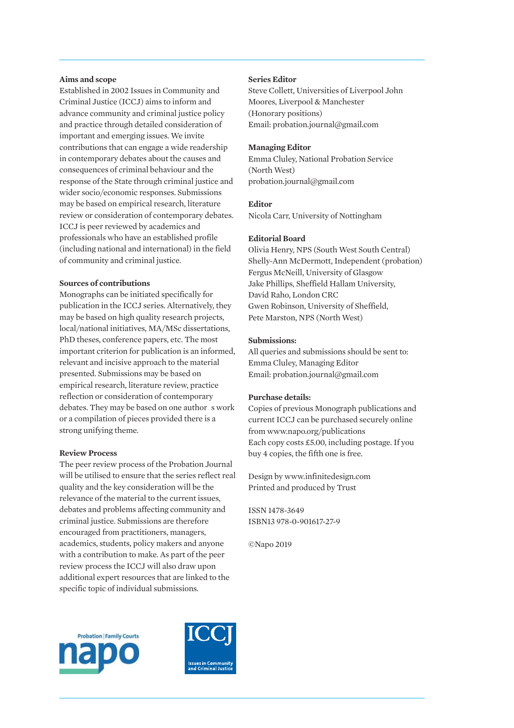## Aims and scope

Established in 2002 Issues in Community and Criminal Justice (ICCJ) aims to inform and advance community and criminal justice policy and practice through detailed consideration of important and emerging issues. We invite contributions that can engage a wide readership in contemporary debates about the causes and consequences of criminal behaviour and the response of the State through criminal justice and wider socio/economic responses. Submissions may be based on empirical research, literature review or consideration of contemporary debates. ICCJ is peer reviewed by academics and professionals who have an established profile (including national and international) in the field of community and criminal justice.

## Sources of contributions

Monographs can be initiated specifically for publication in the ICCJ series. Alternatively, they may be based on high quality research projects, local/national initiatives, MA/MSc dissertations, PhD theses, conference papers, etc. The most important criterion for publication is an informed, relevant and incisive approach to the material presented. Submissions may be based on empirical research, literature review, practice reflection or consideration of contemporary debates. They may be based on one author s work or a compilation of pieces provided there is a strong unifying theme.

## Review Process

The peer review process of the Probation Journal will be utilised to ensure that the series reflect real quality and the key consideration will be the relevance of the material to the current issues, debates and problems affecting community and criminal justice. Submissions are therefore encouraged from practitioners, managers, academics, students, policy makers and anyone with a contribution to make. As part of the peer review process the ICCJ will also draw upon additional expert resources that are linked to the specific topic of individual submissions.

## Series Editor

Steve Collett, Universities of Liverpool John Moores, Liverpool & Manchester (Honorary positions)
Email: probation.journal@gmail.com

## Managing Editor

Emma Cluley, National Probation Service (North West)
probation.journal@gmail.com

## Editor

Nicola Carr, University of Nottingham

## Editorial Board

Olivia Henry, NPS (South West South Central)
Shelly-Ann McDermott, Independent (probation)
Fergus McNeill, University of Glasgow
Jake Phillips, Sheffield Hallam University,
David Raho, London CRC
Gwen Robinson, University of Sheffield,
Pete Marston, NPS (North West)

## Submissions:

All queries and submissions should be sent to:
Emma Cluley, Managing Editor
Email: probation.journal@gmail.com

## Purchase details:

Copies of previous Monograph publications and current ICCJ can be purchased securely online from www.napo.org/publications
Each copy costs £5.00, including postage. If you buy 4 copies, the fifth one is free.

Design by www.infinitedesign.com
Printed and produced by Trust

ISSN 1478-3649
ISBN13 978-0-901617-27-9

©Napo 2019

Probation | Family Courts napo

ICCJ Issues in Community and Criminal Justice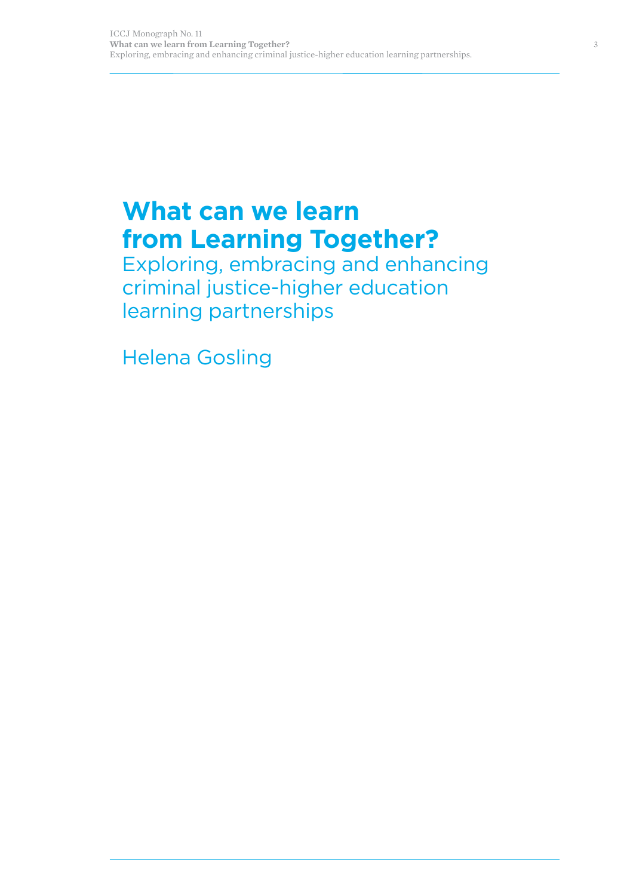# What can we learn from Learning Together?

## Exploring, embracing and enhancing criminal justice-higher education learning partnerships

Helena Gosling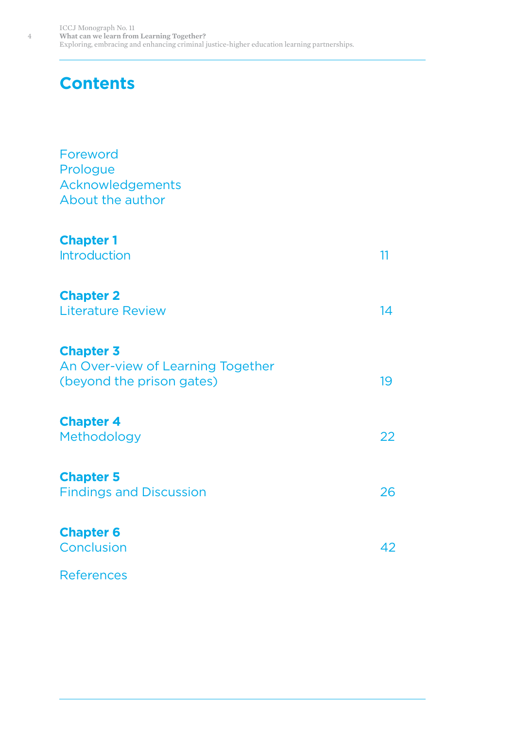# Contents

Foreword
Prologue
Acknowledgements
About the author

| | |
|---|---|
| **Chapter 1** Introduction | 11 |
| **Chapter 2** Literature Review | 14 |
| **Chapter 3** An Over-view of Learning Together (beyond the prison gates) | 19 |
| **Chapter 4** Methodology | 22 |
| **Chapter 5** Findings and Discussion | 26 |
| **Chapter 6** Conclusion | 42 |

References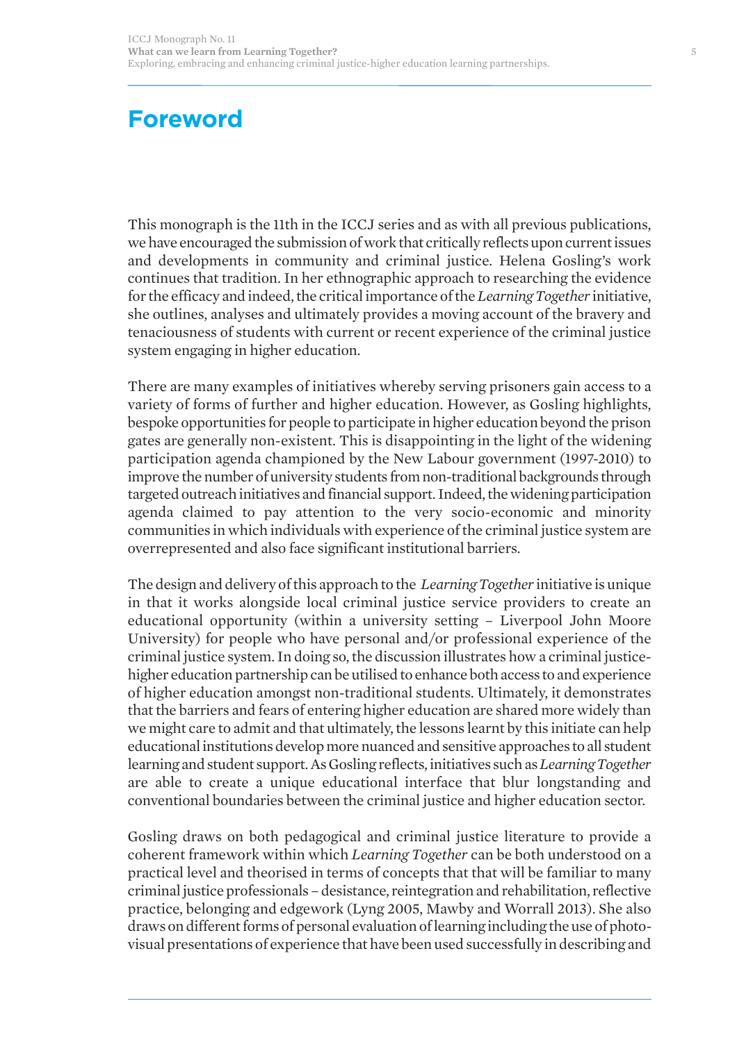# Foreword

This monograph is the 11th in the ICCJ series and as with all previous publications, we have encouraged the submission of work that critically reflects upon current issues and developments in community and criminal justice. Helena Gosling's work continues that tradition. In her ethnographic approach to researching the evidence for the efficacy and indeed, the critical importance of the *Learning Together* initiative, she outlines, analyses and ultimately provides a moving account of the bravery and tenaciousness of students with current or recent experience of the criminal justice system engaging in higher education.

There are many examples of initiatives whereby serving prisoners gain access to a variety of forms of further and higher education. However, as Gosling highlights, bespoke opportunities for people to participate in higher education beyond the prison gates are generally non-existent. This is disappointing in the light of the widening participation agenda championed by the New Labour government (1997-2010) to improve the number of university students from non-traditional backgrounds through targeted outreach initiatives and financial support. Indeed, the widening participation agenda claimed to pay attention to the very socio-economic and minority communities in which individuals with experience of the criminal justice system are overrepresented and also face significant institutional barriers.

The design and delivery of this approach to the *Learning Together* initiative is unique in that it works alongside local criminal justice service providers to create an educational opportunity (within a university setting – Liverpool John Moore University) for people who have personal and/or professional experience of the criminal justice system. In doing so, the discussion illustrates how a criminal justice-higher education partnership can be utilised to enhance both access to and experience of higher education amongst non-traditional students. Ultimately, it demonstrates that the barriers and fears of entering higher education are shared more widely than we might care to admit and that ultimately, the lessons learnt by this initiate can help educational institutions develop more nuanced and sensitive approaches to all student learning and student support. As Gosling reflects, initiatives such as *Learning Together* are able to create a unique educational interface that blur longstanding and conventional boundaries between the criminal justice and higher education sector.

Gosling draws on both pedagogical and criminal justice literature to provide a coherent framework within which *Learning Together* can be both understood on a practical level and theorised in terms of concepts that that will be familiar to many criminal justice professionals – desistance, reintegration and rehabilitation, reflective practice, belonging and edgework (Lyng 2005, Mawby and Worrall 2013). She also draws on different forms of personal evaluation of learning including the use of photo-visual presentations of experience that have been used successfully in describing and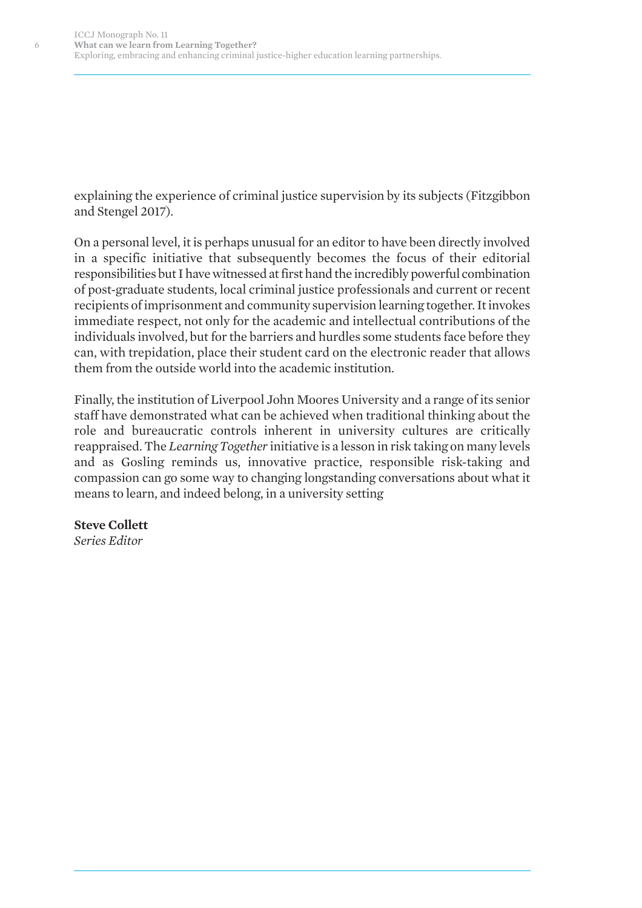explaining the experience of criminal justice supervision by its subjects (Fitzgibbon and Stengel 2017).

On a personal level, it is perhaps unusual for an editor to have been directly involved in a specific initiative that subsequently becomes the focus of their editorial responsibilities but I have witnessed at first hand the incredibly powerful combination of post-graduate students, local criminal justice professionals and current or recent recipients of imprisonment and community supervision learning together. It invokes immediate respect, not only for the academic and intellectual contributions of the individuals involved, but for the barriers and hurdles some students face before they can, with trepidation, place their student card on the electronic reader that allows them from the outside world into the academic institution.

Finally, the institution of Liverpool John Moores University and a range of its senior staff have demonstrated what can be achieved when traditional thinking about the role and bureaucratic controls inherent in university cultures are critically reappraised. The *Learning Together* initiative is a lesson in risk taking on many levels and as Gosling reminds us, innovative practice, responsible risk-taking and compassion can go some way to changing longstanding conversations about what it means to learn, and indeed belong, in a university setting

**Steve Collett**
*Series Editor*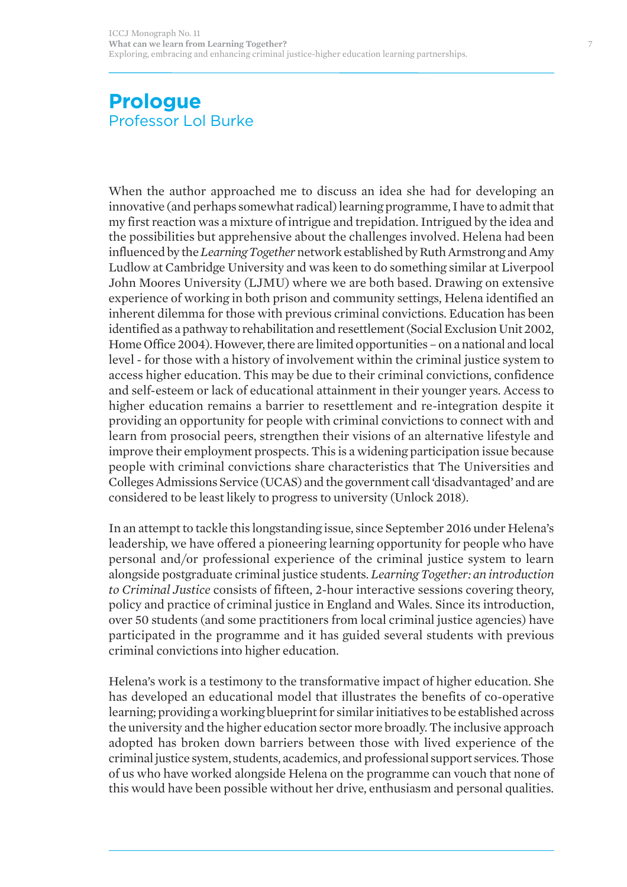# Prologue
## Professor Lol Burke

When the author approached me to discuss an idea she had for developing an innovative (and perhaps somewhat radical) learning programme, I have to admit that my first reaction was a mixture of intrigue and trepidation. Intrigued by the idea and the possibilities but apprehensive about the challenges involved. Helena had been influenced by the *Learning Together* network established by Ruth Armstrong and Amy Ludlow at Cambridge University and was keen to do something similar at Liverpool John Moores University (LJMU) where we are both based. Drawing on extensive experience of working in both prison and community settings, Helena identified an inherent dilemma for those with previous criminal convictions. Education has been identified as a pathway to rehabilitation and resettlement (Social Exclusion Unit 2002, Home Office 2004). However, there are limited opportunities – on a national and local level - for those with a history of involvement within the criminal justice system to access higher education. This may be due to their criminal convictions, confidence and self-esteem or lack of educational attainment in their younger years. Access to higher education remains a barrier to resettlement and re-integration despite it providing an opportunity for people with criminal convictions to connect with and learn from prosocial peers, strengthen their visions of an alternative lifestyle and improve their employment prospects. This is a widening participation issue because people with criminal convictions share characteristics that The Universities and Colleges Admissions Service (UCAS) and the government call 'disadvantaged' and are considered to be least likely to progress to university (Unlock 2018).

In an attempt to tackle this longstanding issue, since September 2016 under Helena's leadership, we have offered a pioneering learning opportunity for people who have personal and/or professional experience of the criminal justice system to learn alongside postgraduate criminal justice students. *Learning Together: an introduction to Criminal Justice* consists of fifteen, 2-hour interactive sessions covering theory, policy and practice of criminal justice in England and Wales. Since its introduction, over 50 students (and some practitioners from local criminal justice agencies) have participated in the programme and it has guided several students with previous criminal convictions into higher education.

Helena's work is a testimony to the transformative impact of higher education. She has developed an educational model that illustrates the benefits of co-operative learning; providing a working blueprint for similar initiatives to be established across the university and the higher education sector more broadly. The inclusive approach adopted has broken down barriers between those with lived experience of the criminal justice system, students, academics, and professional support services. Those of us who have worked alongside Helena on the programme can vouch that none of this would have been possible without her drive, enthusiasm and personal qualities.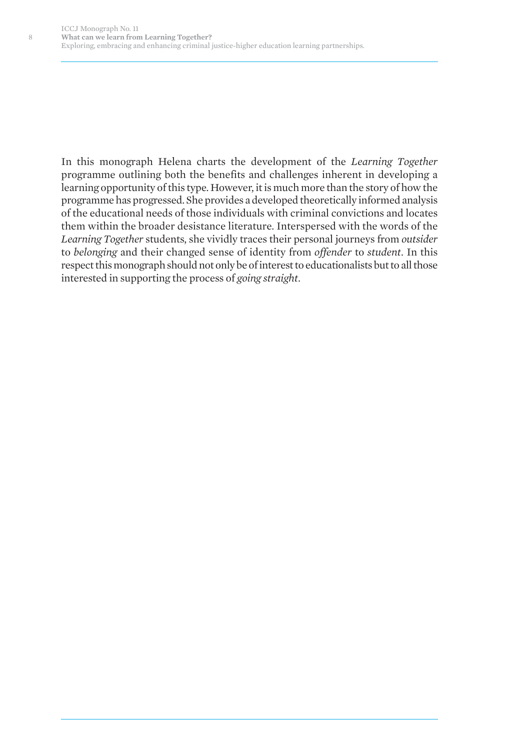In this monograph Helena charts the development of the *Learning Together* programme outlining both the benefits and challenges inherent in developing a learning opportunity of this type. However, it is much more than the story of how the programme has progressed. She provides a developed theoretically informed analysis of the educational needs of those individuals with criminal convictions and locates them within the broader desistance literature. Interspersed with the words of the *Learning Together* students, she vividly traces their personal journeys from *outsider* to *belonging* and their changed sense of identity from *offender* to *student*. In this respect this monograph should not only be of interest to educationalists but to all those interested in supporting the process of *going straight*.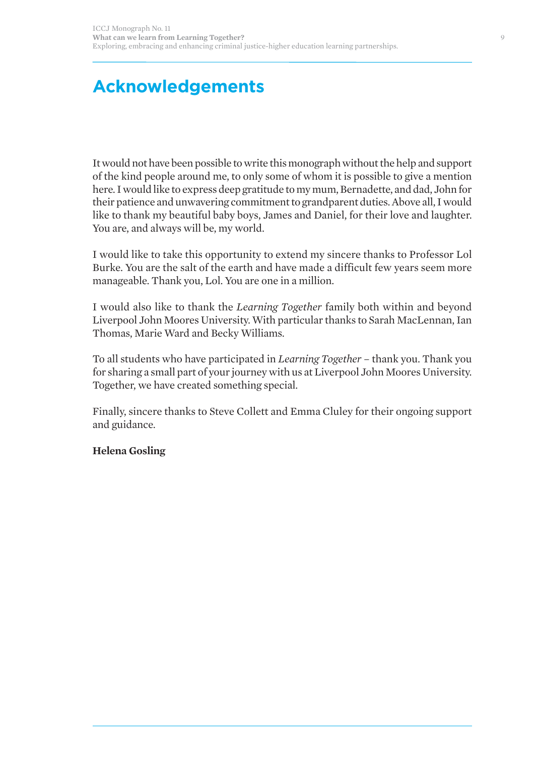# Acknowledgements

It would not have been possible to write this monograph without the help and support of the kind people around me, to only some of whom it is possible to give a mention here. I would like to express deep gratitude to my mum, Bernadette, and dad, John for their patience and unwavering commitment to grandparent duties. Above all, I would like to thank my beautiful baby boys, James and Daniel, for their love and laughter. You are, and always will be, my world.

I would like to take this opportunity to extend my sincere thanks to Professor Lol Burke. You are the salt of the earth and have made a difficult few years seem more manageable. Thank you, Lol. You are one in a million.

I would also like to thank the *Learning Together* family both within and beyond Liverpool John Moores University. With particular thanks to Sarah MacLennan, Ian Thomas, Marie Ward and Becky Williams.

To all students who have participated in *Learning Together* – thank you. Thank you for sharing a small part of your journey with us at Liverpool John Moores University. Together, we have created something special.

Finally, sincere thanks to Steve Collett and Emma Cluley for their ongoing support and guidance.

**Helena Gosling**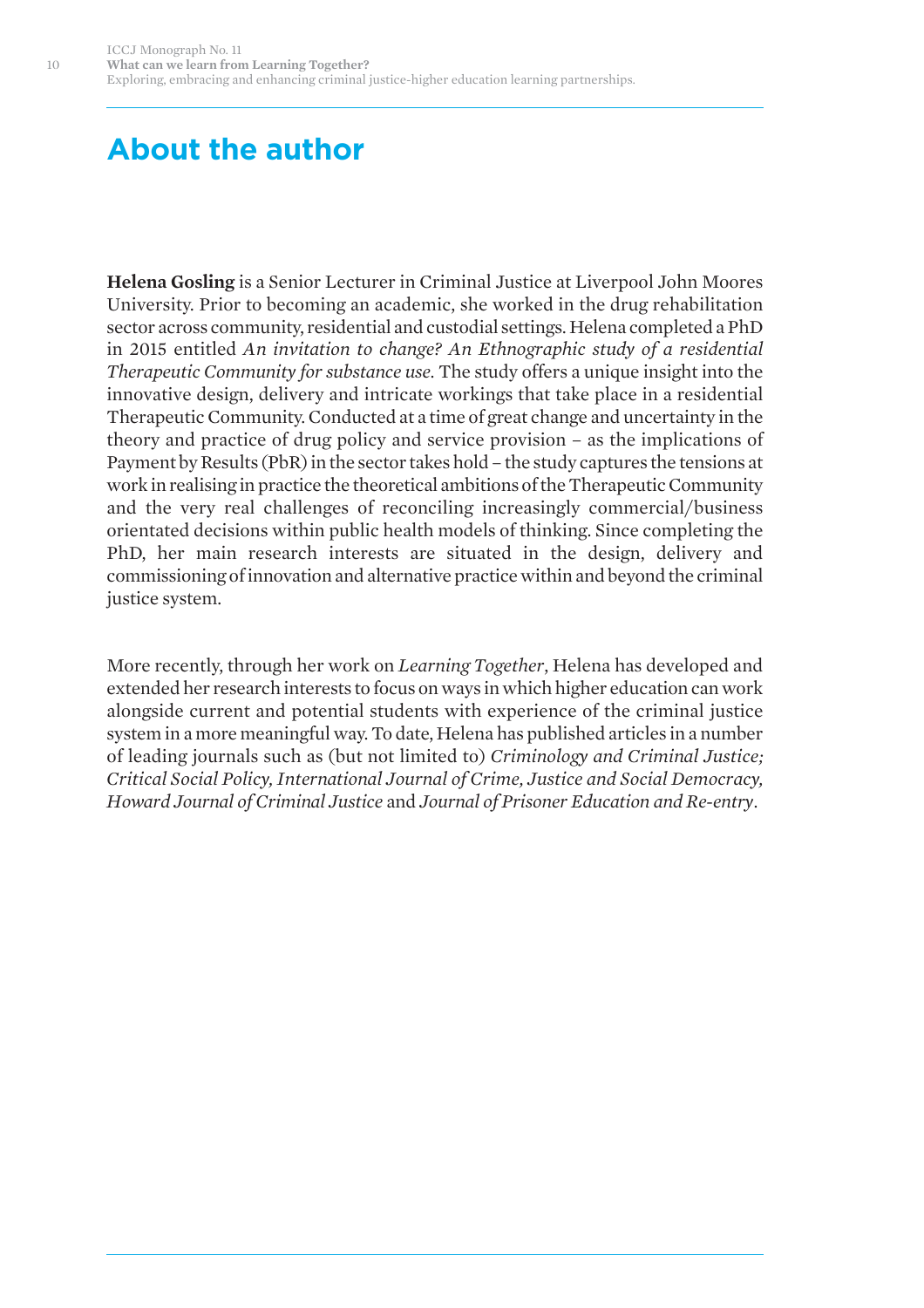# About the author

**Helena Gosling** is a Senior Lecturer in Criminal Justice at Liverpool John Moores University. Prior to becoming an academic, she worked in the drug rehabilitation sector across community, residential and custodial settings. Helena completed a PhD in 2015 entitled *An invitation to change? An Ethnographic study of a residential Therapeutic Community for substance use.* The study offers a unique insight into the innovative design, delivery and intricate workings that take place in a residential Therapeutic Community. Conducted at a time of great change and uncertainty in the theory and practice of drug policy and service provision – as the implications of Payment by Results (PbR) in the sector takes hold – the study captures the tensions at work in realising in practice the theoretical ambitions of the Therapeutic Community and the very real challenges of reconciling increasingly commercial/business orientated decisions within public health models of thinking. Since completing the PhD, her main research interests are situated in the design, delivery and commissioning of innovation and alternative practice within and beyond the criminal justice system.

More recently, through her work on *Learning Together*, Helena has developed and extended her research interests to focus on ways in which higher education can work alongside current and potential students with experience of the criminal justice system in a more meaningful way. To date, Helena has published articles in a number of leading journals such as (but not limited to) *Criminology and Criminal Justice; Critical Social Policy, International Journal of Crime, Justice and Social Democracy, Howard Journal of Criminal Justice* and *Journal of Prisoner Education and Re-entry*.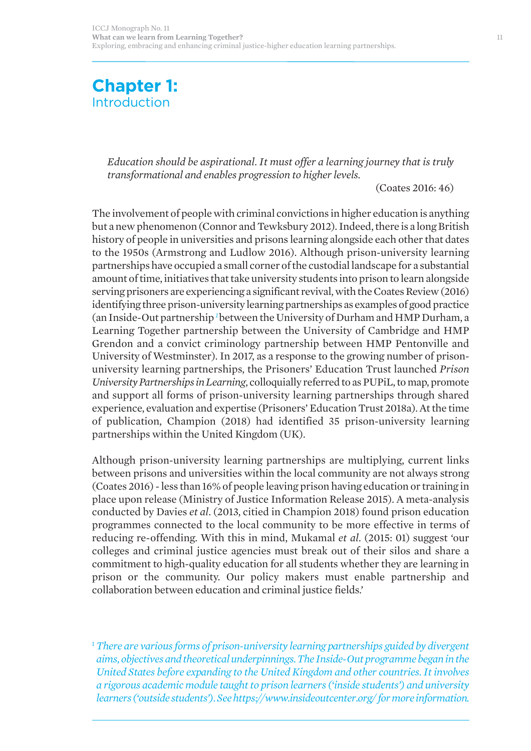# Chapter 1: Introduction

> *Education should be aspirational. It must offer a learning journey that is truly transformational and enables progression to higher levels.*
>
> (Coates 2016: 46)

The involvement of people with criminal convictions in higher education is anything but a new phenomenon (Connor and Tewksbury 2012). Indeed, there is a long British history of people in universities and prisons learning alongside each other that dates to the 1950s (Armstrong and Ludlow 2016). Although prison-university learning partnerships have occupied a small corner of the custodial landscape for a substantial amount of time, initiatives that take university students into prison to learn alongside serving prisoners are experiencing a significant revival, with the Coates Review (2016) identifying three prison-university learning partnerships as examples of good practice (an Inside-Out partnership [1] between the University of Durham and HMP Durham, a Learning Together partnership between the University of Cambridge and HMP Grendon and a convict criminology partnership between HMP Pentonville and University of Westminster). In 2017, as a response to the growing number of prison-university learning partnerships, the Prisoners' Education Trust launched *Prison University Partnerships in Learning*, colloquially referred to as PUPiL, to map, promote and support all forms of prison-university learning partnerships through shared experience, evaluation and expertise (Prisoners' Education Trust 2018a). At the time of publication, Champion (2018) had identified 35 prison-university learning partnerships within the United Kingdom (UK).

Although prison-university learning partnerships are multiplying, current links between prisons and universities within the local community are not always strong (Coates 2016) - less than 16% of people leaving prison having education or training in place upon release (Ministry of Justice Information Release 2015). A meta-analysis conducted by Davies *et al*. (2013, citied in Champion 2018) found prison education programmes connected to the local community to be more effective in terms of reducing re-offending. With this in mind, Mukamal *et al*. (2015: 01) suggest 'our colleges and criminal justice agencies must break out of their silos and share a commitment to high-quality education for all students whether they are learning in prison or the community. Our policy makers must enable partnership and collaboration between education and criminal justice fields.'

[1] *There are various forms of prison-university learning partnerships guided by divergent aims, objectives and theoretical underpinnings. The Inside-Out programme began in the United States before expanding to the United Kingdom and other countries. It involves a rigorous academic module taught to prison learners ('inside students') and university learners ('outside students'). See https://www.insideoutcenter.org/ for more information.*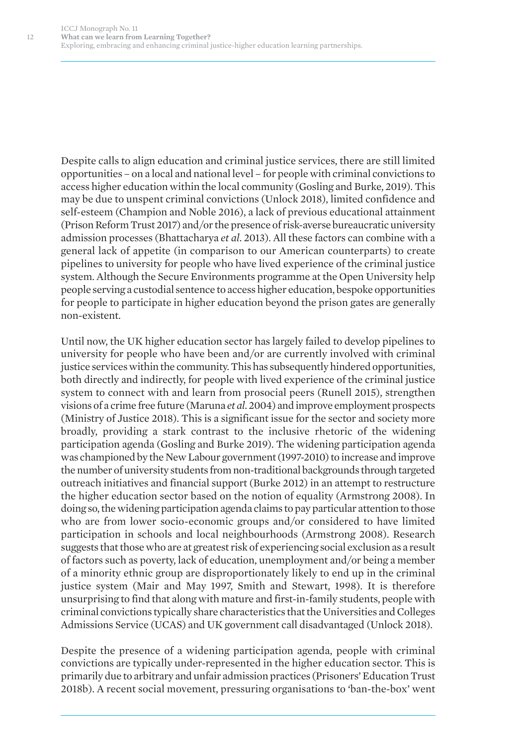Despite calls to align education and criminal justice services, there are still limited opportunities – on a local and national level – for people with criminal convictions to access higher education within the local community (Gosling and Burke, 2019). This may be due to unspent criminal convictions (Unlock 2018), limited confidence and self-esteem (Champion and Noble 2016), a lack of previous educational attainment (Prison Reform Trust 2017) and/or the presence of risk-averse bureaucratic university admission processes (Bhattacharya *et al.* 2013). All these factors can combine with a general lack of appetite (in comparison to our American counterparts) to create pipelines to university for people who have lived experience of the criminal justice system. Although the Secure Environments programme at the Open University help people serving a custodial sentence to access higher education, bespoke opportunities for people to participate in higher education beyond the prison gates are generally non-existent.

Until now, the UK higher education sector has largely failed to develop pipelines to university for people who have been and/or are currently involved with criminal justice services within the community. This has subsequently hindered opportunities, both directly and indirectly, for people with lived experience of the criminal justice system to connect with and learn from prosocial peers (Runell 2015), strengthen visions of a crime free future (Maruna *et al.* 2004) and improve employment prospects (Ministry of Justice 2018). This is a significant issue for the sector and society more broadly, providing a stark contrast to the inclusive rhetoric of the widening participation agenda (Gosling and Burke 2019). The widening participation agenda was championed by the New Labour government (1997-2010) to increase and improve the number of university students from non-traditional backgrounds through targeted outreach initiatives and financial support (Burke 2012) in an attempt to restructure the higher education sector based on the notion of equality (Armstrong 2008). In doing so, the widening participation agenda claims to pay particular attention to those who are from lower socio-economic groups and/or considered to have limited participation in schools and local neighbourhoods (Armstrong 2008). Research suggests that those who are at greatest risk of experiencing social exclusion as a result of factors such as poverty, lack of education, unemployment and/or being a member of a minority ethnic group are disproportionately likely to end up in the criminal justice system (Mair and May 1997, Smith and Stewart, 1998). It is therefore unsurprising to find that along with mature and first-in-family students, people with criminal convictions typically share characteristics that the Universities and Colleges Admissions Service (UCAS) and UK government call disadvantaged (Unlock 2018).

Despite the presence of a widening participation agenda, people with criminal convictions are typically under-represented in the higher education sector. This is primarily due to arbitrary and unfair admission practices (Prisoners' Education Trust 2018b). A recent social movement, pressuring organisations to 'ban-the-box' went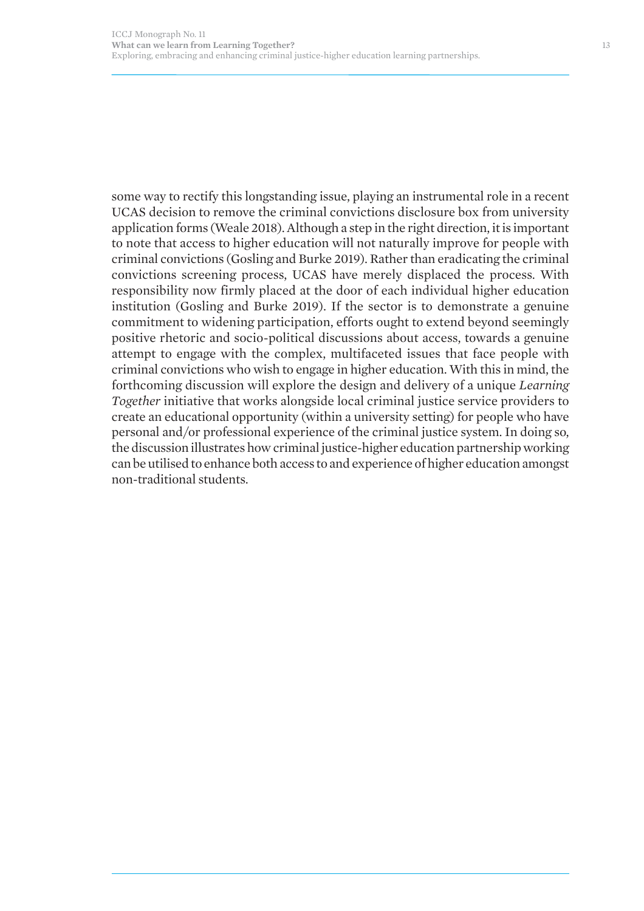some way to rectify this longstanding issue, playing an instrumental role in a recent UCAS decision to remove the criminal convictions disclosure box from university application forms (Weale 2018). Although a step in the right direction, it is important to note that access to higher education will not naturally improve for people with criminal convictions (Gosling and Burke 2019). Rather than eradicating the criminal convictions screening process, UCAS have merely displaced the process. With responsibility now firmly placed at the door of each individual higher education institution (Gosling and Burke 2019). If the sector is to demonstrate a genuine commitment to widening participation, efforts ought to extend beyond seemingly positive rhetoric and socio-political discussions about access, towards a genuine attempt to engage with the complex, multifaceted issues that face people with criminal convictions who wish to engage in higher education. With this in mind, the forthcoming discussion will explore the design and delivery of a unique *Learning Together* initiative that works alongside local criminal justice service providers to create an educational opportunity (within a university setting) for people who have personal and/or professional experience of the criminal justice system. In doing so, the discussion illustrates how criminal justice-higher education partnership working can be utilised to enhance both access to and experience of higher education amongst non-traditional students.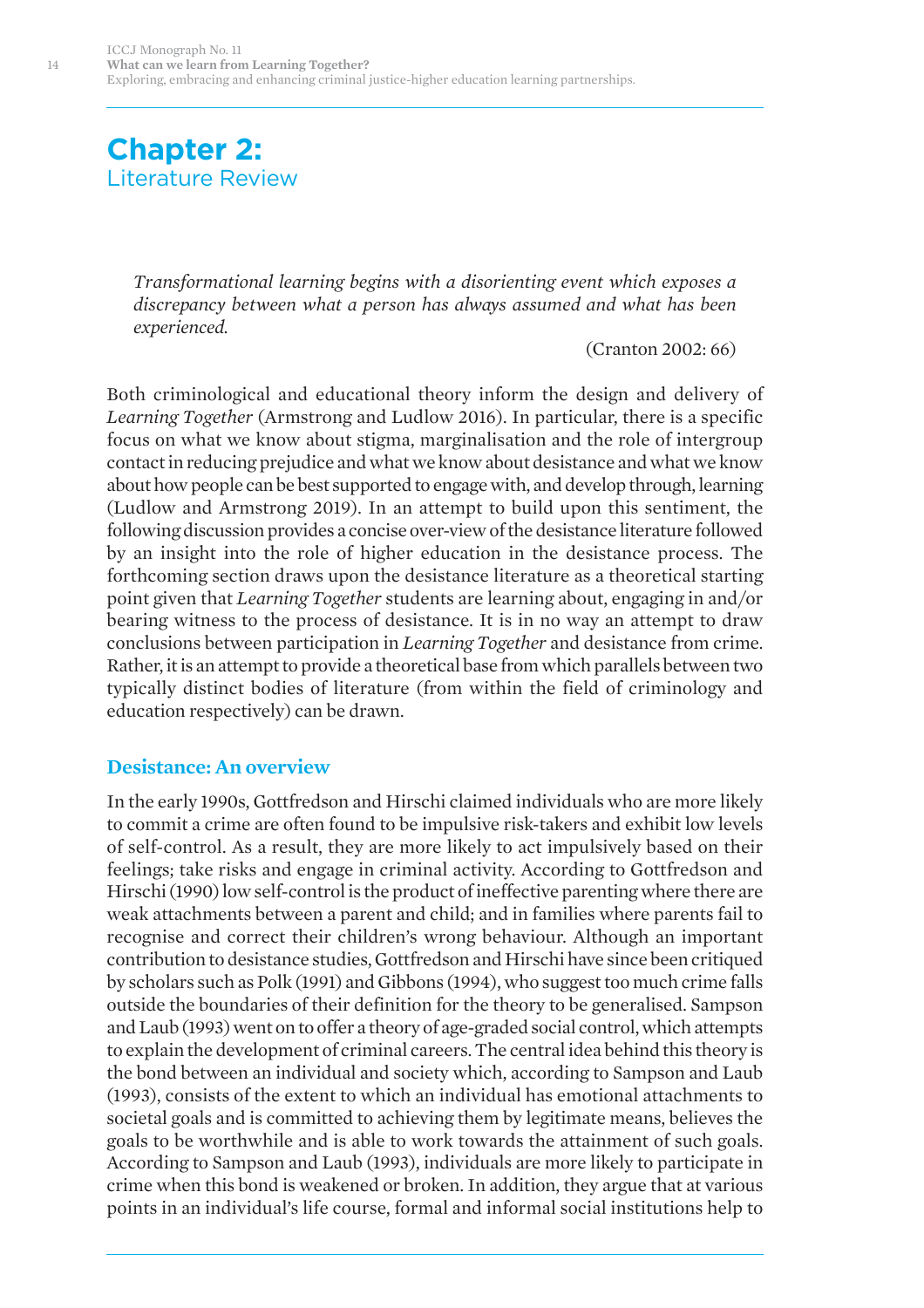# Chapter 2: Literature Review

> *Transformational learning begins with a disorienting event which exposes a discrepancy between what a person has always assumed and what has been experienced.*
>
> (Cranton 2002: 66)

Both criminological and educational theory inform the design and delivery of *Learning Together* (Armstrong and Ludlow 2016). In particular, there is a specific focus on what we know about stigma, marginalisation and the role of intergroup contact in reducing prejudice and what we know about desistance and what we know about how people can be best supported to engage with, and develop through, learning (Ludlow and Armstrong 2019). In an attempt to build upon this sentiment, the following discussion provides a concise over-view of the desistance literature followed by an insight into the role of higher education in the desistance process. The forthcoming section draws upon the desistance literature as a theoretical starting point given that *Learning Together* students are learning about, engaging in and/or bearing witness to the process of desistance. It is in no way an attempt to draw conclusions between participation in *Learning Together* and desistance from crime. Rather, it is an attempt to provide a theoretical base from which parallels between two typically distinct bodies of literature (from within the field of criminology and education respectively) can be drawn.

## Desistance: An overview

In the early 1990s, Gottfredson and Hirschi claimed individuals who are more likely to commit a crime are often found to be impulsive risk-takers and exhibit low levels of self-control. As a result, they are more likely to act impulsively based on their feelings; take risks and engage in criminal activity. According to Gottfredson and Hirschi (1990) low self-control is the product of ineffective parenting where there are weak attachments between a parent and child; and in families where parents fail to recognise and correct their children's wrong behaviour. Although an important contribution to desistance studies, Gottfredson and Hirschi have since been critiqued by scholars such as Polk (1991) and Gibbons (1994), who suggest too much crime falls outside the boundaries of their definition for the theory to be generalised. Sampson and Laub (1993) went on to offer a theory of age-graded social control, which attempts to explain the development of criminal careers. The central idea behind this theory is the bond between an individual and society which, according to Sampson and Laub (1993), consists of the extent to which an individual has emotional attachments to societal goals and is committed to achieving them by legitimate means, believes the goals to be worthwhile and is able to work towards the attainment of such goals. According to Sampson and Laub (1993), individuals are more likely to participate in crime when this bond is weakened or broken. In addition, they argue that at various points in an individual's life course, formal and informal social institutions help to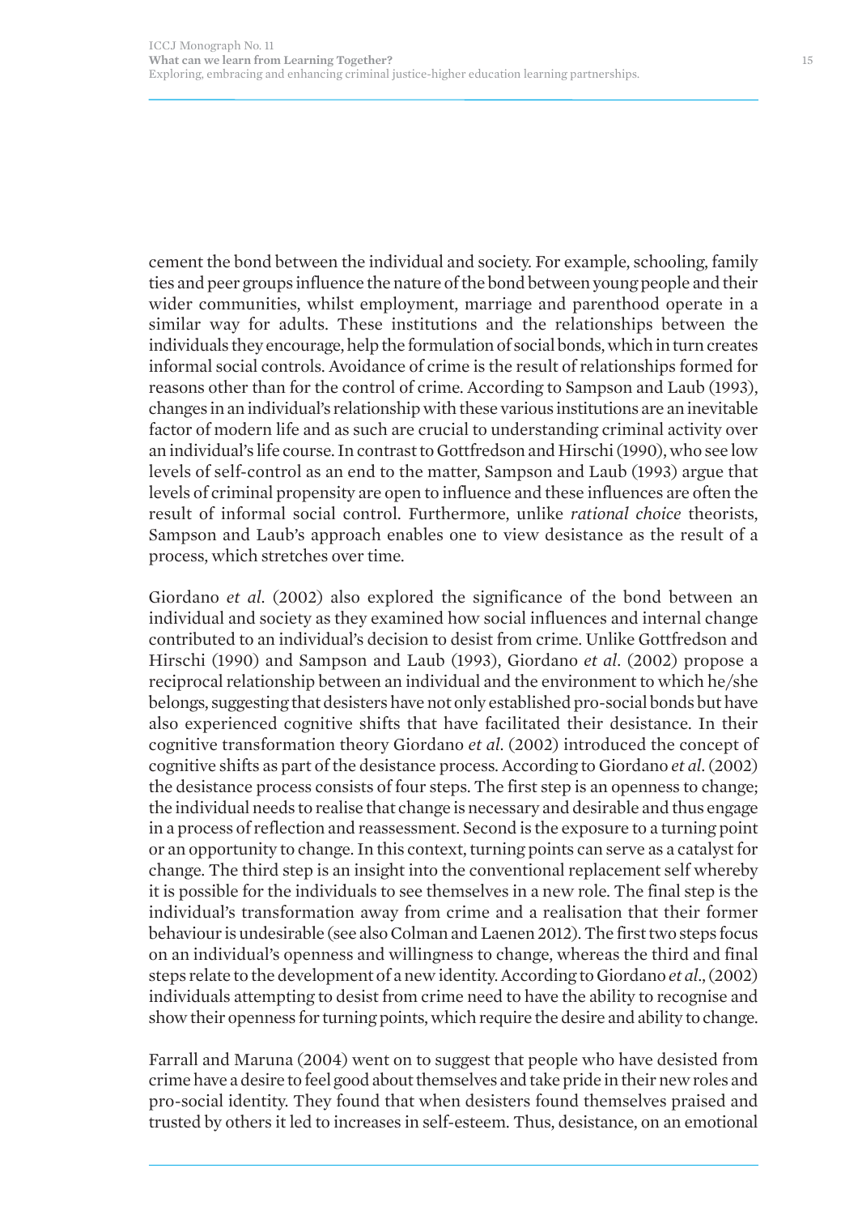cement the bond between the individual and society. For example, schooling, family ties and peer groups influence the nature of the bond between young people and their wider communities, whilst employment, marriage and parenthood operate in a similar way for adults. These institutions and the relationships between the individuals they encourage, help the formulation of social bonds, which in turn creates informal social controls. Avoidance of crime is the result of relationships formed for reasons other than for the control of crime. According to Sampson and Laub (1993), changes in an individual's relationship with these various institutions are an inevitable factor of modern life and as such are crucial to understanding criminal activity over an individual's life course. In contrast to Gottfredson and Hirschi (1990), who see low levels of self-control as an end to the matter, Sampson and Laub (1993) argue that levels of criminal propensity are open to influence and these influences are often the result of informal social control. Furthermore, unlike *rational choice* theorists, Sampson and Laub's approach enables one to view desistance as the result of a process, which stretches over time.

Giordano *et al*. (2002) also explored the significance of the bond between an individual and society as they examined how social influences and internal change contributed to an individual's decision to desist from crime. Unlike Gottfredson and Hirschi (1990) and Sampson and Laub (1993), Giordano *et al*. (2002) propose a reciprocal relationship between an individual and the environment to which he/she belongs, suggesting that desisters have not only established pro-social bonds but have also experienced cognitive shifts that have facilitated their desistance. In their cognitive transformation theory Giordano *et al*. (2002) introduced the concept of cognitive shifts as part of the desistance process. According to Giordano *et al*. (2002) the desistance process consists of four steps. The first step is an openness to change; the individual needs to realise that change is necessary and desirable and thus engage in a process of reflection and reassessment. Second is the exposure to a turning point or an opportunity to change. In this context, turning points can serve as a catalyst for change. The third step is an insight into the conventional replacement self whereby it is possible for the individuals to see themselves in a new role. The final step is the individual's transformation away from crime and a realisation that their former behaviour is undesirable (see also Colman and Laenen 2012). The first two steps focus on an individual's openness and willingness to change, whereas the third and final steps relate to the development of a new identity. According to Giordano *et al*., (2002) individuals attempting to desist from crime need to have the ability to recognise and show their openness for turning points, which require the desire and ability to change.

Farrall and Maruna (2004) went on to suggest that people who have desisted from crime have a desire to feel good about themselves and take pride in their new roles and pro-social identity. They found that when desisters found themselves praised and trusted by others it led to increases in self-esteem. Thus, desistance, on an emotional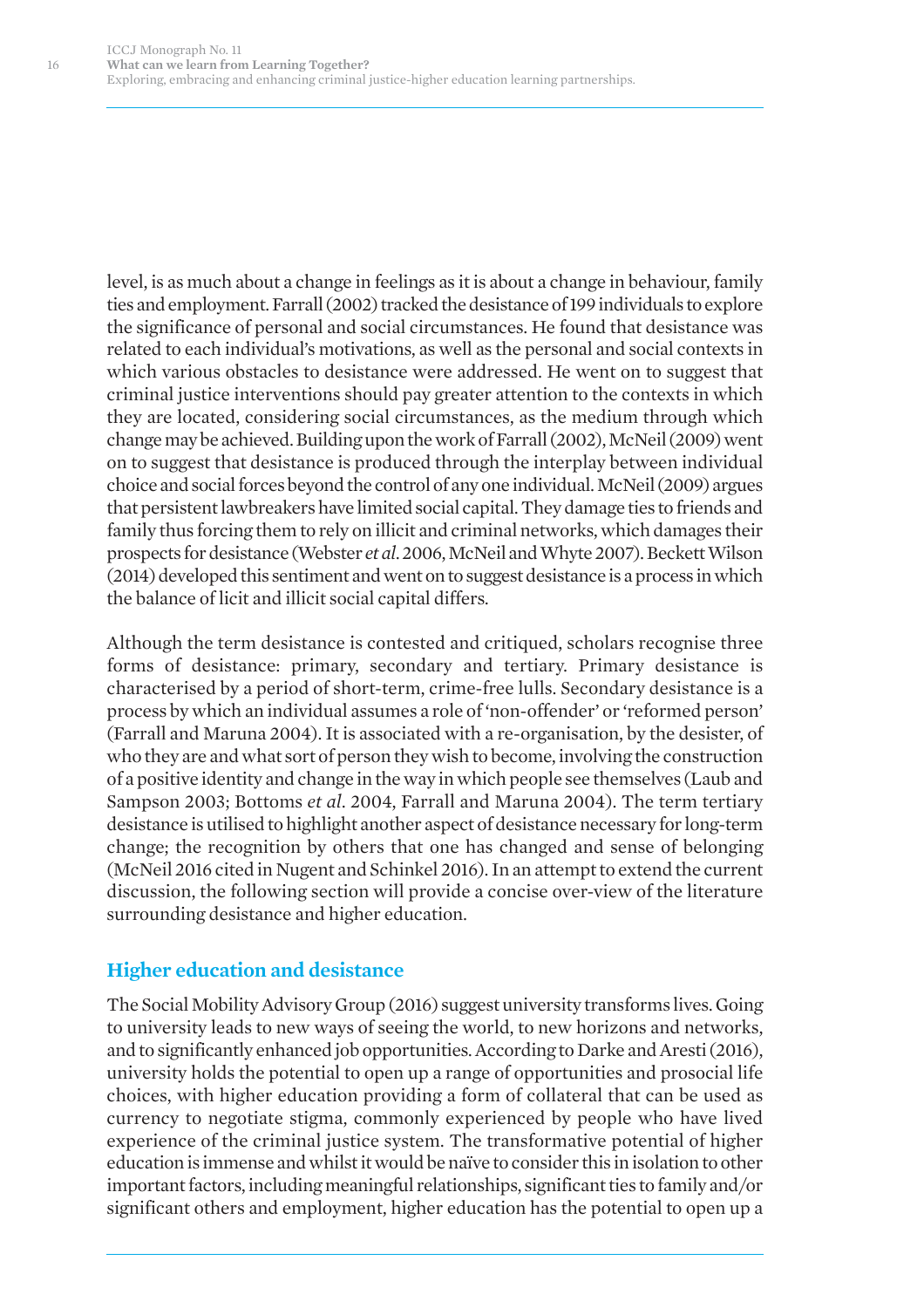level, is as much about a change in feelings as it is about a change in behaviour, family ties and employment. Farrall (2002) tracked the desistance of 199 individuals to explore the significance of personal and social circumstances. He found that desistance was related to each individual's motivations, as well as the personal and social contexts in which various obstacles to desistance were addressed. He went on to suggest that criminal justice interventions should pay greater attention to the contexts in which they are located, considering social circumstances, as the medium through which change may be achieved. Building upon the work of Farrall (2002), McNeil (2009) went on to suggest that desistance is produced through the interplay between individual choice and social forces beyond the control of any one individual. McNeil (2009) argues that persistent lawbreakers have limited social capital. They damage ties to friends and family thus forcing them to rely on illicit and criminal networks, which damages their prospects for desistance (Webster *et al*. 2006, McNeil and Whyte 2007). Beckett Wilson (2014) developed this sentiment and went on to suggest desistance is a process in which the balance of licit and illicit social capital differs.

Although the term desistance is contested and critiqued, scholars recognise three forms of desistance: primary, secondary and tertiary. Primary desistance is characterised by a period of short-term, crime-free lulls. Secondary desistance is a process by which an individual assumes a role of 'non-offender' or 'reformed person' (Farrall and Maruna 2004). It is associated with a re-organisation, by the desister, of who they are and what sort of person they wish to become, involving the construction of a positive identity and change in the way in which people see themselves (Laub and Sampson 2003; Bottoms *et al*. 2004, Farrall and Maruna 2004). The term tertiary desistance is utilised to highlight another aspect of desistance necessary for long-term change; the recognition by others that one has changed and sense of belonging (McNeil 2016 cited in Nugent and Schinkel 2016). In an attempt to extend the current discussion, the following section will provide a concise over-view of the literature surrounding desistance and higher education.

## Higher education and desistance

The Social Mobility Advisory Group (2016) suggest university transforms lives. Going to university leads to new ways of seeing the world, to new horizons and networks, and to significantly enhanced job opportunities. According to Darke and Aresti (2016), university holds the potential to open up a range of opportunities and prosocial life choices, with higher education providing a form of collateral that can be used as currency to negotiate stigma, commonly experienced by people who have lived experience of the criminal justice system. The transformative potential of higher education is immense and whilst it would be naïve to consider this in isolation to other important factors, including meaningful relationships, significant ties to family and/or significant others and employment, higher education has the potential to open up a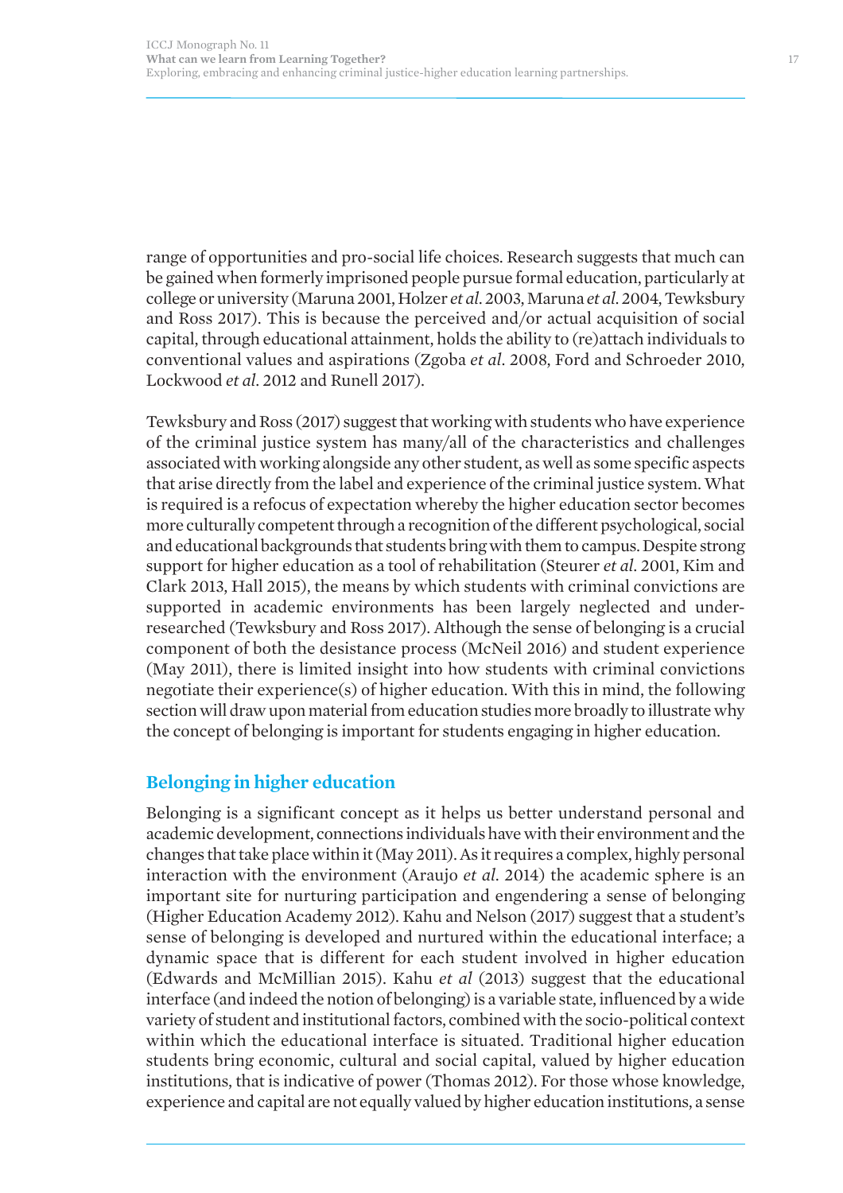range of opportunities and pro-social life choices. Research suggests that much can be gained when formerly imprisoned people pursue formal education, particularly at college or university (Maruna 2001, Holzer *et al*. 2003, Maruna *et al*. 2004, Tewksbury and Ross 2017). This is because the perceived and/or actual acquisition of social capital, through educational attainment, holds the ability to (re)attach individuals to conventional values and aspirations (Zgoba *et al*. 2008, Ford and Schroeder 2010, Lockwood *et al*. 2012 and Runell 2017).

Tewksbury and Ross (2017) suggest that working with students who have experience of the criminal justice system has many/all of the characteristics and challenges associated with working alongside any other student, as well as some specific aspects that arise directly from the label and experience of the criminal justice system. What is required is a refocus of expectation whereby the higher education sector becomes more culturally competent through a recognition of the different psychological, social and educational backgrounds that students bring with them to campus. Despite strong support for higher education as a tool of rehabilitation (Steurer *et al*. 2001, Kim and Clark 2013, Hall 2015), the means by which students with criminal convictions are supported in academic environments has been largely neglected and under-researched (Tewksbury and Ross 2017). Although the sense of belonging is a crucial component of both the desistance process (McNeil 2016) and student experience (May 2011), there is limited insight into how students with criminal convictions negotiate their experience(s) of higher education. With this in mind, the following section will draw upon material from education studies more broadly to illustrate why the concept of belonging is important for students engaging in higher education.

## Belonging in higher education

Belonging is a significant concept as it helps us better understand personal and academic development, connections individuals have with their environment and the changes that take place within it (May 2011). As it requires a complex, highly personal interaction with the environment (Araujo *et al*. 2014) the academic sphere is an important site for nurturing participation and engendering a sense of belonging (Higher Education Academy 2012). Kahu and Nelson (2017) suggest that a student's sense of belonging is developed and nurtured within the educational interface; a dynamic space that is different for each student involved in higher education (Edwards and McMillian 2015). Kahu *et al* (2013) suggest that the educational interface (and indeed the notion of belonging) is a variable state, influenced by a wide variety of student and institutional factors, combined with the socio-political context within which the educational interface is situated. Traditional higher education students bring economic, cultural and social capital, valued by higher education institutions, that is indicative of power (Thomas 2012). For those whose knowledge, experience and capital are not equally valued by higher education institutions, a sense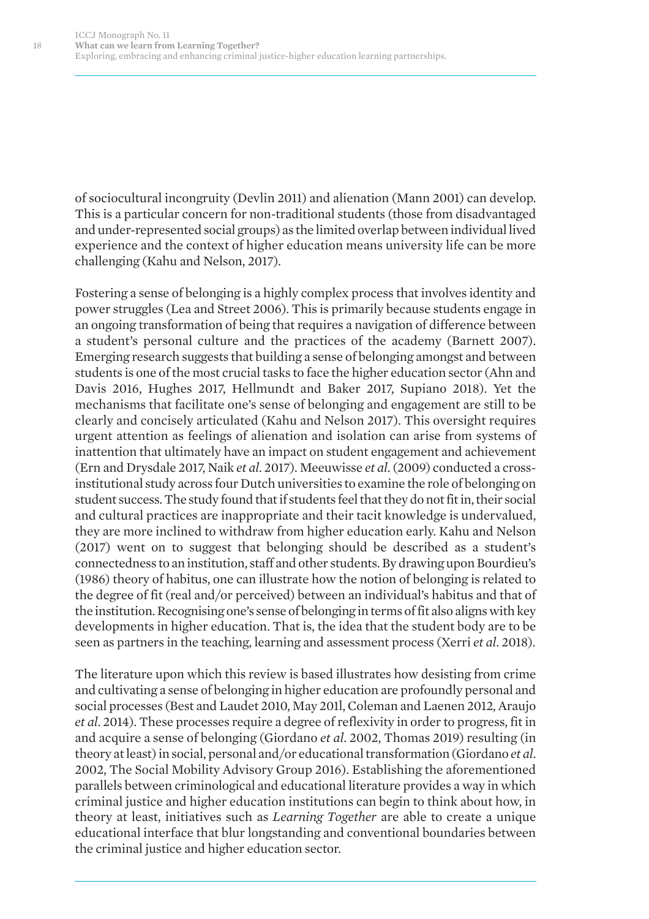of sociocultural incongruity (Devlin 2011) and alienation (Mann 2001) can develop. This is a particular concern for non-traditional students (those from disadvantaged and under-represented social groups) as the limited overlap between individual lived experience and the context of higher education means university life can be more challenging (Kahu and Nelson, 2017).

Fostering a sense of belonging is a highly complex process that involves identity and power struggles (Lea and Street 2006). This is primarily because students engage in an ongoing transformation of being that requires a navigation of difference between a student's personal culture and the practices of the academy (Barnett 2007). Emerging research suggests that building a sense of belonging amongst and between students is one of the most crucial tasks to face the higher education sector (Ahn and Davis 2016, Hughes 2017, Hellmundt and Baker 2017, Supiano 2018). Yet the mechanisms that facilitate one's sense of belonging and engagement are still to be clearly and concisely articulated (Kahu and Nelson 2017). This oversight requires urgent attention as feelings of alienation and isolation can arise from systems of inattention that ultimately have an impact on student engagement and achievement (Ern and Drysdale 2017, Naik *et al.* 2017). Meeuwisse *et al.* (2009) conducted a cross-institutional study across four Dutch universities to examine the role of belonging on student success. The study found that if students feel that they do not fit in, their social and cultural practices are inappropriate and their tacit knowledge is undervalued, they are more inclined to withdraw from higher education early. Kahu and Nelson (2017) went on to suggest that belonging should be described as a student's connectedness to an institution, staff and other students. By drawing upon Bourdieu's (1986) theory of habitus, one can illustrate how the notion of belonging is related to the degree of fit (real and/or perceived) between an individual's habitus and that of the institution. Recognising one's sense of belonging in terms of fit also aligns with key developments in higher education. That is, the idea that the student body are to be seen as partners in the teaching, learning and assessment process (Xerri *et al.* 2018).

The literature upon which this review is based illustrates how desisting from crime and cultivating a sense of belonging in higher education are profoundly personal and social processes (Best and Laudet 2010, May 2011, Coleman and Laenen 2012, Araujo *et al.* 2014). These processes require a degree of reflexivity in order to progress, fit in and acquire a sense of belonging (Giordano *et al.* 2002, Thomas 2019) resulting (in theory at least) in social, personal and/or educational transformation (Giordano *et al.* 2002, The Social Mobility Advisory Group 2016). Establishing the aforementioned parallels between criminological and educational literature provides a way in which criminal justice and higher education institutions can begin to think about how, in theory at least, initiatives such as *Learning Together* are able to create a unique educational interface that blur longstanding and conventional boundaries between the criminal justice and higher education sector.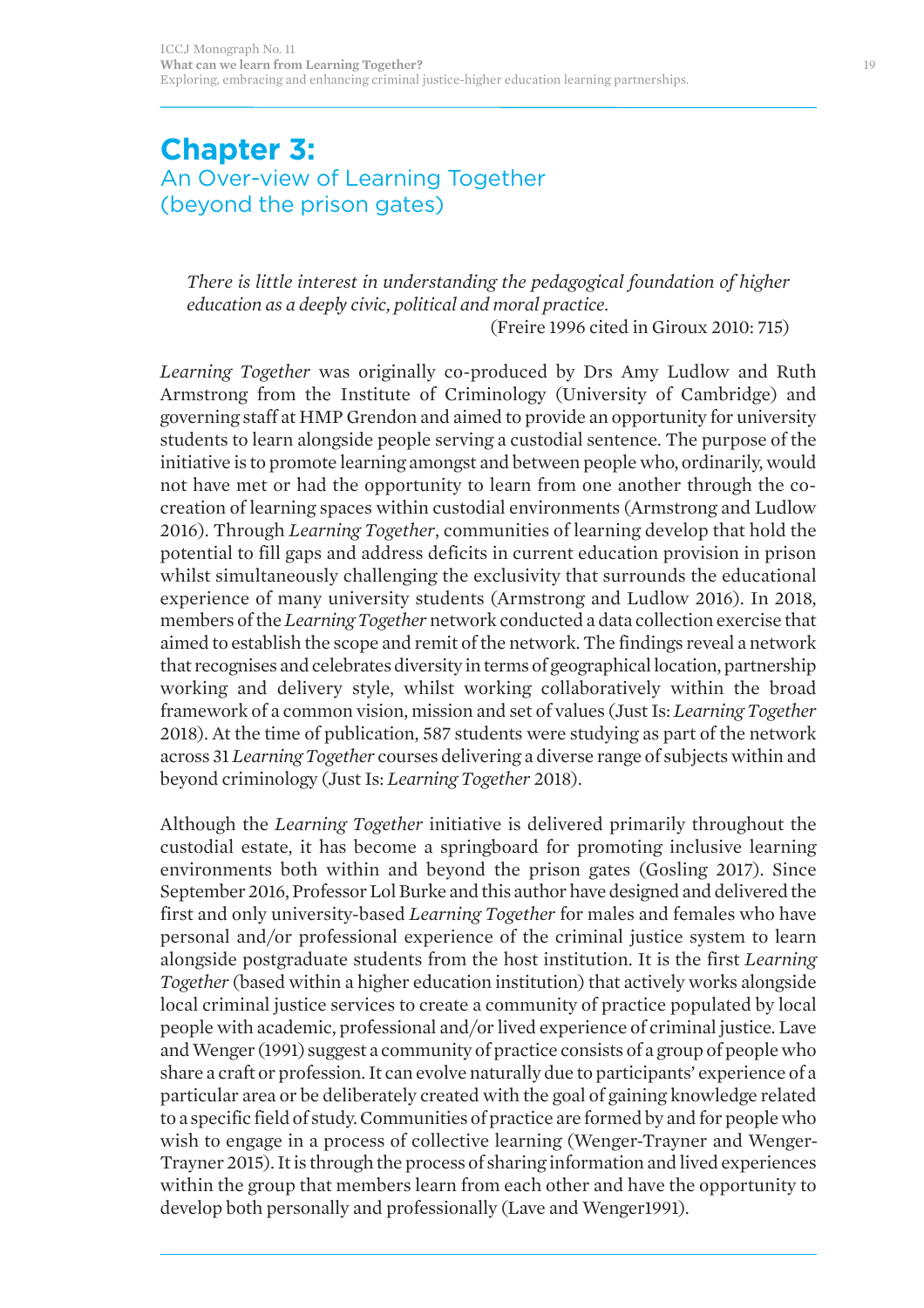# Chapter 3:
## An Over-view of Learning Together (beyond the prison gates)

> *There is little interest in understanding the pedagogical foundation of higher education as a deeply civic, political and moral practice.*
> (Freire 1996 cited in Giroux 2010: 715)

*Learning Together* was originally co-produced by Drs Amy Ludlow and Ruth Armstrong from the Institute of Criminology (University of Cambridge) and governing staff at HMP Grendon and aimed to provide an opportunity for university students to learn alongside people serving a custodial sentence. The purpose of the initiative is to promote learning amongst and between people who, ordinarily, would not have met or had the opportunity to learn from one another through the co-creation of learning spaces within custodial environments (Armstrong and Ludlow 2016). Through *Learning Together*, communities of learning develop that hold the potential to fill gaps and address deficits in current education provision in prison whilst simultaneously challenging the exclusivity that surrounds the educational experience of many university students (Armstrong and Ludlow 2016). In 2018, members of the *Learning Together* network conducted a data collection exercise that aimed to establish the scope and remit of the network. The findings reveal a network that recognises and celebrates diversity in terms of geographical location, partnership working and delivery style, whilst working collaboratively within the broad framework of a common vision, mission and set of values (Just Is: *Learning Together* 2018). At the time of publication, 587 students were studying as part of the network across 31 *Learning Together* courses delivering a diverse range of subjects within and beyond criminology (Just Is: *Learning Together* 2018).

Although the *Learning Together* initiative is delivered primarily throughout the custodial estate, it has become a springboard for promoting inclusive learning environments both within and beyond the prison gates (Gosling 2017). Since September 2016, Professor Lol Burke and this author have designed and delivered the first and only university-based *Learning Together* for males and females who have personal and/or professional experience of the criminal justice system to learn alongside postgraduate students from the host institution. It is the first *Learning Together* (based within a higher education institution) that actively works alongside local criminal justice services to create a community of practice populated by local people with academic, professional and/or lived experience of criminal justice. Lave and Wenger (1991) suggest a community of practice consists of a group of people who share a craft or profession. It can evolve naturally due to participants' experience of a particular area or be deliberately created with the goal of gaining knowledge related to a specific field of study. Communities of practice are formed by and for people who wish to engage in a process of collective learning (Wenger-Trayner and Wenger-Trayner 2015). It is through the process of sharing information and lived experiences within the group that members learn from each other and have the opportunity to develop both personally and professionally (Lave and Wenger1991).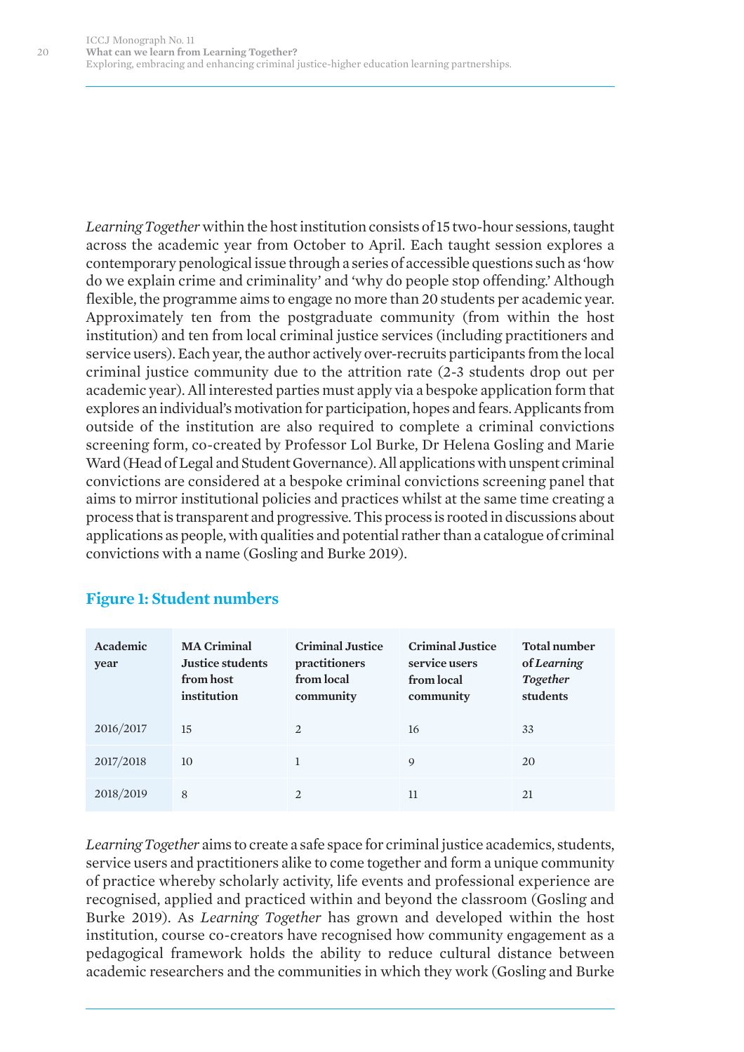*Learning Together* within the host institution consists of 15 two-hour sessions, taught across the academic year from October to April. Each taught session explores a contemporary penological issue through a series of accessible questions such as 'how do we explain crime and criminality' and 'why do people stop offending.' Although flexible, the programme aims to engage no more than 20 students per academic year. Approximately ten from the postgraduate community (from within the host institution) and ten from local criminal justice services (including practitioners and service users). Each year, the author actively over-recruits participants from the local criminal justice community due to the attrition rate (2-3 students drop out per academic year). All interested parties must apply via a bespoke application form that explores an individual's motivation for participation, hopes and fears. Applicants from outside of the institution are also required to complete a criminal convictions screening form, co-created by Professor Lol Burke, Dr Helena Gosling and Marie Ward (Head of Legal and Student Governance). All applications with unspent criminal convictions are considered at a bespoke criminal convictions screening panel that aims to mirror institutional policies and practices whilst at the same time creating a process that is transparent and progressive. This process is rooted in discussions about applications as people, with qualities and potential rather than a catalogue of criminal convictions with a name (Gosling and Burke 2019).

## Figure 1: Student numbers

| Academic year | MA Criminal Justice students from host institution | Criminal Justice practitioners from local community | Criminal Justice service users from local community | Total number of *Learning Together* students |
|---|---|---|---|---|
| 2016/2017 | 15 | 2 | 16 | 33 |
| 2017/2018 | 10 | 1 | 9 | 20 |
| 2018/2019 | 8 | 2 | 11 | 21 |

*Learning Together* aims to create a safe space for criminal justice academics, students, service users and practitioners alike to come together and form a unique community of practice whereby scholarly activity, life events and professional experience are recognised, applied and practiced within and beyond the classroom (Gosling and Burke 2019). As *Learning Together* has grown and developed within the host institution, course co-creators have recognised how community engagement as a pedagogical framework holds the ability to reduce cultural distance between academic researchers and the communities in which they work (Gosling and Burke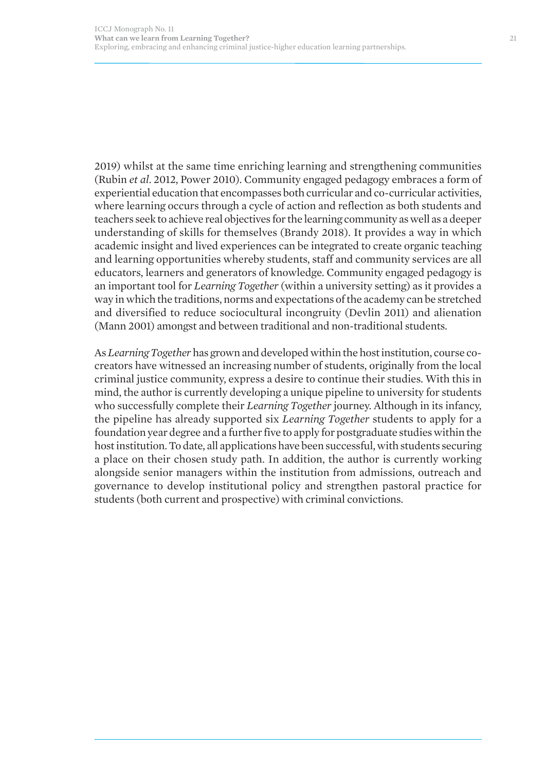2019) whilst at the same time enriching learning and strengthening communities (Rubin *et al*. 2012, Power 2010). Community engaged pedagogy embraces a form of experiential education that encompasses both curricular and co-curricular activities, where learning occurs through a cycle of action and reflection as both students and teachers seek to achieve real objectives for the learning community as well as a deeper understanding of skills for themselves (Brandy 2018). It provides a way in which academic insight and lived experiences can be integrated to create organic teaching and learning opportunities whereby students, staff and community services are all educators, learners and generators of knowledge. Community engaged pedagogy is an important tool for *Learning Together* (within a university setting) as it provides a way in which the traditions, norms and expectations of the academy can be stretched and diversified to reduce sociocultural incongruity (Devlin 2011) and alienation (Mann 2001) amongst and between traditional and non-traditional students.

As *Learning Together* has grown and developed within the host institution, course co-creators have witnessed an increasing number of students, originally from the local criminal justice community, express a desire to continue their studies. With this in mind, the author is currently developing a unique pipeline to university for students who successfully complete their *Learning Together* journey. Although in its infancy, the pipeline has already supported six *Learning Together* students to apply for a foundation year degree and a further five to apply for postgraduate studies within the host institution. To date, all applications have been successful, with students securing a place on their chosen study path. In addition, the author is currently working alongside senior managers within the institution from admissions, outreach and governance to develop institutional policy and strengthen pastoral practice for students (both current and prospective) with criminal convictions.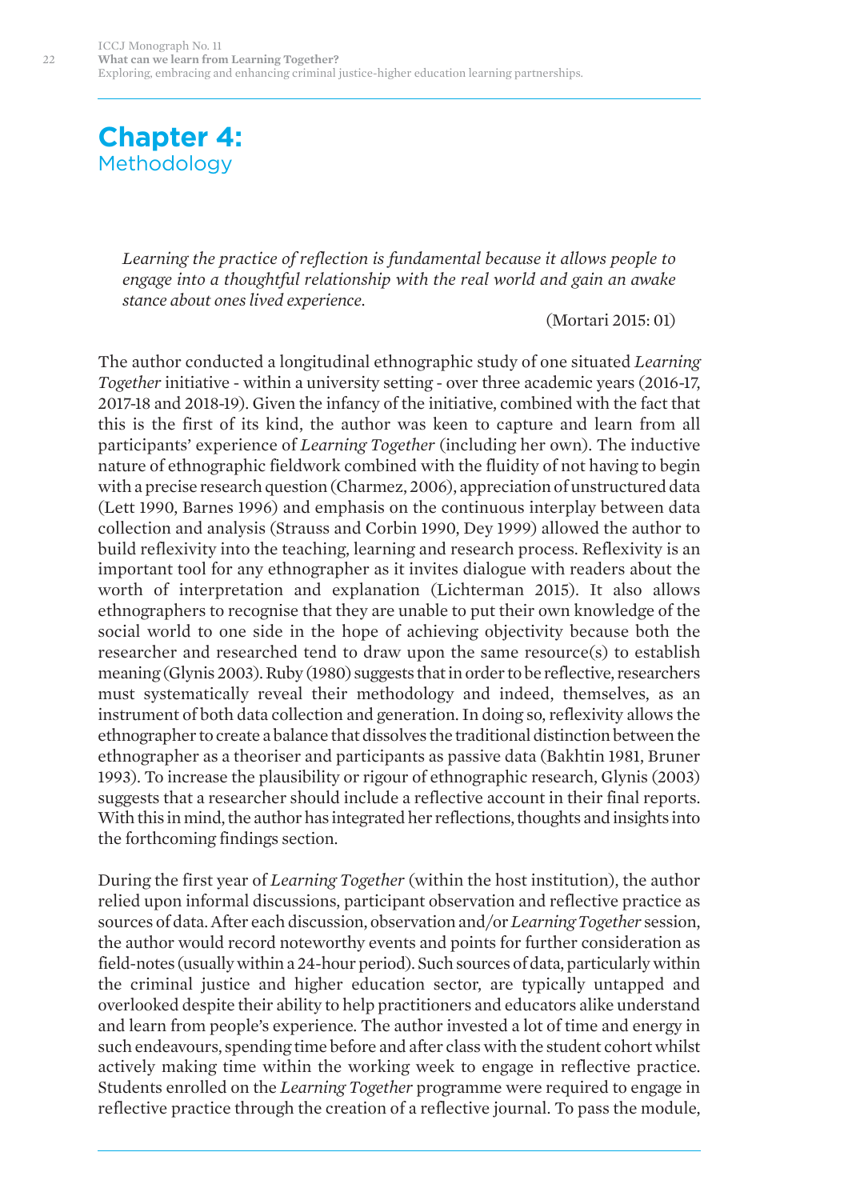# Chapter 4: Methodology

> *Learning the practice of reflection is fundamental because it allows people to engage into a thoughtful relationship with the real world and gain an awake stance about ones lived experience.*
>
> (Mortari 2015: 01)

The author conducted a longitudinal ethnographic study of one situated *Learning Together* initiative - within a university setting - over three academic years (2016-17, 2017-18 and 2018-19). Given the infancy of the initiative, combined with the fact that this is the first of its kind, the author was keen to capture and learn from all participants' experience of *Learning Together* (including her own). The inductive nature of ethnographic fieldwork combined with the fluidity of not having to begin with a precise research question (Charmez, 2006), appreciation of unstructured data (Lett 1990, Barnes 1996) and emphasis on the continuous interplay between data collection and analysis (Strauss and Corbin 1990, Dey 1999) allowed the author to build reflexivity into the teaching, learning and research process. Reflexivity is an important tool for any ethnographer as it invites dialogue with readers about the worth of interpretation and explanation (Lichterman 2015). It also allows ethnographers to recognise that they are unable to put their own knowledge of the social world to one side in the hope of achieving objectivity because both the researcher and researched tend to draw upon the same resource(s) to establish meaning (Glynis 2003). Ruby (1980) suggests that in order to be reflective, researchers must systematically reveal their methodology and indeed, themselves, as an instrument of both data collection and generation. In doing so, reflexivity allows the ethnographer to create a balance that dissolves the traditional distinction between the ethnographer as a theoriser and participants as passive data (Bakhtin 1981, Bruner 1993). To increase the plausibility or rigour of ethnographic research, Glynis (2003) suggests that a researcher should include a reflective account in their final reports. With this in mind, the author has integrated her reflections, thoughts and insights into the forthcoming findings section.

During the first year of *Learning Together* (within the host institution), the author relied upon informal discussions, participant observation and reflective practice as sources of data. After each discussion, observation and/or *Learning Together* session, the author would record noteworthy events and points for further consideration as field-notes (usually within a 24-hour period). Such sources of data, particularly within the criminal justice and higher education sector, are typically untapped and overlooked despite their ability to help practitioners and educators alike understand and learn from people's experience. The author invested a lot of time and energy in such endeavours, spending time before and after class with the student cohort whilst actively making time within the working week to engage in reflective practice. Students enrolled on the *Learning Together* programme were required to engage in reflective practice through the creation of a reflective journal. To pass the module,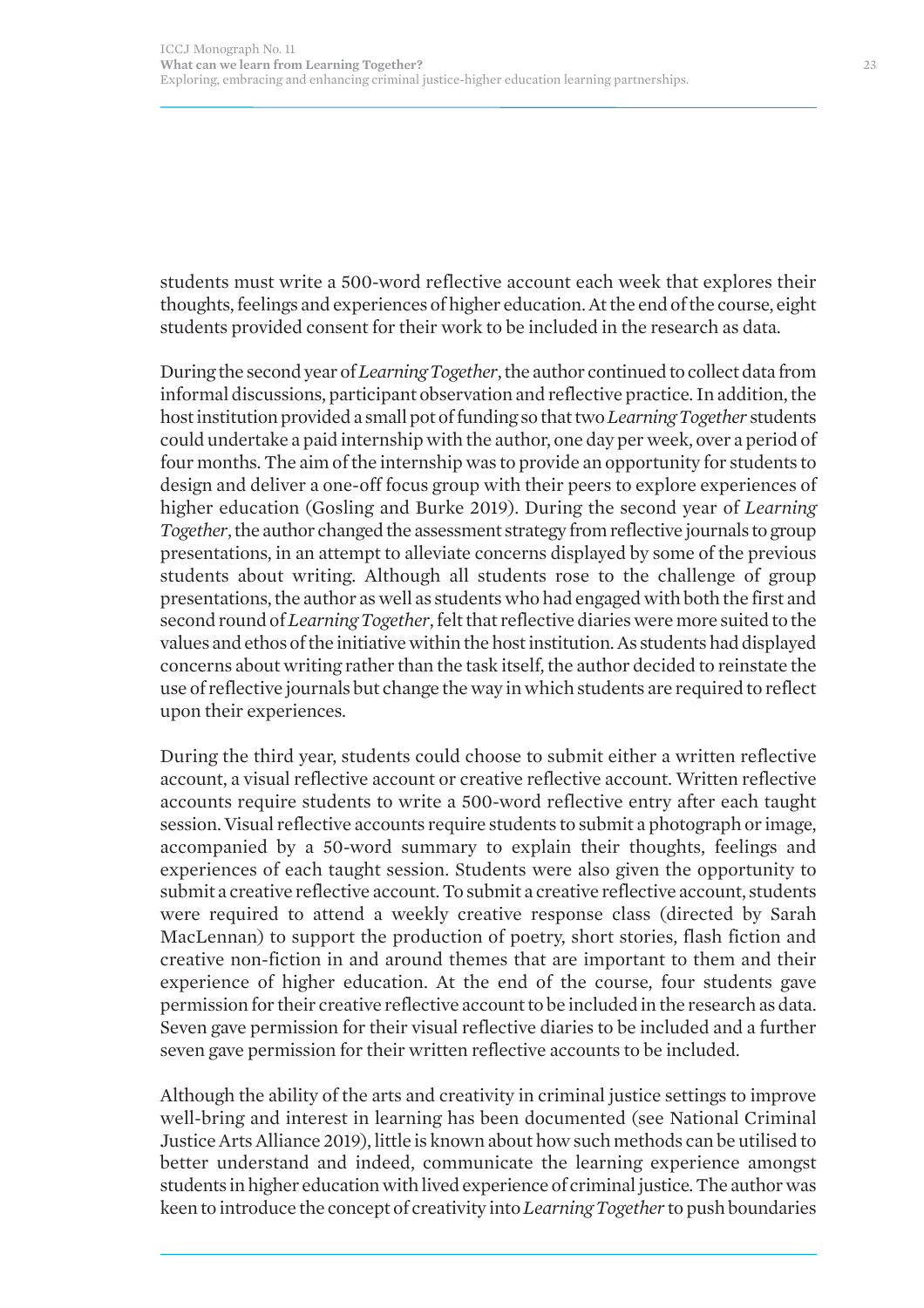students must write a 500-word reflective account each week that explores their thoughts, feelings and experiences of higher education. At the end of the course, eight students provided consent for their work to be included in the research as data.

During the second year of *Learning Together*, the author continued to collect data from informal discussions, participant observation and reflective practice. In addition, the host institution provided a small pot of funding so that two *Learning Together* students could undertake a paid internship with the author, one day per week, over a period of four months. The aim of the internship was to provide an opportunity for students to design and deliver a one-off focus group with their peers to explore experiences of higher education (Gosling and Burke 2019). During the second year of *Learning Together*, the author changed the assessment strategy from reflective journals to group presentations, in an attempt to alleviate concerns displayed by some of the previous students about writing. Although all students rose to the challenge of group presentations, the author as well as students who had engaged with both the first and second round of *Learning Together*, felt that reflective diaries were more suited to the values and ethos of the initiative within the host institution. As students had displayed concerns about writing rather than the task itself, the author decided to reinstate the use of reflective journals but change the way in which students are required to reflect upon their experiences.

During the third year, students could choose to submit either a written reflective account, a visual reflective account or creative reflective account. Written reflective accounts require students to write a 500-word reflective entry after each taught session. Visual reflective accounts require students to submit a photograph or image, accompanied by a 50-word summary to explain their thoughts, feelings and experiences of each taught session. Students were also given the opportunity to submit a creative reflective account. To submit a creative reflective account, students were required to attend a weekly creative response class (directed by Sarah MacLennan) to support the production of poetry, short stories, flash fiction and creative non-fiction in and around themes that are important to them and their experience of higher education. At the end of the course, four students gave permission for their creative reflective account to be included in the research as data. Seven gave permission for their visual reflective diaries to be included and a further seven gave permission for their written reflective accounts to be included.

Although the ability of the arts and creativity in criminal justice settings to improve well-bring and interest in learning has been documented (see National Criminal Justice Arts Alliance 2019), little is known about how such methods can be utilised to better understand and indeed, communicate the learning experience amongst students in higher education with lived experience of criminal justice. The author was keen to introduce the concept of creativity into *Learning Together* to push boundaries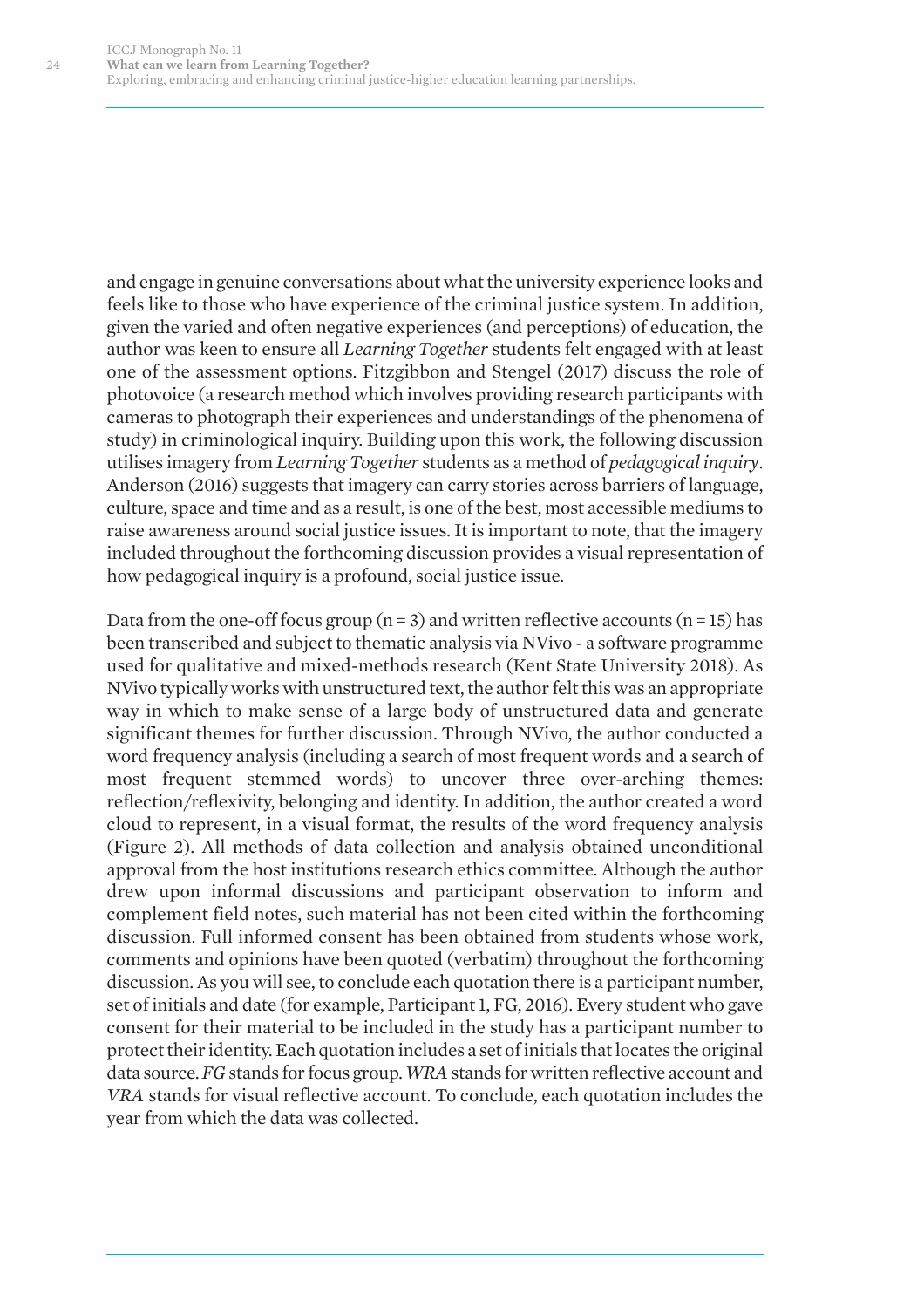and engage in genuine conversations about what the university experience looks and feels like to those who have experience of the criminal justice system. In addition, given the varied and often negative experiences (and perceptions) of education, the author was keen to ensure all *Learning Together* students felt engaged with at least one of the assessment options. Fitzgibbon and Stengel (2017) discuss the role of photovoice (a research method which involves providing research participants with cameras to photograph their experiences and understandings of the phenomena of study) in criminological inquiry. Building upon this work, the following discussion utilises imagery from *Learning Together* students as a method of *pedagogical inquiry*. Anderson (2016) suggests that imagery can carry stories across barriers of language, culture, space and time and as a result, is one of the best, most accessible mediums to raise awareness around social justice issues. It is important to note, that the imagery included throughout the forthcoming discussion provides a visual representation of how pedagogical inquiry is a profound, social justice issue.

Data from the one-off focus group (n = 3) and written reflective accounts (n = 15) has been transcribed and subject to thematic analysis via NVivo - a software programme used for qualitative and mixed-methods research (Kent State University 2018). As NVivo typically works with unstructured text, the author felt this was an appropriate way in which to make sense of a large body of unstructured data and generate significant themes for further discussion. Through NVivo, the author conducted a word frequency analysis (including a search of most frequent words and a search of most frequent stemmed words) to uncover three over-arching themes: reflection/reflexivity, belonging and identity. In addition, the author created a word cloud to represent, in a visual format, the results of the word frequency analysis (Figure 2). All methods of data collection and analysis obtained unconditional approval from the host institutions research ethics committee. Although the author drew upon informal discussions and participant observation to inform and complement field notes, such material has not been cited within the forthcoming discussion. Full informed consent has been obtained from students whose work, comments and opinions have been quoted (verbatim) throughout the forthcoming discussion. As you will see, to conclude each quotation there is a participant number, set of initials and date (for example, Participant 1, FG, 2016). Every student who gave consent for their material to be included in the study has a participant number to protect their identity. Each quotation includes a set of initials that locates the original data source. *FG* stands for focus group. *WRA* stands for written reflective account and *VRA* stands for visual reflective account. To conclude, each quotation includes the year from which the data was collected.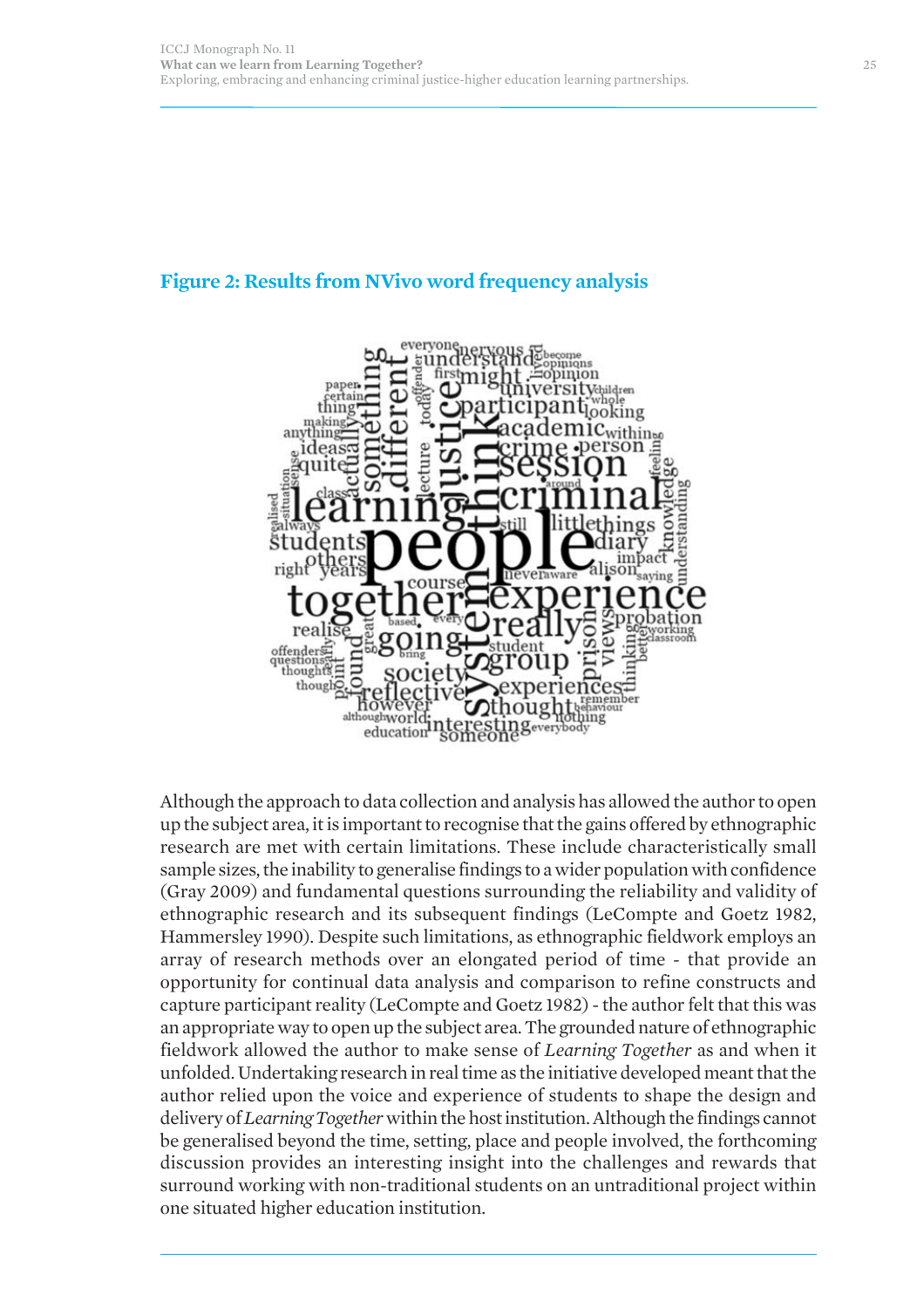## Figure 2: Results from NVivo word frequency analysis

Although the approach to data collection and analysis has allowed the author to open up the subject area, it is important to recognise that the gains offered by ethnographic research are met with certain limitations. These include characteristically small sample sizes, the inability to generalise findings to a wider population with confidence (Gray 2009) and fundamental questions surrounding the reliability and validity of ethnographic research and its subsequent findings (LeCompte and Goetz 1982, Hammersley 1990). Despite such limitations, as ethnographic fieldwork employs an array of research methods over an elongated period of time - that provide an opportunity for continual data analysis and comparison to refine constructs and capture participant reality (LeCompte and Goetz 1982) - the author felt that this was an appropriate way to open up the subject area. The grounded nature of ethnographic fieldwork allowed the author to make sense of *Learning Together* as and when it unfolded. Undertaking research in real time as the initiative developed meant that the author relied upon the voice and experience of students to shape the design and delivery of *Learning Together* within the host institution. Although the findings cannot be generalised beyond the time, setting, place and people involved, the forthcoming discussion provides an interesting insight into the challenges and rewards that surround working with non-traditional students on an untraditional project within one situated higher education institution.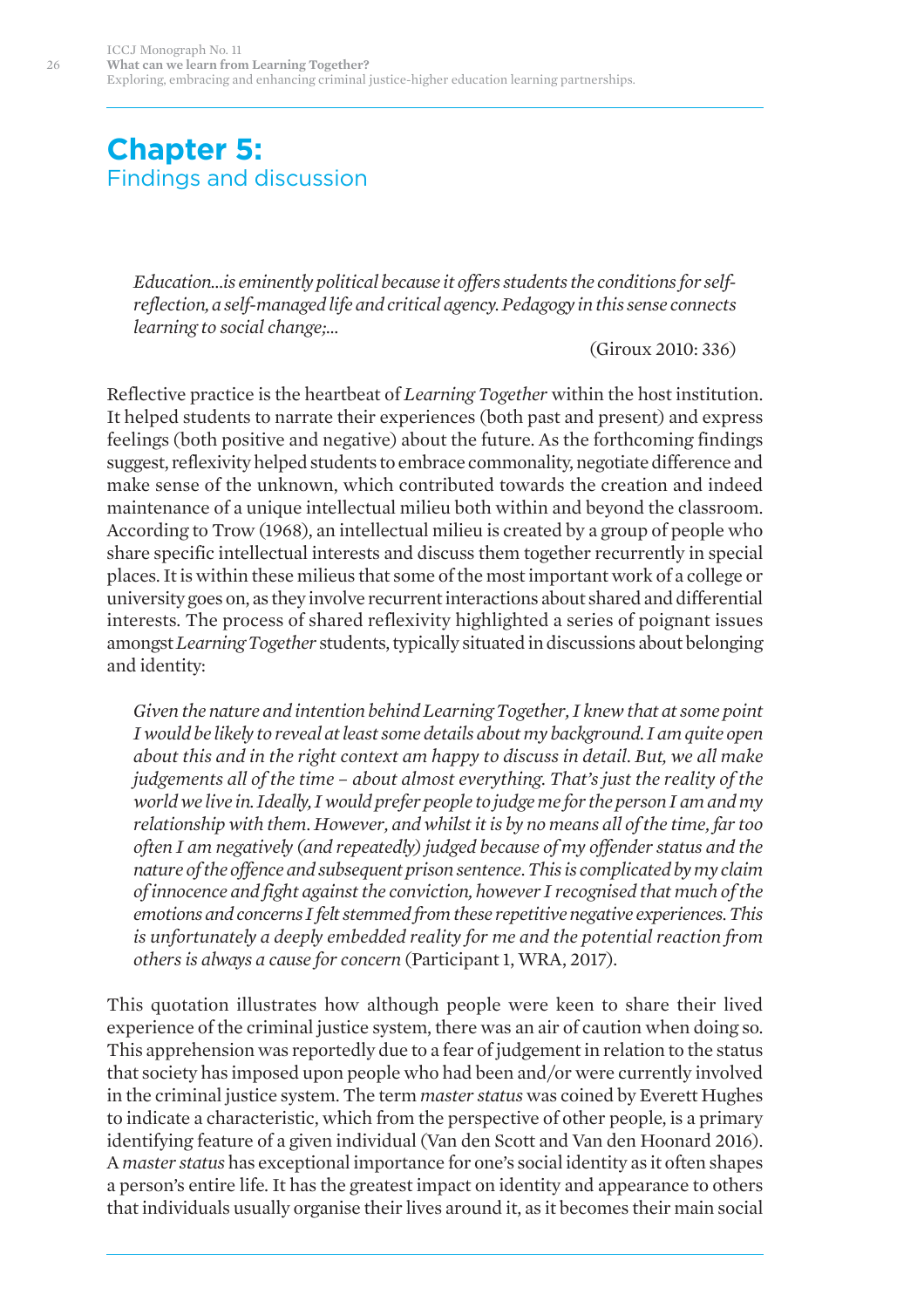# Chapter 5: Findings and discussion

> *Education…is eminently political because it offers students the conditions for self-reflection, a self-managed life and critical agency. Pedagogy in this sense connects learning to social change;…*
>
> (Giroux 2010: 336)

Reflective practice is the heartbeat of *Learning Together* within the host institution. It helped students to narrate their experiences (both past and present) and express feelings (both positive and negative) about the future. As the forthcoming findings suggest, reflexivity helped students to embrace commonality, negotiate difference and make sense of the unknown, which contributed towards the creation and indeed maintenance of a unique intellectual milieu both within and beyond the classroom. According to Trow (1968), an intellectual milieu is created by a group of people who share specific intellectual interests and discuss them together recurrently in special places. It is within these milieus that some of the most important work of a college or university goes on, as they involve recurrent interactions about shared and differential interests. The process of shared reflexivity highlighted a series of poignant issues amongst *Learning Together* students, typically situated in discussions about belonging and identity:

> *Given the nature and intention behind Learning Together, I knew that at some point I would be likely to reveal at least some details about my background. I am quite open about this and in the right context am happy to discuss in detail. But, we all make judgements all of the time – about almost everything. That's just the reality of the world we live in. Ideally, I would prefer people to judge me for the person I am and my relationship with them. However, and whilst it is by no means all of the time, far too often I am negatively (and repeatedly) judged because of my offender status and the nature of the offence and subsequent prison sentence. This is complicated by my claim of innocence and fight against the conviction, however I recognised that much of the emotions and concerns I felt stemmed from these repetitive negative experiences. This is unfortunately a deeply embedded reality for me and the potential reaction from others is always a cause for concern* (Participant 1, WRA, 2017).

This quotation illustrates how although people were keen to share their lived experience of the criminal justice system, there was an air of caution when doing so. This apprehension was reportedly due to a fear of judgement in relation to the status that society has imposed upon people who had been and/or were currently involved in the criminal justice system. The term *master status* was coined by Everett Hughes to indicate a characteristic, which from the perspective of other people, is a primary identifying feature of a given individual (Van den Scott and Van den Hoonard 2016). A *master status* has exceptional importance for one's social identity as it often shapes a person's entire life. It has the greatest impact on identity and appearance to others that individuals usually organise their lives around it, as it becomes their main social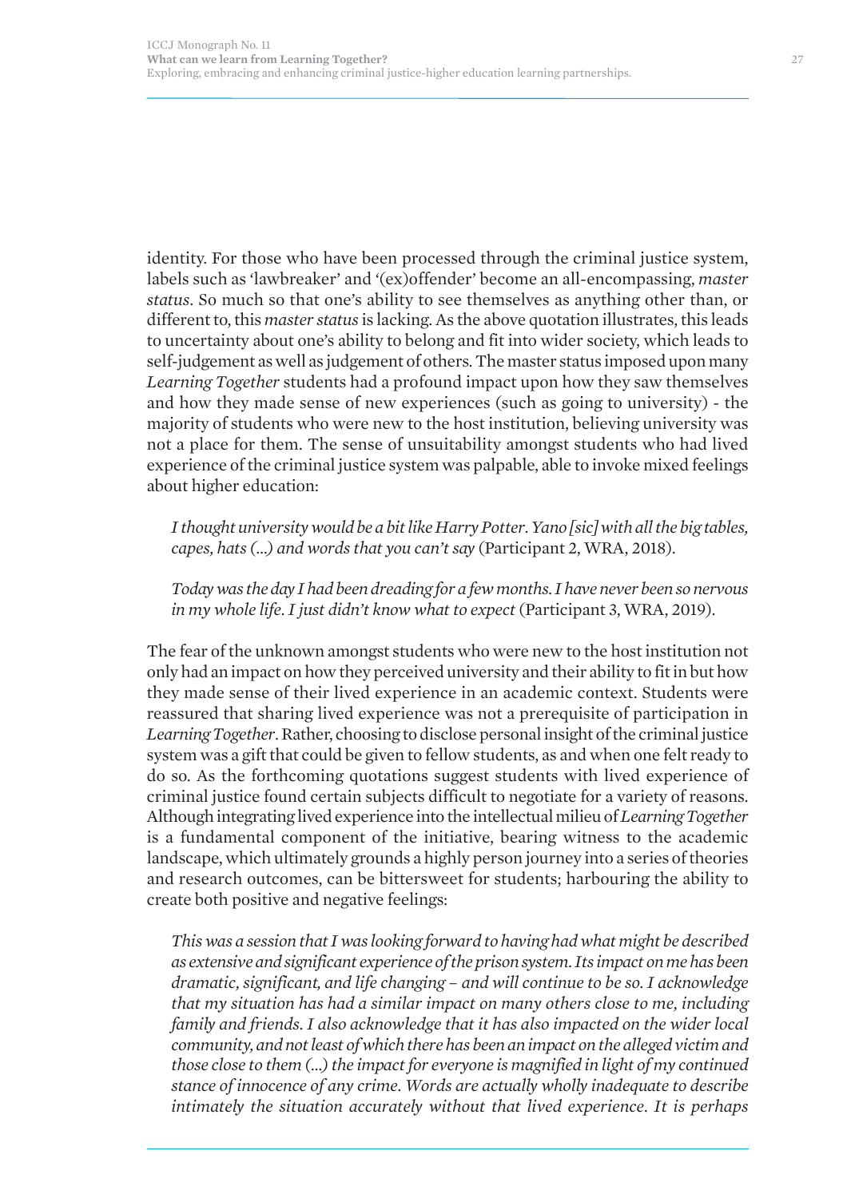identity. For those who have been processed through the criminal justice system, labels such as 'lawbreaker' and '(ex)offender' become an all-encompassing, *master status*. So much so that one's ability to see themselves as anything other than, or different to, this *master status* is lacking. As the above quotation illustrates, this leads to uncertainty about one's ability to belong and fit into wider society, which leads to self-judgement as well as judgement of others. The master status imposed upon many *Learning Together* students had a profound impact upon how they saw themselves and how they made sense of new experiences (such as going to university) - the majority of students who were new to the host institution, believing university was not a place for them. The sense of unsuitability amongst students who had lived experience of the criminal justice system was palpable, able to invoke mixed feelings about higher education:

> *I thought university would be a bit like Harry Potter. Yano [sic] with all the big tables, capes, hats (...) and words that you can't say* (Participant 2, WRA, 2018).

> *Today was the day I had been dreading for a few months. I have never been so nervous in my whole life. I just didn't know what to expect* (Participant 3, WRA, 2019).

The fear of the unknown amongst students who were new to the host institution not only had an impact on how they perceived university and their ability to fit in but how they made sense of their lived experience in an academic context. Students were reassured that sharing lived experience was not a prerequisite of participation in *Learning Together*. Rather, choosing to disclose personal insight of the criminal justice system was a gift that could be given to fellow students, as and when one felt ready to do so. As the forthcoming quotations suggest students with lived experience of criminal justice found certain subjects difficult to negotiate for a variety of reasons. Although integrating lived experience into the intellectual milieu of *Learning Together* is a fundamental component of the initiative, bearing witness to the academic landscape, which ultimately grounds a highly person journey into a series of theories and research outcomes, can be bittersweet for students; harbouring the ability to create both positive and negative feelings:

> *This was a session that I was looking forward to having had what might be described as extensive and significant experience of the prison system. Its impact on me has been dramatic, significant, and life changing – and will continue to be so. I acknowledge that my situation has had a similar impact on many others close to me, including family and friends. I also acknowledge that it has also impacted on the wider local community, and not least of which there has been an impact on the alleged victim and those close to them (...) the impact for everyone is magnified in light of my continued stance of innocence of any crime. Words are actually wholly inadequate to describe intimately the situation accurately without that lived experience. It is perhaps*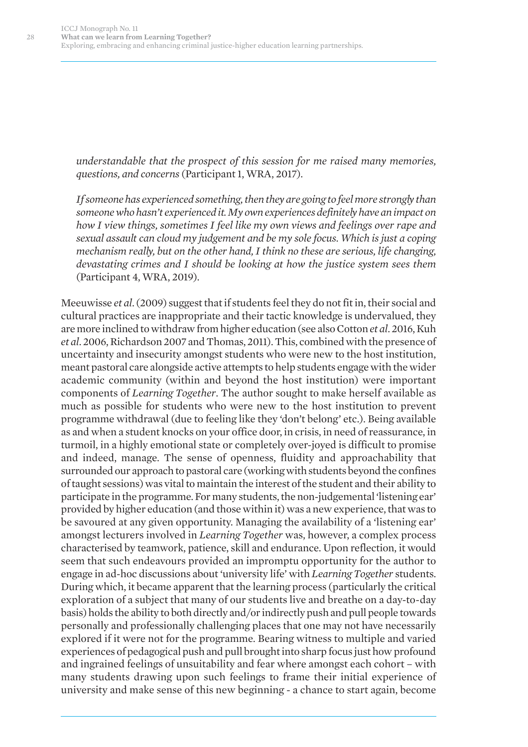> *understandable that the prospect of this session for me raised many memories, questions, and concerns* (Participant 1, WRA, 2017).
>
> *If someone has experienced something, then they are going to feel more strongly than someone who hasn't experienced it. My own experiences definitely have an impact on how I view things, sometimes I feel like my own views and feelings over rape and sexual assault can cloud my judgement and be my sole focus. Which is just a coping mechanism really, but on the other hand, I think no these are serious, life changing, devastating crimes and I should be looking at how the justice system sees them* (Participant 4, WRA, 2019).

Meeuwisse *et al*. (2009) suggest that if students feel they do not fit in, their social and cultural practices are inappropriate and their tactic knowledge is undervalued, they are more inclined to withdraw from higher education (see also Cotton *et al*. 2016, Kuh *et al*. 2006, Richardson 2007 and Thomas, 2011). This, combined with the presence of uncertainty and insecurity amongst students who were new to the host institution, meant pastoral care alongside active attempts to help students engage with the wider academic community (within and beyond the host institution) were important components of *Learning Together*. The author sought to make herself available as much as possible for students who were new to the host institution to prevent programme withdrawal (due to feeling like they 'don't belong' etc.). Being available as and when a student knocks on your office door, in crisis, in need of reassurance, in turmoil, in a highly emotional state or completely over-joyed is difficult to promise and indeed, manage. The sense of openness, fluidity and approachability that surrounded our approach to pastoral care (working with students beyond the confines of taught sessions) was vital to maintain the interest of the student and their ability to participate in the programme. For many students, the non-judgemental 'listening ear' provided by higher education (and those within it) was a new experience, that was to be savoured at any given opportunity. Managing the availability of a 'listening ear' amongst lecturers involved in *Learning Together* was, however, a complex process characterised by teamwork, patience, skill and endurance. Upon reflection, it would seem that such endeavours provided an impromptu opportunity for the author to engage in ad-hoc discussions about 'university life' with *Learning Together* students. During which, it became apparent that the learning process (particularly the critical exploration of a subject that many of our students live and breathe on a day-to-day basis) holds the ability to both directly and/or indirectly push and pull people towards personally and professionally challenging places that one may not have necessarily explored if it were not for the programme. Bearing witness to multiple and varied experiences of pedagogical push and pull brought into sharp focus just how profound and ingrained feelings of unsuitability and fear where amongst each cohort – with many students drawing upon such feelings to frame their initial experience of university and make sense of this new beginning - a chance to start again, become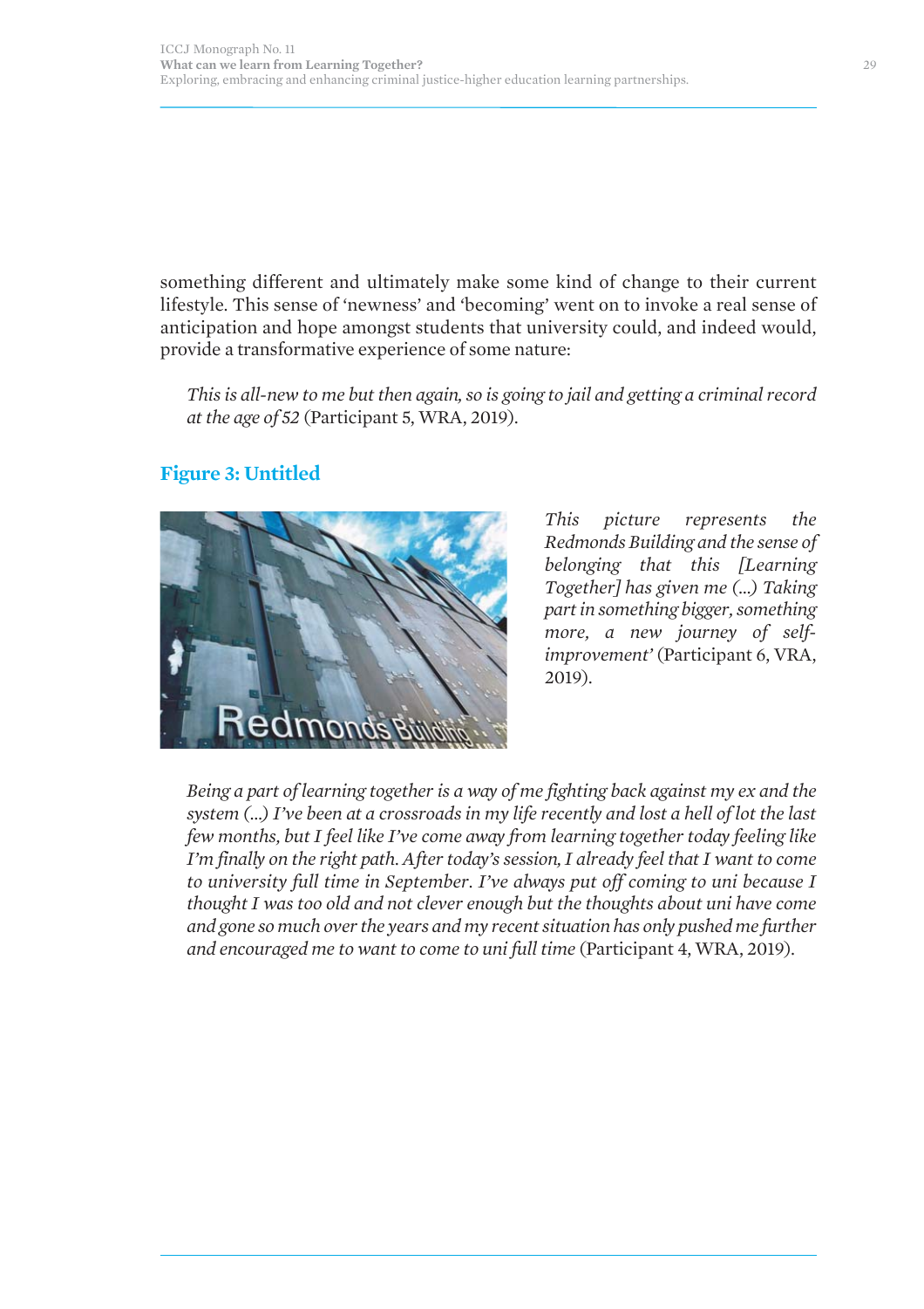something different and ultimately make some kind of change to their current lifestyle. This sense of 'newness' and 'becoming' went on to invoke a real sense of anticipation and hope amongst students that university could, and indeed would, provide a transformative experience of some nature:

> *This is all-new to me but then again, so is going to jail and getting a criminal record at the age of 52* (Participant 5, WRA, 2019).

### Figure 3: Untitled

*This picture represents the Redmonds Building and the sense of belonging that this [Learning Together] has given me (...) Taking part in something bigger, something more, a new journey of self-improvement'* (Participant 6, VRA, 2019).

> *Being a part of learning together is a way of me fighting back against my ex and the system (...) I've been at a crossroads in my life recently and lost a hell of lot the last few months, but I feel like I've come away from learning together today feeling like I'm finally on the right path. After today's session, I already feel that I want to come to university full time in September. I've always put off coming to uni because I thought I was too old and not clever enough but the thoughts about uni have come and gone so much over the years and my recent situation has only pushed me further and encouraged me to want to come to uni full time* (Participant 4, WRA, 2019).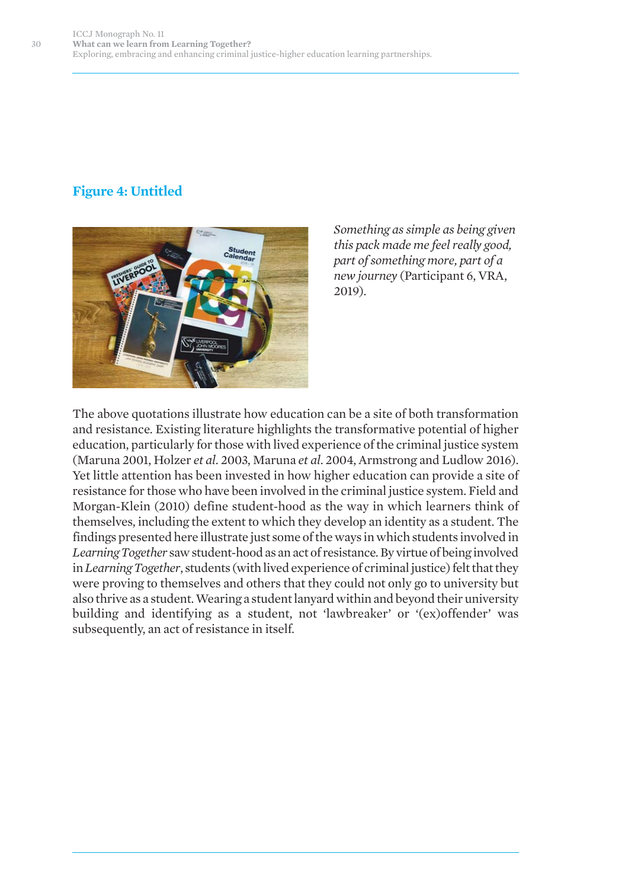## Figure 4: Untitled

*Something as simple as being given this pack made me feel really good, part of something more, part of a new journey* (Participant 6, VRA, 2019).

The above quotations illustrate how education can be a site of both transformation and resistance. Existing literature highlights the transformative potential of higher education, particularly for those with lived experience of the criminal justice system (Maruna 2001, Holzer *et al*. 2003, Maruna *et al*. 2004, Armstrong and Ludlow 2016). Yet little attention has been invested in how higher education can provide a site of resistance for those who have been involved in the criminal justice system. Field and Morgan-Klein (2010) define student-hood as the way in which learners think of themselves, including the extent to which they develop an identity as a student. The findings presented here illustrate just some of the ways in which students involved in *Learning Together* saw student-hood as an act of resistance. By virtue of being involved in *Learning Together*, students (with lived experience of criminal justice) felt that they were proving to themselves and others that they could not only go to university but also thrive as a student. Wearing a student lanyard within and beyond their university building and identifying as a student, not 'lawbreaker' or '(ex)offender' was subsequently, an act of resistance in itself.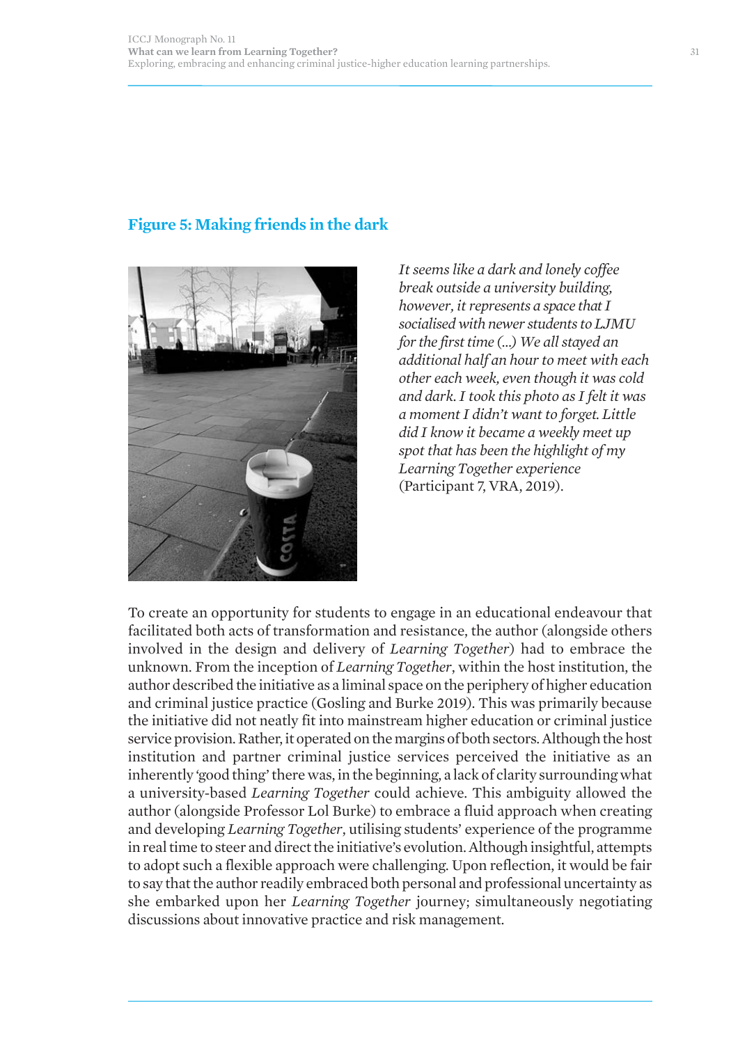## Figure 5: Making friends in the dark

*It seems like a dark and lonely coffee break outside a university building, however, it represents a space that I socialised with newer students to LJMU for the first time (...) We all stayed an additional half an hour to meet with each other each week, even though it was cold and dark. I took this photo as I felt it was a moment I didn't want to forget. Little did I know it became a weekly meet up spot that has been the highlight of my Learning Together experience* (Participant 7, VRA, 2019).

To create an opportunity for students to engage in an educational endeavour that facilitated both acts of transformation and resistance, the author (alongside others involved in the design and delivery of *Learning Together*) had to embrace the unknown. From the inception of *Learning Together*, within the host institution, the author described the initiative as a liminal space on the periphery of higher education and criminal justice practice (Gosling and Burke 2019). This was primarily because the initiative did not neatly fit into mainstream higher education or criminal justice service provision. Rather, it operated on the margins of both sectors. Although the host institution and partner criminal justice services perceived the initiative as an inherently 'good thing' there was, in the beginning, a lack of clarity surrounding what a university-based *Learning Together* could achieve. This ambiguity allowed the author (alongside Professor Lol Burke) to embrace a fluid approach when creating and developing *Learning Together*, utilising students' experience of the programme in real time to steer and direct the initiative's evolution. Although insightful, attempts to adopt such a flexible approach were challenging. Upon reflection, it would be fair to say that the author readily embraced both personal and professional uncertainty as she embarked upon her *Learning Together* journey; simultaneously negotiating discussions about innovative practice and risk management.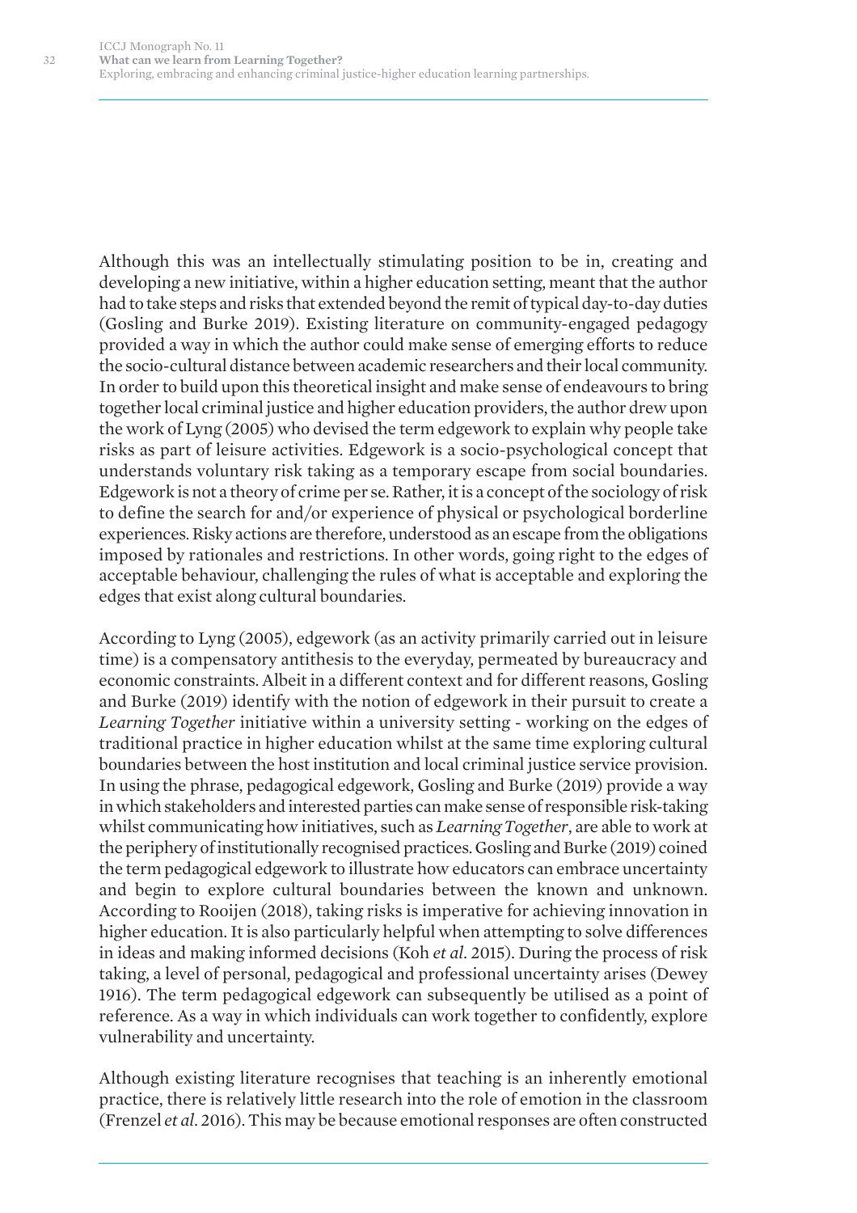Although this was an intellectually stimulating position to be in, creating and developing a new initiative, within a higher education setting, meant that the author had to take steps and risks that extended beyond the remit of typical day-to-day duties (Gosling and Burke 2019). Existing literature on community-engaged pedagogy provided a way in which the author could make sense of emerging efforts to reduce the socio-cultural distance between academic researchers and their local community. In order to build upon this theoretical insight and make sense of endeavours to bring together local criminal justice and higher education providers, the author drew upon the work of Lyng (2005) who devised the term edgework to explain why people take risks as part of leisure activities. Edgework is a socio-psychological concept that understands voluntary risk taking as a temporary escape from social boundaries. Edgework is not a theory of crime per se. Rather, it is a concept of the sociology of risk to define the search for and/or experience of physical or psychological borderline experiences. Risky actions are therefore, understood as an escape from the obligations imposed by rationales and restrictions. In other words, going right to the edges of acceptable behaviour, challenging the rules of what is acceptable and exploring the edges that exist along cultural boundaries.

According to Lyng (2005), edgework (as an activity primarily carried out in leisure time) is a compensatory antithesis to the everyday, permeated by bureaucracy and economic constraints. Albeit in a different context and for different reasons, Gosling and Burke (2019) identify with the notion of edgework in their pursuit to create a *Learning Together* initiative within a university setting - working on the edges of traditional practice in higher education whilst at the same time exploring cultural boundaries between the host institution and local criminal justice service provision. In using the phrase, pedagogical edgework, Gosling and Burke (2019) provide a way in which stakeholders and interested parties can make sense of responsible risk-taking whilst communicating how initiatives, such as *Learning Together*, are able to work at the periphery of institutionally recognised practices. Gosling and Burke (2019) coined the term pedagogical edgework to illustrate how educators can embrace uncertainty and begin to explore cultural boundaries between the known and unknown. According to Rooijen (2018), taking risks is imperative for achieving innovation in higher education. It is also particularly helpful when attempting to solve differences in ideas and making informed decisions (Koh *et al*. 2015). During the process of risk taking, a level of personal, pedagogical and professional uncertainty arises (Dewey 1916). The term pedagogical edgework can subsequently be utilised as a point of reference. As a way in which individuals can work together to confidently, explore vulnerability and uncertainty.

Although existing literature recognises that teaching is an inherently emotional practice, there is relatively little research into the role of emotion in the classroom (Frenzel *et al*. 2016). This may be because emotional responses are often constructed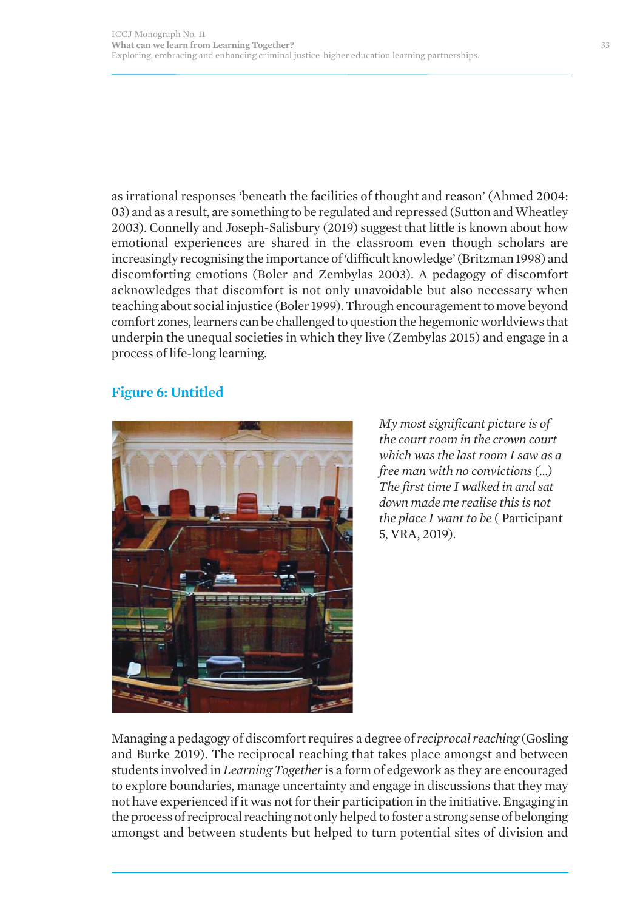as irrational responses 'beneath the facilities of thought and reason' (Ahmed 2004: 03) and as a result, are something to be regulated and repressed (Sutton and Wheatley 2003). Connelly and Joseph-Salisbury (2019) suggest that little is known about how emotional experiences are shared in the classroom even though scholars are increasingly recognising the importance of 'difficult knowledge' (Britzman 1998) and discomforting emotions (Boler and Zembylas 2003). A pedagogy of discomfort acknowledges that discomfort is not only unavoidable but also necessary when teaching about social injustice (Boler 1999). Through encouragement to move beyond comfort zones, learners can be challenged to question the hegemonic worldviews that underpin the unequal societies in which they live (Zembylas 2015) and engage in a process of life-long learning.

### Figure 6: Untitled

*My most significant picture is of the court room in the crown court which was the last room I saw as a free man with no convictions (...) The first time I walked in and sat down made me realise this is not the place I want to be* ( Participant 5, VRA, 2019).

Managing a pedagogy of discomfort requires a degree of *reciprocal reaching* (Gosling and Burke 2019). The reciprocal reaching that takes place amongst and between students involved in *Learning Together* is a form of edgework as they are encouraged to explore boundaries, manage uncertainty and engage in discussions that they may not have experienced if it was not for their participation in the initiative. Engaging in the process of reciprocal reaching not only helped to foster a strong sense of belonging amongst and between students but helped to turn potential sites of division and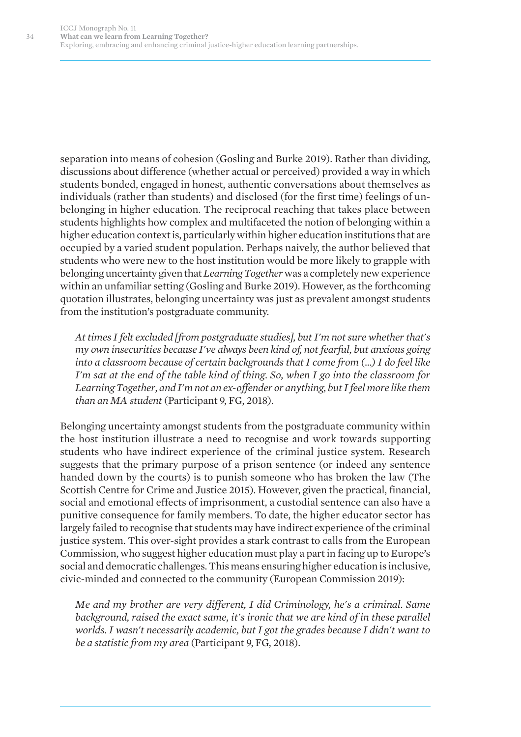separation into means of cohesion (Gosling and Burke 2019). Rather than dividing, discussions about difference (whether actual or perceived) provided a way in which students bonded, engaged in honest, authentic conversations about themselves as individuals (rather than students) and disclosed (for the first time) feelings of un-belonging in higher education. The reciprocal reaching that takes place between students highlights how complex and multifaceted the notion of belonging within a higher education context is, particularly within higher education institutions that are occupied by a varied student population. Perhaps naively, the author believed that students who were new to the host institution would be more likely to grapple with belonging uncertainty given that *Learning Together* was a completely new experience within an unfamiliar setting (Gosling and Burke 2019). However, as the forthcoming quotation illustrates, belonging uncertainty was just as prevalent amongst students from the institution's postgraduate community.

> *At times I felt excluded [from postgraduate studies], but I'm not sure whether that's my own insecurities because I've always been kind of, not fearful, but anxious going into a classroom because of certain backgrounds that I come from (...) I do feel like I'm sat at the end of the table kind of thing. So, when I go into the classroom for Learning Together, and I'm not an ex-offender or anything, but I feel more like them than an MA student* (Participant 9, FG, 2018).

Belonging uncertainty amongst students from the postgraduate community within the host institution illustrate a need to recognise and work towards supporting students who have indirect experience of the criminal justice system. Research suggests that the primary purpose of a prison sentence (or indeed any sentence handed down by the courts) is to punish someone who has broken the law (The Scottish Centre for Crime and Justice 2015). However, given the practical, financial, social and emotional effects of imprisonment, a custodial sentence can also have a punitive consequence for family members. To date, the higher educator sector has largely failed to recognise that students may have indirect experience of the criminal justice system. This over-sight provides a stark contrast to calls from the European Commission, who suggest higher education must play a part in facing up to Europe's social and democratic challenges. This means ensuring higher education is inclusive, civic-minded and connected to the community (European Commission 2019):

> *Me and my brother are very different, I did Criminology, he's a criminal. Same background, raised the exact same, it's ironic that we are kind of in these parallel worlds. I wasn't necessarily academic, but I got the grades because I didn't want to be a statistic from my area* (Participant 9, FG, 2018).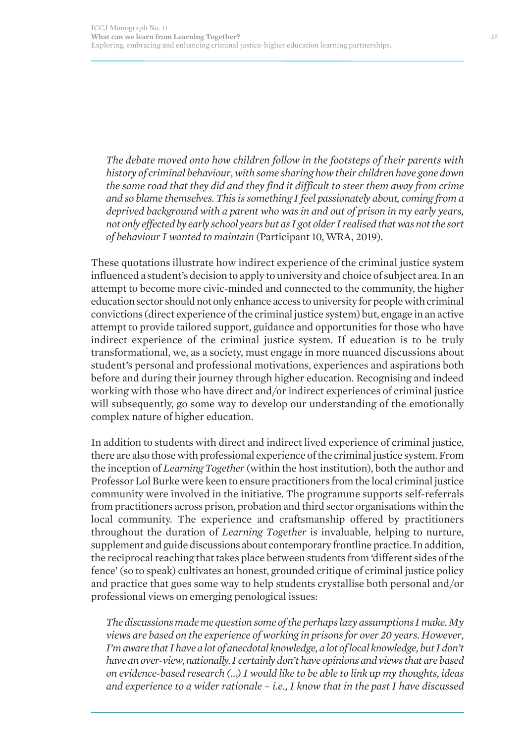*The debate moved onto how children follow in the footsteps of their parents with history of criminal behaviour, with some sharing how their children have gone down the same road that they did and they find it difficult to steer them away from crime and so blame themselves. This is something I feel passionately about, coming from a deprived background with a parent who was in and out of prison in my early years, not only effected by early school years but as I got older I realised that was not the sort of behaviour I wanted to maintain* (Participant 10, WRA, 2019).

These quotations illustrate how indirect experience of the criminal justice system influenced a student's decision to apply to university and choice of subject area. In an attempt to become more civic-minded and connected to the community, the higher education sector should not only enhance access to university for people with criminal convictions (direct experience of the criminal justice system) but, engage in an active attempt to provide tailored support, guidance and opportunities for those who have indirect experience of the criminal justice system. If education is to be truly transformational, we, as a society, must engage in more nuanced discussions about student's personal and professional motivations, experiences and aspirations both before and during their journey through higher education. Recognising and indeed working with those who have direct and/or indirect experiences of criminal justice will subsequently, go some way to develop our understanding of the emotionally complex nature of higher education.

In addition to students with direct and indirect lived experience of criminal justice, there are also those with professional experience of the criminal justice system. From the inception of *Learning Together* (within the host institution), both the author and Professor Lol Burke were keen to ensure practitioners from the local criminal justice community were involved in the initiative. The programme supports self-referrals from practitioners across prison, probation and third sector organisations within the local community. The experience and craftsmanship offered by practitioners throughout the duration of *Learning Together* is invaluable, helping to nurture, supplement and guide discussions about contemporary frontline practice. In addition, the reciprocal reaching that takes place between students from 'different sides of the fence' (so to speak) cultivates an honest, grounded critique of criminal justice policy and practice that goes some way to help students crystallise both personal and/or professional views on emerging penological issues:

*The discussions made me question some of the perhaps lazy assumptions I make. My views are based on the experience of working in prisons for over 20 years. However, I'm aware that I have a lot of anecdotal knowledge, a lot of local knowledge, but I don't have an over-view, nationally. I certainly don't have opinions and views that are based on evidence-based research (...) I would like to be able to link up my thoughts, ideas and experience to a wider rationale – i.e., I know that in the past I have discussed*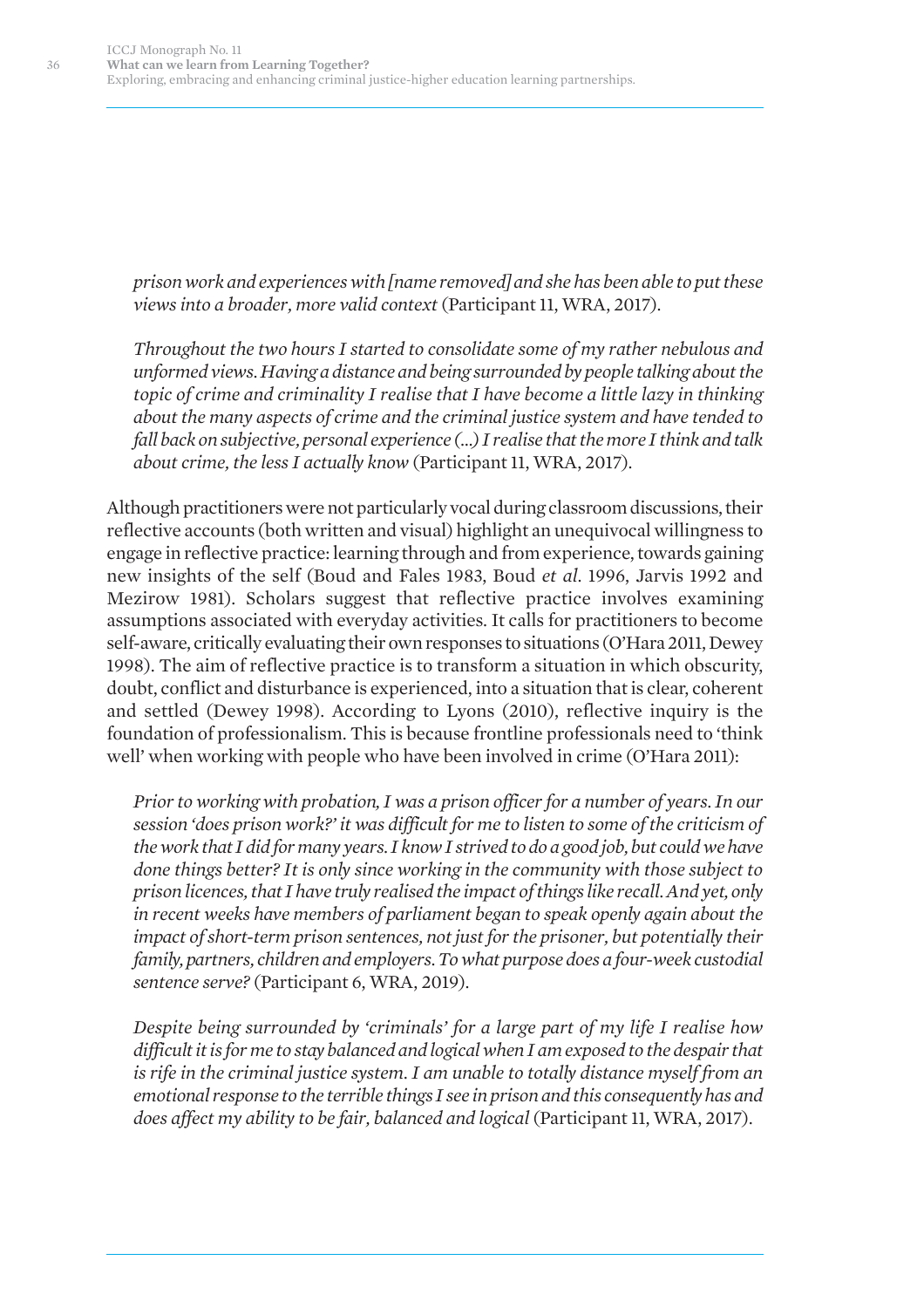*prison work and experiences with [name removed] and she has been able to put these views into a broader, more valid context* (Participant 11, WRA, 2017).

*Throughout the two hours I started to consolidate some of my rather nebulous and unformed views. Having a distance and being surrounded by people talking about the topic of crime and criminality I realise that I have become a little lazy in thinking about the many aspects of crime and the criminal justice system and have tended to fall back on subjective, personal experience (...) I realise that the more I think and talk about crime, the less I actually know* (Participant 11, WRA, 2017).

Although practitioners were not particularly vocal during classroom discussions, their reflective accounts (both written and visual) highlight an unequivocal willingness to engage in reflective practice: learning through and from experience, towards gaining new insights of the self (Boud and Fales 1983, Boud *et al*. 1996, Jarvis 1992 and Mezirow 1981). Scholars suggest that reflective practice involves examining assumptions associated with everyday activities. It calls for practitioners to become self-aware, critically evaluating their own responses to situations (O'Hara 2011, Dewey 1998). The aim of reflective practice is to transform a situation in which obscurity, doubt, conflict and disturbance is experienced, into a situation that is clear, coherent and settled (Dewey 1998). According to Lyons (2010), reflective inquiry is the foundation of professionalism. This is because frontline professionals need to 'think well' when working with people who have been involved in crime (O'Hara 2011):

*Prior to working with probation, I was a prison officer for a number of years. In our session 'does prison work?' it was difficult for me to listen to some of the criticism of the work that I did for many years. I know I strived to do a good job, but could we have done things better? It is only since working in the community with those subject to prison licences, that I have truly realised the impact of things like recall. And yet, only in recent weeks have members of parliament began to speak openly again about the impact of short-term prison sentences, not just for the prisoner, but potentially their family, partners, children and employers. To what purpose does a four-week custodial sentence serve?* (Participant 6, WRA, 2019).

*Despite being surrounded by 'criminals' for a large part of my life I realise how difficult it is for me to stay balanced and logical when I am exposed to the despair that is rife in the criminal justice system. I am unable to totally distance myself from an emotional response to the terrible things I see in prison and this consequently has and does affect my ability to be fair, balanced and logical* (Participant 11, WRA, 2017).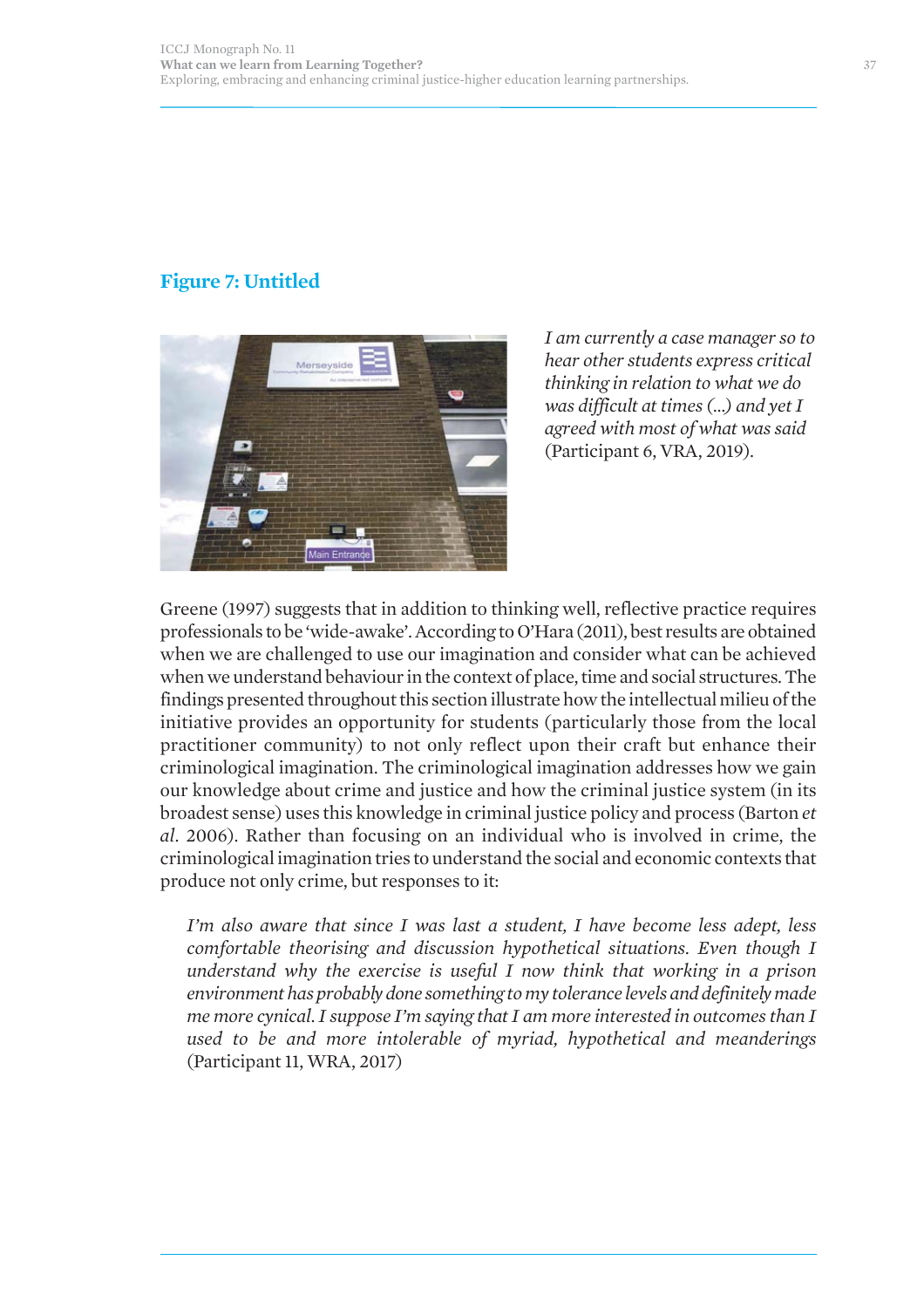## Figure 7: Untitled

*I am currently a case manager so to hear other students express critical thinking in relation to what we do was difficult at times (...) and yet I agreed with most of what was said* (Participant 6, VRA, 2019).

Greene (1997) suggests that in addition to thinking well, reflective practice requires professionals to be 'wide-awake'. According to O'Hara (2011), best results are obtained when we are challenged to use our imagination and consider what can be achieved when we understand behaviour in the context of place, time and social structures. The findings presented throughout this section illustrate how the intellectual milieu of the initiative provides an opportunity for students (particularly those from the local practitioner community) to not only reflect upon their craft but enhance their criminological imagination. The criminological imagination addresses how we gain our knowledge about crime and justice and how the criminal justice system (in its broadest sense) uses this knowledge in criminal justice policy and process (Barton *et al*. 2006). Rather than focusing on an individual who is involved in crime, the criminological imagination tries to understand the social and economic contexts that produce not only crime, but responses to it:

> *I'm also aware that since I was last a student, I have become less adept, less comfortable theorising and discussion hypothetical situations. Even though I understand why the exercise is useful I now think that working in a prison environment has probably done something to my tolerance levels and definitely made me more cynical. I suppose I'm saying that I am more interested in outcomes than I used to be and more intolerable of myriad, hypothetical and meanderings* (Participant 11, WRA, 2017)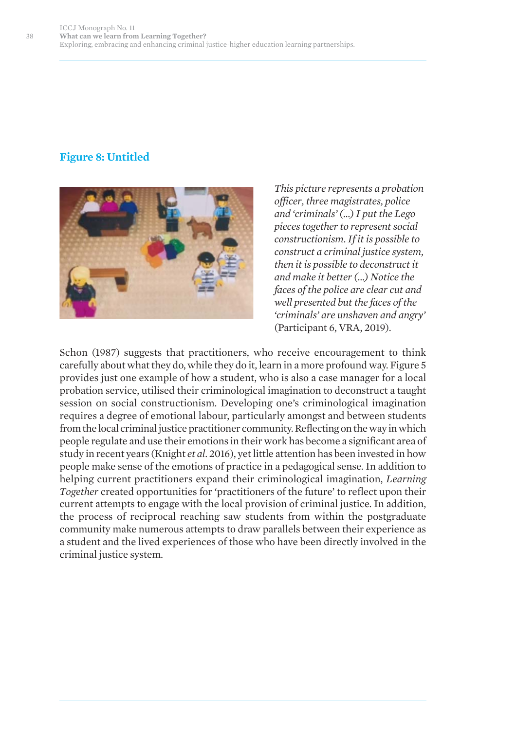## Figure 8: Untitled

*This picture represents a probation officer, three magistrates, police and 'criminals' (...) I put the Lego pieces together to represent social constructionism. If it is possible to construct a criminal justice system, then it is possible to deconstruct it and make it better (...) Notice the faces of the police are clear cut and well presented but the faces of the 'criminals' are unshaven and angry'* (Participant 6, VRA, 2019).

Schon (1987) suggests that practitioners, who receive encouragement to think carefully about what they do, while they do it, learn in a more profound way. Figure 5 provides just one example of how a student, who is also a case manager for a local probation service, utilised their criminological imagination to deconstruct a taught session on social constructionism. Developing one's criminological imagination requires a degree of emotional labour, particularly amongst and between students from the local criminal justice practitioner community. Reflecting on the way in which people regulate and use their emotions in their work has become a significant area of study in recent years (Knight *et al*. 2016), yet little attention has been invested in how people make sense of the emotions of practice in a pedagogical sense. In addition to helping current practitioners expand their criminological imagination, *Learning Together* created opportunities for 'practitioners of the future' to reflect upon their current attempts to engage with the local provision of criminal justice. In addition, the process of reciprocal reaching saw students from within the postgraduate community make numerous attempts to draw parallels between their experience as a student and the lived experiences of those who have been directly involved in the criminal justice system.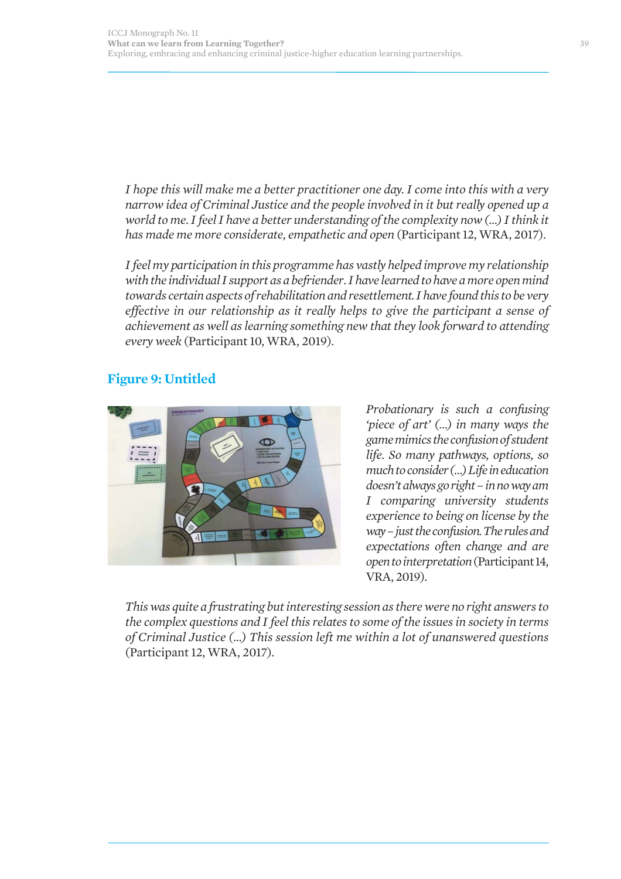*I hope this will make me a better practitioner one day. I come into this with a very narrow idea of Criminal Justice and the people involved in it but really opened up a world to me. I feel I have a better understanding of the complexity now (...) I think it has made me more considerate, empathetic and open* (Participant 12, WRA, 2017).

*I feel my participation in this programme has vastly helped improve my relationship with the individual I support as a befriender. I have learned to have a more open mind towards certain aspects of rehabilitation and resettlement. I have found this to be very effective in our relationship as it really helps to give the participant a sense of achievement as well as learning something new that they look forward to attending every week* (Participant 10, WRA, 2019).

## Figure 9: Untitled

*Probationary is such a confusing 'piece of art' (...) in many ways the game mimics the confusion of student life. So many pathways, options, so much to consider (...) Life in education doesn't always go right – in no way am I comparing university students experience to being on license by the way – just the confusion. The rules and expectations often change and are open to interpretation* (Participant 14, VRA, 2019).

*This was quite a frustrating but interesting session as there were no right answers to the complex questions and I feel this relates to some of the issues in society in terms of Criminal Justice (...) This session left me within a lot of unanswered questions* (Participant 12, WRA, 2017).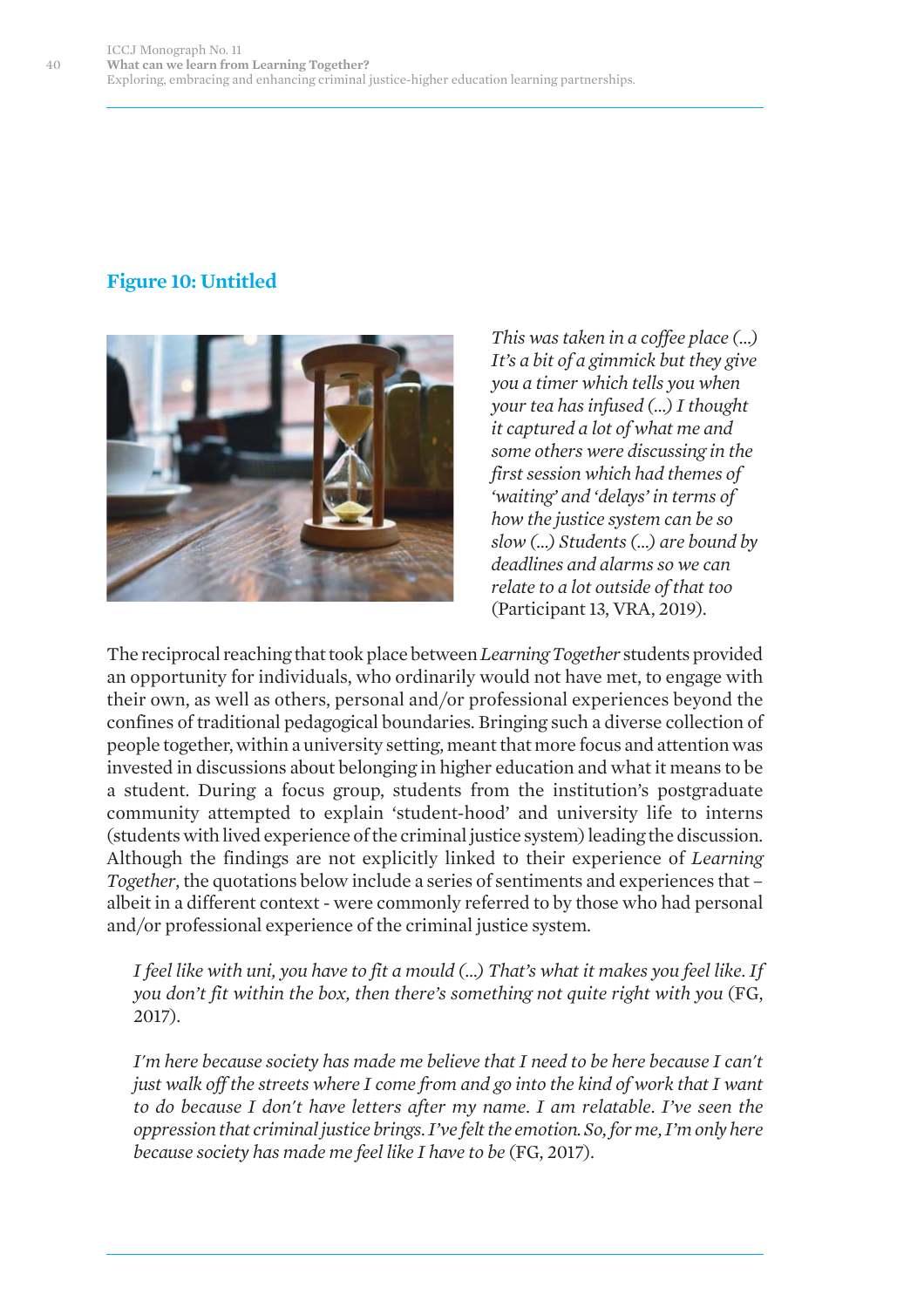## Figure 10: Untitled

*This was taken in a coffee place (...) It's a bit of a gimmick but they give you a timer which tells you when your tea has infused (...) I thought it captured a lot of what me and some others were discussing in the first session which had themes of 'waiting' and 'delays' in terms of how the justice system can be so slow (...) Students (...) are bound by deadlines and alarms so we can relate to a lot outside of that too* (Participant 13, VRA, 2019).

The reciprocal reaching that took place between *Learning Together* students provided an opportunity for individuals, who ordinarily would not have met, to engage with their own, as well as others, personal and/or professional experiences beyond the confines of traditional pedagogical boundaries. Bringing such a diverse collection of people together, within a university setting, meant that more focus and attention was invested in discussions about belonging in higher education and what it means to be a student. During a focus group, students from the institution's postgraduate community attempted to explain 'student-hood' and university life to interns (students with lived experience of the criminal justice system) leading the discussion. Although the findings are not explicitly linked to their experience of *Learning Together*, the quotations below include a series of sentiments and experiences that – albeit in a different context - were commonly referred to by those who had personal and/or professional experience of the criminal justice system.

> *I feel like with uni, you have to fit a mould (...) That's what it makes you feel like. If you don't fit within the box, then there's something not quite right with you* (FG, 2017).

> *I'm here because society has made me believe that I need to be here because I can't just walk off the streets where I come from and go into the kind of work that I want to do because I don't have letters after my name. I am relatable. I've seen the oppression that criminal justice brings. I've felt the emotion. So, for me, I'm only here because society has made me feel like I have to be* (FG, 2017).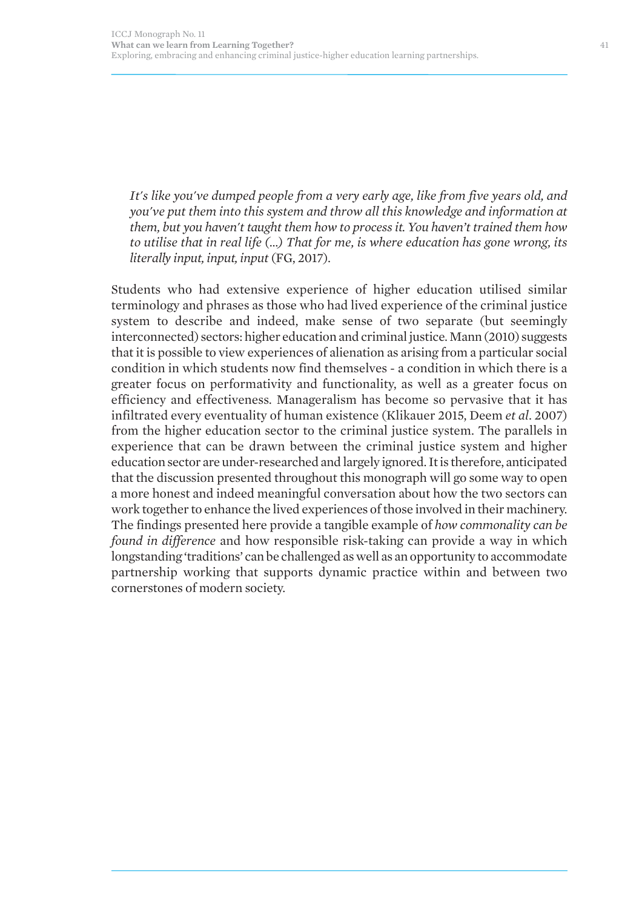> *It's like you've dumped people from a very early age, like from five years old, and you've put them into this system and throw all this knowledge and information at them, but you haven't taught them how to process it. You haven't trained them how to utilise that in real life (...) That for me, is where education has gone wrong, its literally input, input, input* (FG, 2017).

Students who had extensive experience of higher education utilised similar terminology and phrases as those who had lived experience of the criminal justice system to describe and indeed, make sense of two separate (but seemingly interconnected) sectors: higher education and criminal justice. Mann (2010) suggests that it is possible to view experiences of alienation as arising from a particular social condition in which students now find themselves - a condition in which there is a greater focus on performativity and functionality, as well as a greater focus on efficiency and effectiveness. Manageralism has become so pervasive that it has infiltrated every eventuality of human existence (Klikauer 2015, Deem *et al*. 2007) from the higher education sector to the criminal justice system. The parallels in experience that can be drawn between the criminal justice system and higher education sector are under-researched and largely ignored. It is therefore, anticipated that the discussion presented throughout this monograph will go some way to open a more honest and indeed meaningful conversation about how the two sectors can work together to enhance the lived experiences of those involved in their machinery. The findings presented here provide a tangible example of *how commonality can be found in difference* and how responsible risk-taking can provide a way in which longstanding 'traditions' can be challenged as well as an opportunity to accommodate partnership working that supports dynamic practice within and between two cornerstones of modern society.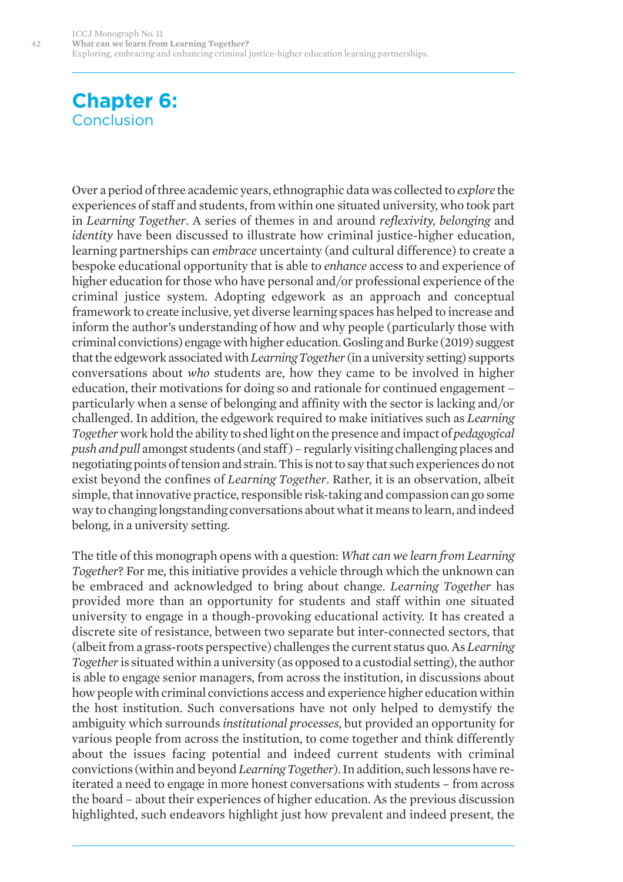# Chapter 6: Conclusion

Over a period of three academic years, ethnographic data was collected to *explore* the experiences of staff and students, from within one situated university, who took part in *Learning Together*. A series of themes in and around *reflexivity, belonging* and *identity* have been discussed to illustrate how criminal justice-higher education, learning partnerships can *embrace* uncertainty (and cultural difference) to create a bespoke educational opportunity that is able to *enhance* access to and experience of higher education for those who have personal and/or professional experience of the criminal justice system. Adopting edgework as an approach and conceptual framework to create inclusive, yet diverse learning spaces has helped to increase and inform the author's understanding of how and why people (particularly those with criminal convictions) engage with higher education. Gosling and Burke (2019) suggest that the edgework associated with *Learning Together* (in a university setting) supports conversations about *who* students are, how they came to be involved in higher education, their motivations for doing so and rationale for continued engagement – particularly when a sense of belonging and affinity with the sector is lacking and/or challenged. In addition, the edgework required to make initiatives such as *Learning Together* work hold the ability to shed light on the presence and impact of *pedagogical push and pull* amongst students (and staff) – regularly visiting challenging places and negotiating points of tension and strain. This is not to say that such experiences do not exist beyond the confines of *Learning Together*. Rather, it is an observation, albeit simple, that innovative practice, responsible risk-taking and compassion can go some way to changing longstanding conversations about what it means to learn, and indeed belong, in a university setting.

The title of this monograph opens with a question: *What can we learn from Learning Together*? For me, this initiative provides a vehicle through which the unknown can be embraced and acknowledged to bring about change. *Learning Together* has provided more than an opportunity for students and staff within one situated university to engage in a though-provoking educational activity. It has created a discrete site of resistance, between two separate but inter-connected sectors, that (albeit from a grass-roots perspective) challenges the current status quo. As *Learning Together* is situated within a university (as opposed to a custodial setting), the author is able to engage senior managers, from across the institution, in discussions about how people with criminal convictions access and experience higher education within the host institution. Such conversations have not only helped to demystify the ambiguity which surrounds *institutional processes*, but provided an opportunity for various people from across the institution, to come together and think differently about the issues facing potential and indeed current students with criminal convictions (within and beyond *Learning Together*). In addition, such lessons have re-iterated a need to engage in more honest conversations with students – from across the board – about their experiences of higher education. As the previous discussion highlighted, such endeavors highlight just how prevalent and indeed present, the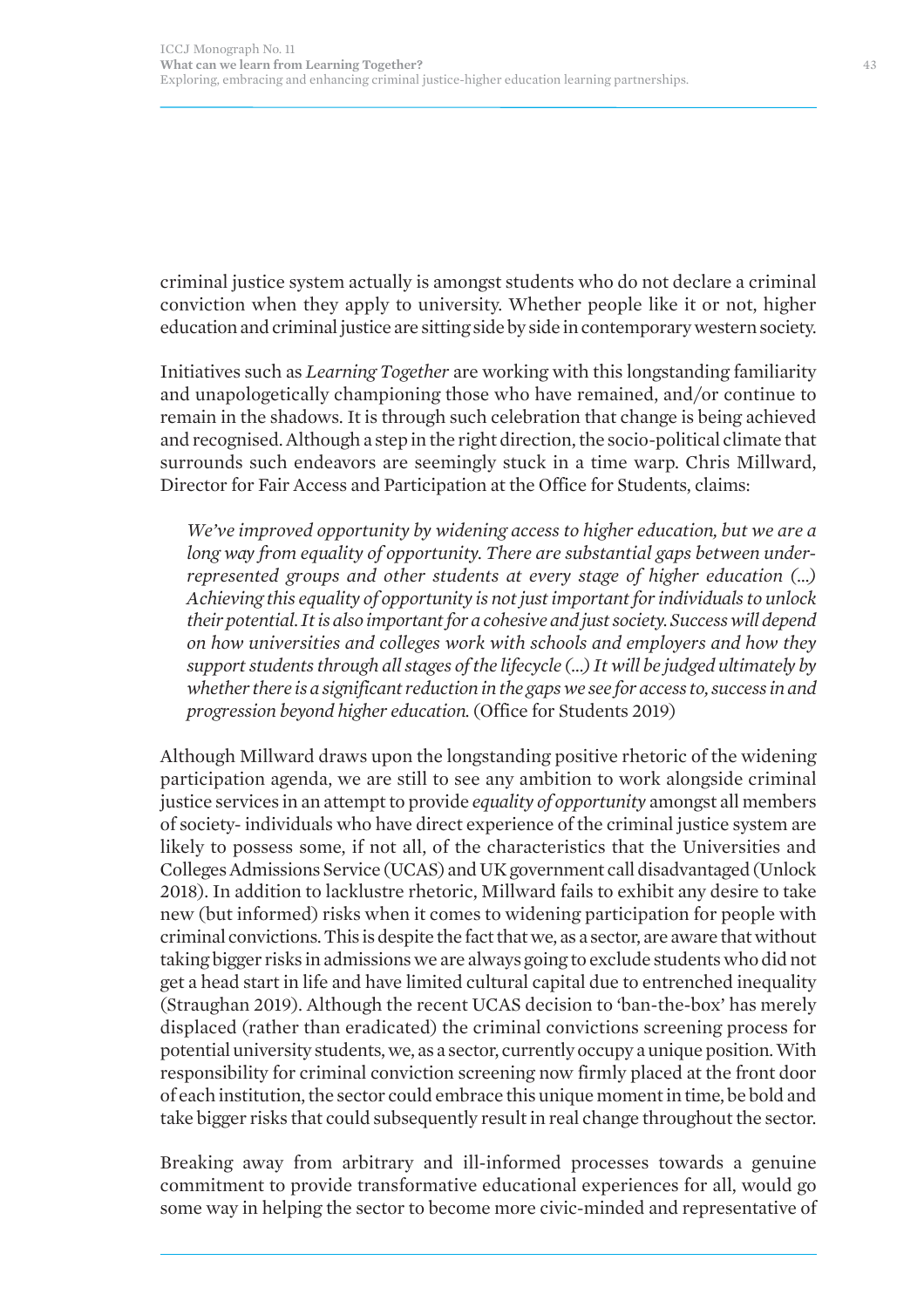criminal justice system actually is amongst students who do not declare a criminal conviction when they apply to university. Whether people like it or not, higher education and criminal justice are sitting side by side in contemporary western society.

Initiatives such as *Learning Together* are working with this longstanding familiarity and unapologetically championing those who have remained, and/or continue to remain in the shadows. It is through such celebration that change is being achieved and recognised. Although a step in the right direction, the socio-political climate that surrounds such endeavors are seemingly stuck in a time warp. Chris Millward, Director for Fair Access and Participation at the Office for Students, claims:

> *We've improved opportunity by widening access to higher education, but we are a long way from equality of opportunity. There are substantial gaps between under-represented groups and other students at every stage of higher education (...) Achieving this equality of opportunity is not just important for individuals to unlock their potential. It is also important for a cohesive and just society. Success will depend on how universities and colleges work with schools and employers and how they support students through all stages of the lifecycle (...) It will be judged ultimately by whether there is a significant reduction in the gaps we see for access to, success in and progression beyond higher education.* (Office for Students 2019)

Although Millward draws upon the longstanding positive rhetoric of the widening participation agenda, we are still to see any ambition to work alongside criminal justice services in an attempt to provide *equality of opportunity* amongst all members of society- individuals who have direct experience of the criminal justice system are likely to possess some, if not all, of the characteristics that the Universities and Colleges Admissions Service (UCAS) and UK government call disadvantaged (Unlock 2018). In addition to lacklustre rhetoric, Millward fails to exhibit any desire to take new (but informed) risks when it comes to widening participation for people with criminal convictions. This is despite the fact that we, as a sector, are aware that without taking bigger risks in admissions we are always going to exclude students who did not get a head start in life and have limited cultural capital due to entrenched inequality (Straughan 2019). Although the recent UCAS decision to 'ban-the-box' has merely displaced (rather than eradicated) the criminal convictions screening process for potential university students, we, as a sector, currently occupy a unique position. With responsibility for criminal conviction screening now firmly placed at the front door of each institution, the sector could embrace this unique moment in time, be bold and take bigger risks that could subsequently result in real change throughout the sector.

Breaking away from arbitrary and ill-informed processes towards a genuine commitment to provide transformative educational experiences for all, would go some way in helping the sector to become more civic-minded and representative of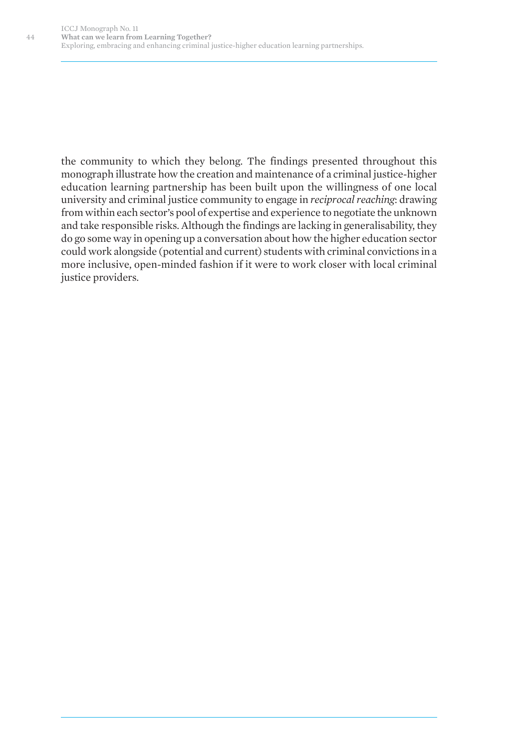the community to which they belong. The findings presented throughout this monograph illustrate how the creation and maintenance of a criminal justice-higher education learning partnership has been built upon the willingness of one local university and criminal justice community to engage in *reciprocal reaching*: drawing from within each sector's pool of expertise and experience to negotiate the unknown and take responsible risks. Although the findings are lacking in generalisability, they do go some way in opening up a conversation about how the higher education sector could work alongside (potential and current) students with criminal convictions in a more inclusive, open-minded fashion if it were to work closer with local criminal justice providers.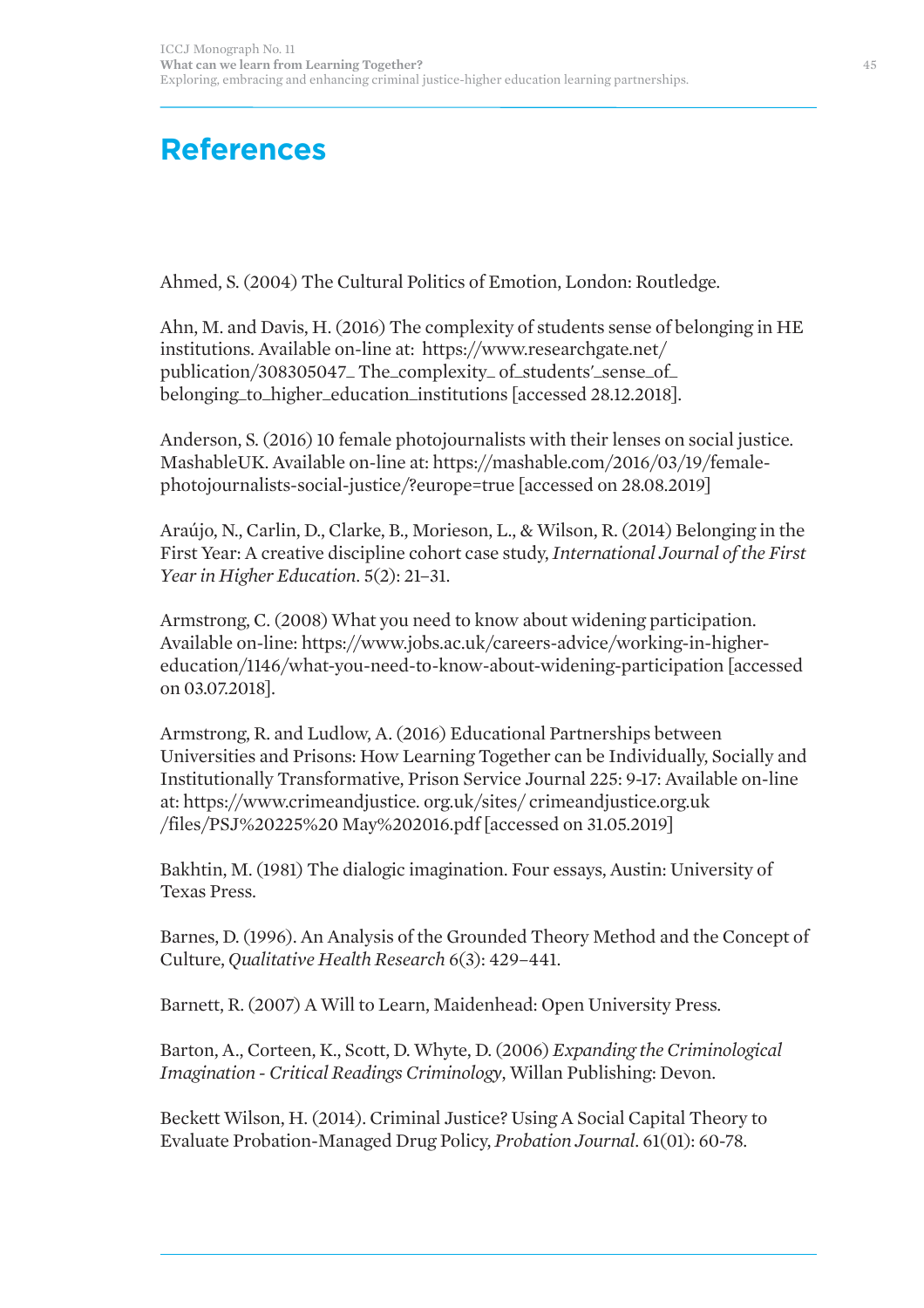# References

Ahmed, S. (2004) The Cultural Politics of Emotion, London: Routledge.

Ahn, M. and Davis, H. (2016) The complexity of students sense of belonging in HE institutions. Available on-line at: https://www.researchgate.net/publication/308305047_ The_complexity_ of_students'_sense_of_belonging_to_higher_education_institutions [accessed 28.12.2018].

Anderson, S. (2016) 10 female photojournalists with their lenses on social justice. MashableUK. Available on-line at: https://mashable.com/2016/03/19/female-photojournalists-social-justice/?europe=true [accessed on 28.08.2019]

Araújo, N., Carlin, D., Clarke, B., Morieson, L., & Wilson, R. (2014) Belonging in the First Year: A creative discipline cohort case study, *International Journal of the First Year in Higher Education*. 5(2): 21–31.

Armstrong, C. (2008) What you need to know about widening participation. Available on-line: https://www.jobs.ac.uk/careers-advice/working-in-higher-education/1146/what-you-need-to-know-about-widening-participation [accessed on 03.07.2018].

Armstrong, R. and Ludlow, A. (2016) Educational Partnerships between Universities and Prisons: How Learning Together can be Individually, Socially and Institutionally Transformative, Prison Service Journal 225: 9-17: Available on-line at: https://www.crimeandjustice. org.uk/sites/ crimeandjustice.org.uk /files/PSJ%20225%20 May%202016.pdf [accessed on 31.05.2019]

Bakhtin, M. (1981) The dialogic imagination. Four essays, Austin: University of Texas Press.

Barnes, D. (1996). An Analysis of the Grounded Theory Method and the Concept of Culture, *Qualitative Health Research* 6(3): 429–441.

Barnett, R. (2007) A Will to Learn, Maidenhead: Open University Press.

Barton, A., Corteen, K., Scott, D. Whyte, D. (2006) *Expanding the Criminological Imagination - Critical Readings Criminology*, Willan Publishing: Devon.

Beckett Wilson, H. (2014). Criminal Justice? Using A Social Capital Theory to Evaluate Probation-Managed Drug Policy, *Probation Journal*. 61(01): 60-78.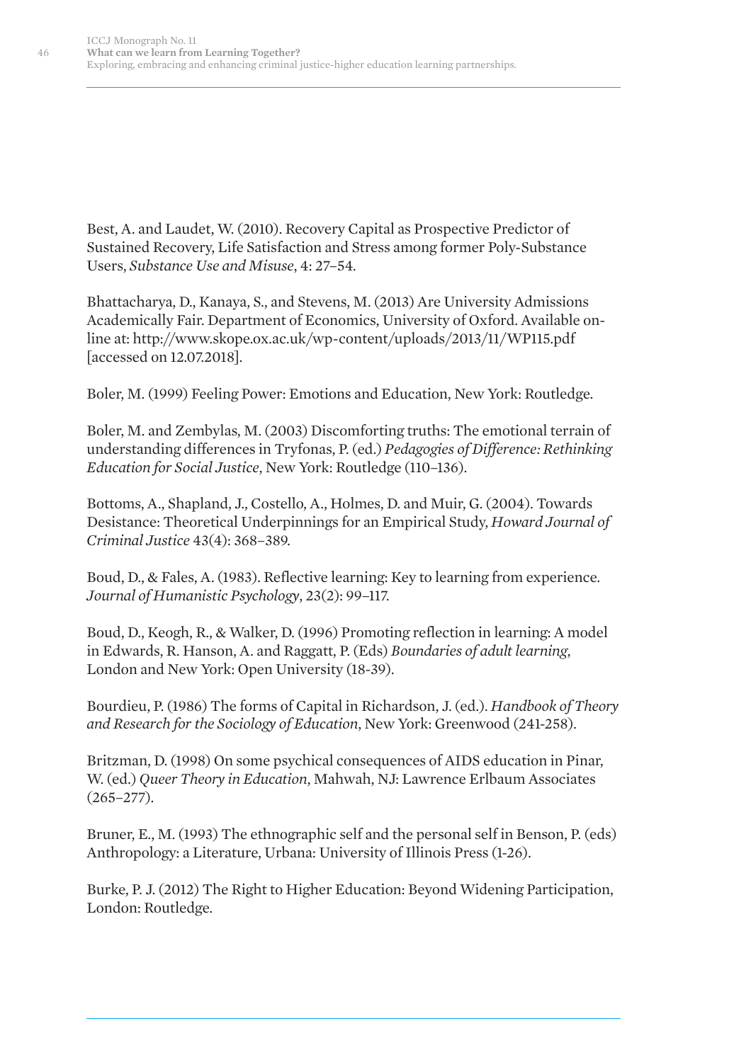Best, A. and Laudet, W. (2010). Recovery Capital as Prospective Predictor of Sustained Recovery, Life Satisfaction and Stress among former Poly-Substance Users, *Substance Use and Misuse*, 4: 27–54.

Bhattacharya, D., Kanaya, S., and Stevens, M. (2013) Are University Admissions Academically Fair. Department of Economics, University of Oxford. Available on-line at: http://www.skope.ox.ac.uk/wp-content/uploads/2013/11/WP115.pdf [accessed on 12.07.2018].

Boler, M. (1999) Feeling Power: Emotions and Education, New York: Routledge.

Boler, M. and Zembylas, M. (2003) Discomforting truths: The emotional terrain of understanding differences in Tryfonas, P. (ed.) *Pedagogies of Difference: Rethinking Education for Social Justice*, New York: Routledge (110–136).

Bottoms, A., Shapland, J., Costello, A., Holmes, D. and Muir, G. (2004). Towards Desistance: Theoretical Underpinnings for an Empirical Study, *Howard Journal of Criminal Justice* 43(4): 368–389.

Boud, D., & Fales, A. (1983). Reflective learning: Key to learning from experience. *Journal of Humanistic Psychology*, 23(2): 99–117.

Boud, D., Keogh, R., & Walker, D. (1996) Promoting reflection in learning: A model in Edwards, R. Hanson, A. and Raggatt, P. (Eds) *Boundaries of adult learning*, London and New York: Open University (18-39).

Bourdieu, P. (1986) The forms of Capital in Richardson, J. (ed.). *Handbook of Theory and Research for the Sociology of Education*, New York: Greenwood (241-258).

Britzman, D. (1998) On some psychical consequences of AIDS education in Pinar, W. (ed.) *Queer Theory in Education*, Mahwah, NJ: Lawrence Erlbaum Associates (265–277).

Bruner, E., M. (1993) The ethnographic self and the personal self in Benson, P. (eds) Anthropology: a Literature, Urbana: University of Illinois Press (1-26).

Burke, P. J. (2012) The Right to Higher Education: Beyond Widening Participation, London: Routledge.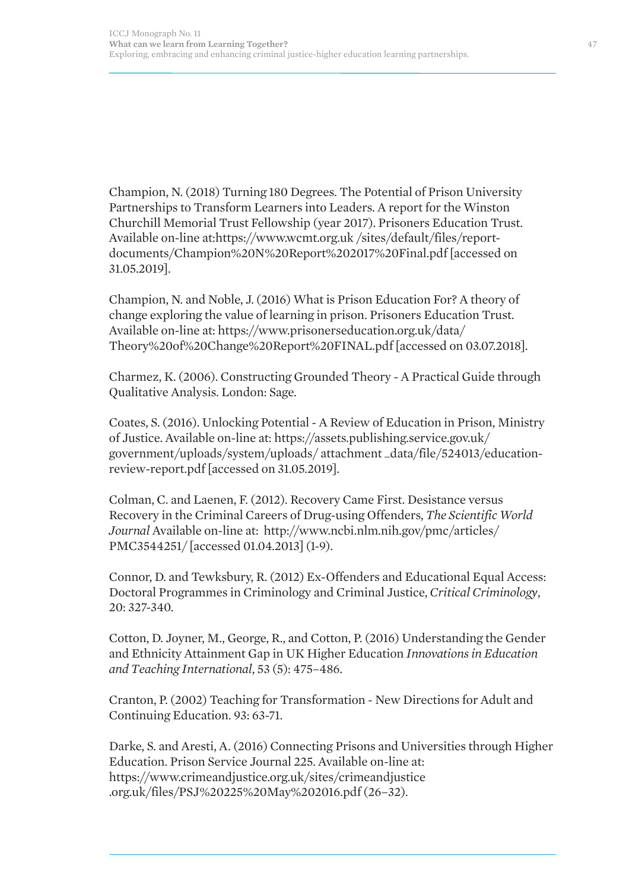Champion, N. (2018) Turning 180 Degrees. The Potential of Prison University Partnerships to Transform Learners into Leaders. A report for the Winston Churchill Memorial Trust Fellowship (year 2017). Prisoners Education Trust. Available on-line at:https://www.wcmt.org.uk /sites/default/files/report-documents/Champion%20N%20Report%202017%20Final.pdf [accessed on 31.05.2019].

Champion, N. and Noble, J. (2016) What is Prison Education For? A theory of change exploring the value of learning in prison. Prisoners Education Trust. Available on-line at: https://www.prisonerseducation.org.uk/data/Theory%20of%20Change%20Report%20FINAL.pdf [accessed on 03.07.2018].

Charmez, K. (2006). Constructing Grounded Theory - A Practical Guide through Qualitative Analysis. London: Sage.

Coates, S. (2016). Unlocking Potential - A Review of Education in Prison, Ministry of Justice. Available on-line at: https://assets.publishing.service.gov.uk/government/uploads/system/uploads/ attachment _data/file/524013/education-review-report.pdf [accessed on 31.05.2019].

Colman, C. and Laenen, F. (2012). Recovery Came First. Desistance versus Recovery in the Criminal Careers of Drug-using Offenders, *The Scientific World Journal* Available on-line at: http://www.ncbi.nlm.nih.gov/pmc/articles/PMC3544251/ [accessed 01.04.2013] (1-9).

Connor, D. and Tewksbury, R. (2012) Ex-Offenders and Educational Equal Access: Doctoral Programmes in Criminology and Criminal Justice, *Critical Criminology*, 20: 327-340.

Cotton, D. Joyner, M., George, R., and Cotton, P. (2016) Understanding the Gender and Ethnicity Attainment Gap in UK Higher Education *Innovations in Education and Teaching International*, 53 (5): 475–486.

Cranton, P. (2002) Teaching for Transformation - New Directions for Adult and Continuing Education. 93: 63-71.

Darke, S. and Aresti, A. (2016) Connecting Prisons and Universities through Higher Education. Prison Service Journal 225. Available on-line at: https://www.crimeandjustice.org.uk/sites/crimeandjustice .org.uk/files/PSJ%20225%20May%202016.pdf (26–32).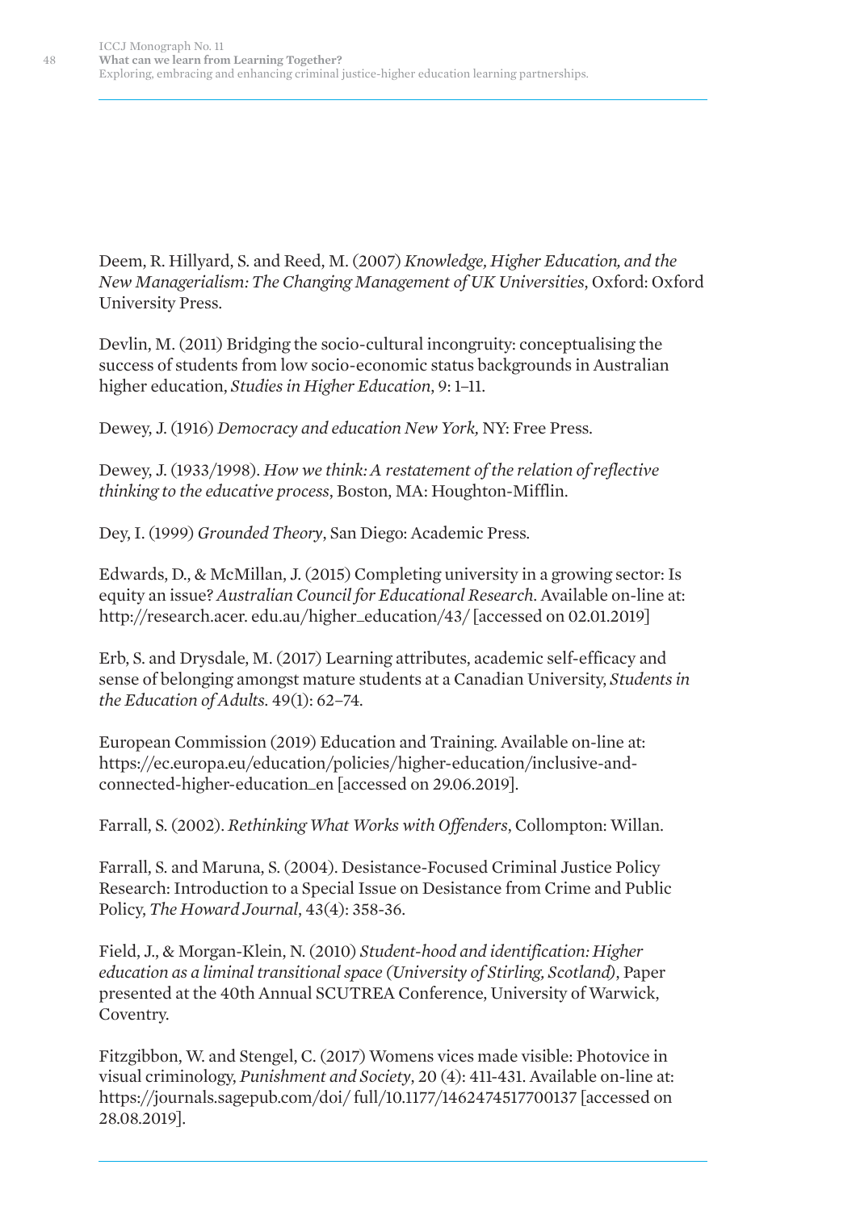Deem, R. Hillyard, S. and Reed, M. (2007) *Knowledge, Higher Education, and the New Managerialism: The Changing Management of UK Universities*, Oxford: Oxford University Press.

Devlin, M. (2011) Bridging the socio-cultural incongruity: conceptualising the success of students from low socio-economic status backgrounds in Australian higher education, *Studies in Higher Education*, 9: 1–11.

Dewey, J. (1916) *Democracy and education New York,* NY: Free Press.

Dewey, J. (1933/1998). *How we think: A restatement of the relation of reflective thinking to the educative process*, Boston, MA: Houghton-Mifflin.

Dey, I. (1999) *Grounded Theory*, San Diego: Academic Press.

Edwards, D., & McMillan, J. (2015) Completing university in a growing sector: Is equity an issue? *Australian Council for Educational Research*. Available on-line at: http://research.acer. edu.au/higher_education/43/ [accessed on 02.01.2019]

Erb, S. and Drysdale, M. (2017) Learning attributes, academic self-efficacy and sense of belonging amongst mature students at a Canadian University, *Students in the Education of Adults*. 49(1): 62–74.

European Commission (2019) Education and Training. Available on-line at: https://ec.europa.eu/education/policies/higher-education/inclusive-and-connected-higher-education_en [accessed on 29.06.2019].

Farrall, S. (2002). *Rethinking What Works with Offenders*, Collompton: Willan.

Farrall, S. and Maruna, S. (2004). Desistance-Focused Criminal Justice Policy Research: Introduction to a Special Issue on Desistance from Crime and Public Policy, *The Howard Journal*, 43(4): 358-36.

Field, J., & Morgan-Klein, N. (2010) *Student-hood and identification: Higher education as a liminal transitional space (University of Stirling, Scotland)*, Paper presented at the 40th Annual SCUTREA Conference, University of Warwick, Coventry.

Fitzgibbon, W. and Stengel, C. (2017) Womens vices made visible: Photovice in visual criminology, *Punishment and Society*, 20 (4): 411-431. Available on-line at: https://journals.sagepub.com/doi/ full/10.1177/1462474517700137 [accessed on 28.08.2019].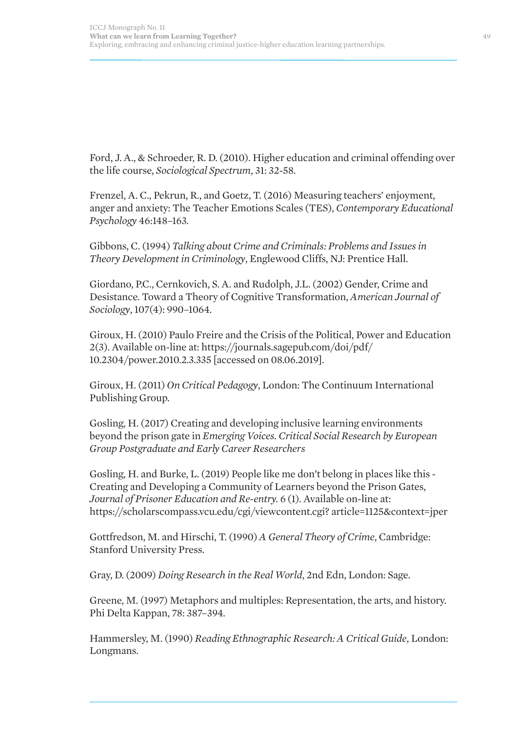Ford, J. A., & Schroeder, R. D. (2010). Higher education and criminal offending over the life course, *Sociological Spectrum*, 31: 32-58.

Frenzel, A. C., Pekrun, R., and Goetz, T. (2016) Measuring teachers' enjoyment, anger and anxiety: The Teacher Emotions Scales (TES), *Contemporary Educational Psychology* 46:148–163.

Gibbons, C. (1994) *Talking about Crime and Criminals: Problems and Issues in Theory Development in Criminology*, Englewood Cliffs, NJ: Prentice Hall.

Giordano, P.C., Cernkovich, S. A. and Rudolph, J.L. (2002) Gender, Crime and Desistance. Toward a Theory of Cognitive Transformation, *American Journal of Sociology*, 107(4): 990–1064.

Giroux, H. (2010) Paulo Freire and the Crisis of the Political, Power and Education 2(3). Available on-line at: https://journals.sagepub.com/doi/pdf/10.2304/power.2010.2.3.335 [accessed on 08.06.2019].

Giroux, H. (2011) *On Critical Pedagogy*, London: The Continuum International Publishing Group.

Gosling, H. (2017) Creating and developing inclusive learning environments beyond the prison gate in *Emerging Voices. Critical Social Research by European Group Postgraduate and Early Career Researchers*

Gosling, H. and Burke, L. (2019) People like me don't belong in places like this - Creating and Developing a Community of Learners beyond the Prison Gates, *Journal of Prisoner Education and Re-entry.* 6 (1). Available on-line at: https://scholarscompass.vcu.edu/cgi/viewcontent.cgi? article=1125&context=jper

Gottfredson, M. and Hirschi, T. (1990) *A General Theory of Crime*, Cambridge: Stanford University Press.

Gray, D. (2009) *Doing Research in the Real World*, 2nd Edn, London: Sage.

Greene, M. (1997) Metaphors and multiples: Representation, the arts, and history. Phi Delta Kappan, 78: 387–394.

Hammersley, M. (1990) *Reading Ethnographic Research: A Critical Guide*, London: Longmans.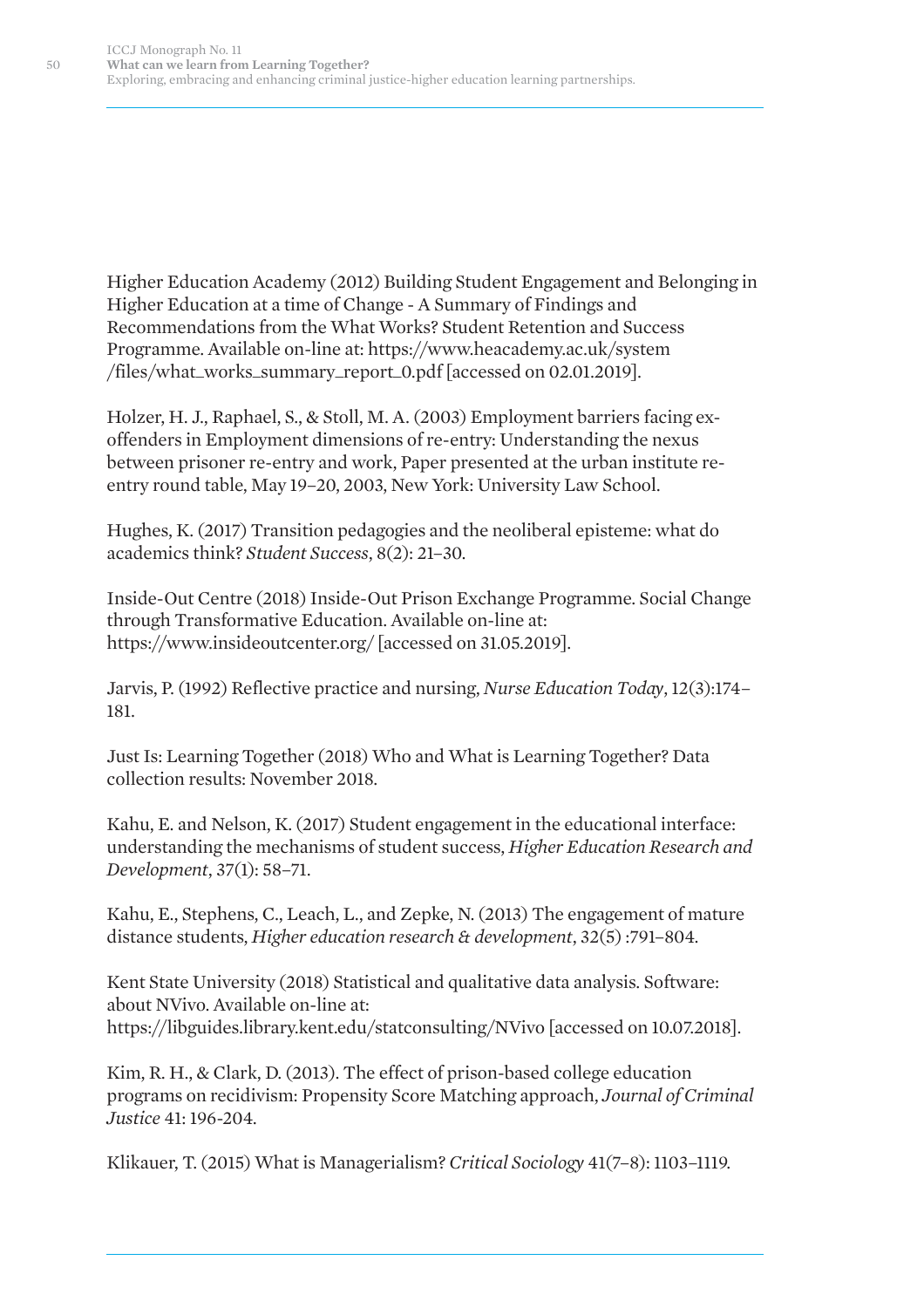Higher Education Academy (2012) Building Student Engagement and Belonging in Higher Education at a time of Change - A Summary of Findings and Recommendations from the What Works? Student Retention and Success Programme. Available on-line at: https://www.heacademy.ac.uk/system /files/what_works_summary_report_0.pdf [accessed on 02.01.2019].

Holzer, H. J., Raphael, S., & Stoll, M. A. (2003) Employment barriers facing ex-offenders in Employment dimensions of re-entry: Understanding the nexus between prisoner re-entry and work, Paper presented at the urban institute re-entry round table, May 19–20, 2003, New York: University Law School.

Hughes, K. (2017) Transition pedagogies and the neoliberal episteme: what do academics think? *Student Success*, 8(2): 21–30.

Inside-Out Centre (2018) Inside-Out Prison Exchange Programme. Social Change through Transformative Education. Available on-line at: https://www.insideoutcenter.org/ [accessed on 31.05.2019].

Jarvis, P. (1992) Reflective practice and nursing, *Nurse Education Today*, 12(3):174–181.

Just Is: Learning Together (2018) Who and What is Learning Together? Data collection results: November 2018.

Kahu, E. and Nelson, K. (2017) Student engagement in the educational interface: understanding the mechanisms of student success, *Higher Education Research and Development*, 37(1): 58–71.

Kahu, E., Stephens, C., Leach, L., and Zepke, N. (2013) The engagement of mature distance students, *Higher education research & development*, 32(5) :791–804.

Kent State University (2018) Statistical and qualitative data analysis. Software: about NVivo. Available on-line at: https://libguides.library.kent.edu/statconsulting/NVivo [accessed on 10.07.2018].

Kim, R. H., & Clark, D. (2013). The effect of prison-based college education programs on recidivism: Propensity Score Matching approach, *Journal of Criminal Justice* 41: 196-204.

Klikauer, T. (2015) What is Managerialism? *Critical Sociology* 41(7–8): 1103–1119.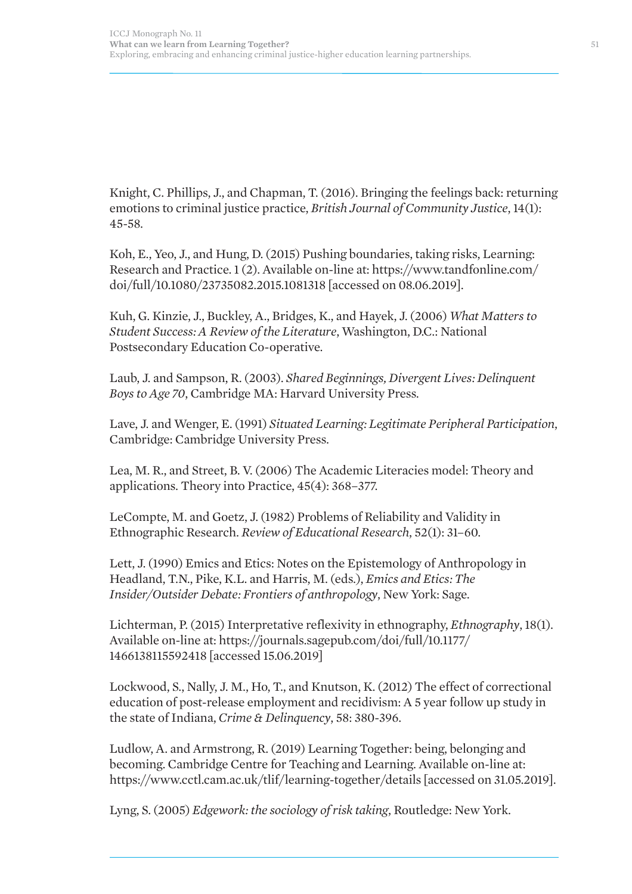Knight, C. Phillips, J., and Chapman, T. (2016). Bringing the feelings back: returning emotions to criminal justice practice, *British Journal of Community Justice*, 14(1): 45-58.

Koh, E., Yeo, J., and Hung, D. (2015) Pushing boundaries, taking risks, Learning: Research and Practice. 1 (2). Available on-line at: https://www.tandfonline.com/doi/full/10.1080/23735082.2015.1081318 [accessed on 08.06.2019].

Kuh, G. Kinzie, J., Buckley, A., Bridges, K., and Hayek, J. (2006) *What Matters to Student Success: A Review of the Literature*, Washington, D.C.: National Postsecondary Education Co-operative.

Laub, J. and Sampson, R. (2003). *Shared Beginnings, Divergent Lives: Delinquent Boys to Age 70*, Cambridge MA: Harvard University Press.

Lave, J. and Wenger, E. (1991) *Situated Learning: Legitimate Peripheral Participation*, Cambridge: Cambridge University Press.

Lea, M. R., and Street, B. V. (2006) The Academic Literacies model: Theory and applications. Theory into Practice, 45(4): 368–377.

LeCompte, M. and Goetz, J. (1982) Problems of Reliability and Validity in Ethnographic Research. *Review of Educational Research*, 52(1): 31–60.

Lett, J. (1990) Emics and Etics: Notes on the Epistemology of Anthropology in Headland, T.N., Pike, K.L. and Harris, M. (eds.), *Emics and Etics: The Insider/Outsider Debate: Frontiers of anthropology*, New York: Sage.

Lichterman, P. (2015) Interpretative reflexivity in ethnography, *Ethnography*, 18(1). Available on-line at: https://journals.sagepub.com/doi/full/10.1177/1466138115592418 [accessed 15.06.2019]

Lockwood, S., Nally, J. M., Ho, T., and Knutson, K. (2012) The effect of correctional education of post-release employment and recidivism: A 5 year follow up study in the state of Indiana, *Crime & Delinquency*, 58: 380-396.

Ludlow, A. and Armstrong, R. (2019) Learning Together: being, belonging and becoming. Cambridge Centre for Teaching and Learning. Available on-line at: https://www.cctl.cam.ac.uk/tlif/learning-together/details [accessed on 31.05.2019].

Lyng, S. (2005) *Edgework: the sociology of risk taking*, Routledge: New York.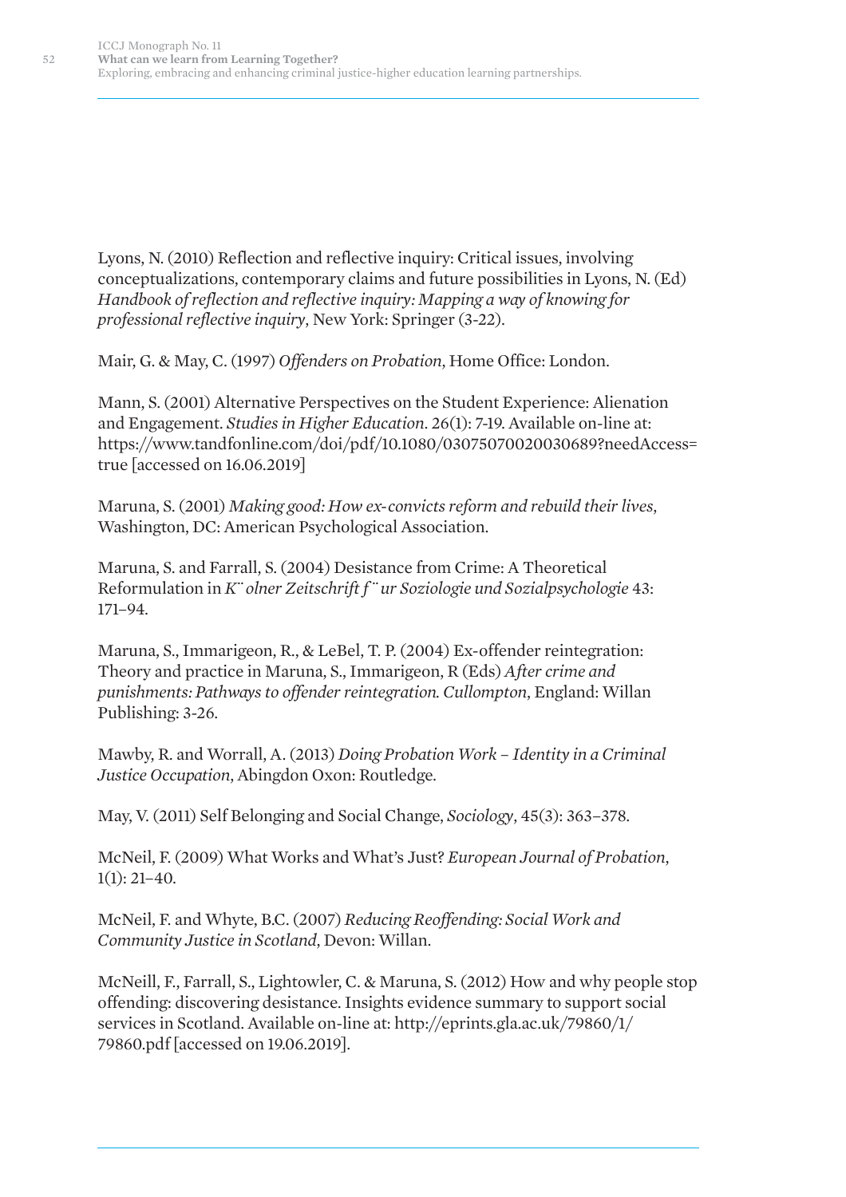Lyons, N. (2010) Reflection and reflective inquiry: Critical issues, involving conceptualizations, contemporary claims and future possibilities in Lyons, N. (Ed) *Handbook of reflection and reflective inquiry: Mapping a way of knowing for professional reflective inquiry*, New York: Springer (3-22).

Mair, G. & May, C. (1997) *Offenders on Probation*, Home Office: London.

Mann, S. (2001) Alternative Perspectives on the Student Experience: Alienation and Engagement. *Studies in Higher Education*. 26(1): 7-19. Available on-line at: https://www.tandfonline.com/doi/pdf/10.1080/03075070020030689?needAccess=true [accessed on 16.06.2019]

Maruna, S. (2001) *Making good: How ex-convicts reform and rebuild their lives*, Washington, DC: American Psychological Association.

Maruna, S. and Farrall, S. (2004) Desistance from Crime: A Theoretical Reformulation in *K¨olner Zeitschrift f¨ur Soziologie und Sozialpsychologie* 43: 171–94.

Maruna, S., Immarigeon, R., & LeBel, T. P. (2004) Ex-offender reintegration: Theory and practice in Maruna, S., Immarigeon, R (Eds) *After crime and punishments: Pathways to offender reintegration. Cullompton*, England: Willan Publishing: 3-26.

Mawby, R. and Worrall, A. (2013) *Doing Probation Work – Identity in a Criminal Justice Occupation*, Abingdon Oxon: Routledge.

May, V. (2011) Self Belonging and Social Change, *Sociology*, 45(3): 363–378.

McNeil, F. (2009) What Works and What's Just? *European Journal of Probation*, 1(1): 21–40.

McNeil, F. and Whyte, B.C. (2007) *Reducing Reoffending: Social Work and Community Justice in Scotland*, Devon: Willan.

McNeill, F., Farrall, S., Lightowler, C. & Maruna, S. (2012) How and why people stop offending: discovering desistance. Insights evidence summary to support social services in Scotland. Available on-line at: http://eprints.gla.ac.uk/79860/1/79860.pdf [accessed on 19.06.2019].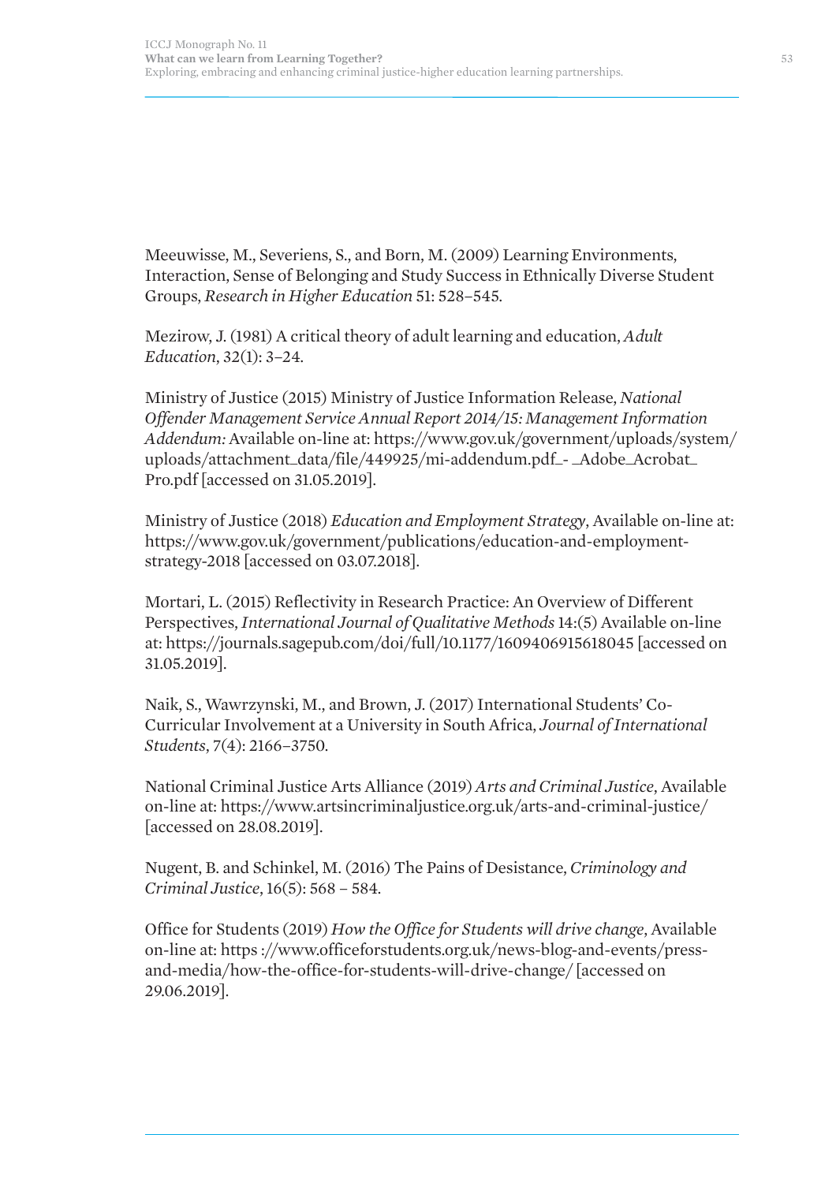Meeuwisse, M., Severiens, S., and Born, M. (2009) Learning Environments, Interaction, Sense of Belonging and Study Success in Ethnically Diverse Student Groups, *Research in Higher Education* 51: 528–545.

Mezirow, J. (1981) A critical theory of adult learning and education, *Adult Education*, 32(1): 3–24.

Ministry of Justice (2015) Ministry of Justice Information Release, *National Offender Management Service Annual Report 2014/15: Management Information Addendum:* Available on-line at: https://www.gov.uk/government/uploads/system/uploads/attachment_data/file/449925/mi-addendum.pdf_- _Adobe_Acrobat_Pro.pdf [accessed on 31.05.2019].

Ministry of Justice (2018) *Education and Employment Strategy*, Available on-line at: https://www.gov.uk/government/publications/education-and-employment-strategy-2018 [accessed on 03.07.2018].

Mortari, L. (2015) Reflectivity in Research Practice: An Overview of Different Perspectives, *International Journal of Qualitative Methods* 14:(5) Available on-line at: https://journals.sagepub.com/doi/full/10.1177/1609406915618045 [accessed on 31.05.2019].

Naik, S., Wawrzynski, M., and Brown, J. (2017) International Students' Co-Curricular Involvement at a University in South Africa, *Journal of International Students*, 7(4): 2166–3750.

National Criminal Justice Arts Alliance (2019) *Arts and Criminal Justice*, Available on-line at: https://www.artsincriminaljustice.org.uk/arts-and-criminal-justice/ [accessed on 28.08.2019].

Nugent, B. and Schinkel, M. (2016) The Pains of Desistance, *Criminology and Criminal Justice*, 16(5): 568 – 584.

Office for Students (2019) *How the Office for Students will drive change*, Available on-line at: https ://www.officeforstudents.org.uk/news-blog-and-events/press-and-media/how-the-office-for-students-will-drive-change/ [accessed on 29.06.2019].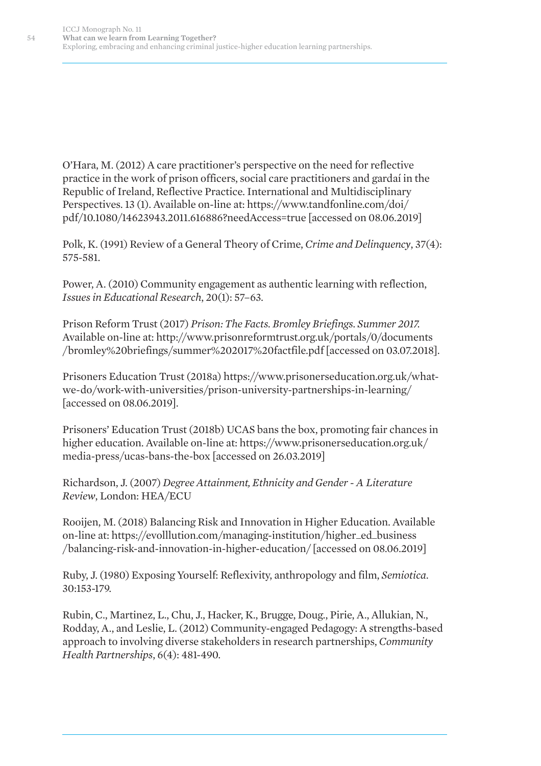O'Hara, M. (2012) A care practitioner's perspective on the need for reflective practice in the work of prison officers, social care practitioners and gardaí in the Republic of Ireland, Reflective Practice. International and Multidisciplinary Perspectives. 13 (1). Available on-line at: https://www.tandfonline.com/doi/pdf/10.1080/14623943.2011.616886?needAccess=true [accessed on 08.06.2019]

Polk, K. (1991) Review of a General Theory of Crime, *Crime and Delinquency*, 37(4): 575-581.

Power, A. (2010) Community engagement as authentic learning with reflection, *Issues in Educational Research*, 20(1): 57–63.

Prison Reform Trust (2017) *Prison: The Facts. Bromley Briefings. Summer 2017.* Available on-line at: http://www.prisonreformtrust.org.uk/portals/0/documents/bromley%20briefings/summer%202017%20factfile.pdf [accessed on 03.07.2018].

Prisoners Education Trust (2018a) https://www.prisonerseducation.org.uk/what-we-do/work-with-universities/prison-university-partnerships-in-learning/ [accessed on 08.06.2019].

Prisoners' Education Trust (2018b) UCAS bans the box, promoting fair chances in higher education. Available on-line at: https://www.prisonerseducation.org.uk/media-press/ucas-bans-the-box [accessed on 26.03.2019]

Richardson, J. (2007) *Degree Attainment, Ethnicity and Gender - A Literature Review*, London: HEA/ECU

Rooijen, M. (2018) Balancing Risk and Innovation in Higher Education. Available on-line at: https://evolllution.com/managing-institution/higher_ed_business/balancing-risk-and-innovation-in-higher-education/ [accessed on 08.06.2019]

Ruby, J. (1980) Exposing Yourself: Reflexivity, anthropology and film, *Semiotica*. 30:153-179.

Rubin, C., Martinez, L., Chu, J., Hacker, K., Brugge, Doug., Pirie, A., Allukian, N., Rodday, A., and Leslie, L. (2012) Community-engaged Pedagogy: A strengths-based approach to involving diverse stakeholders in research partnerships, *Community Health Partnerships*, 6(4): 481-490.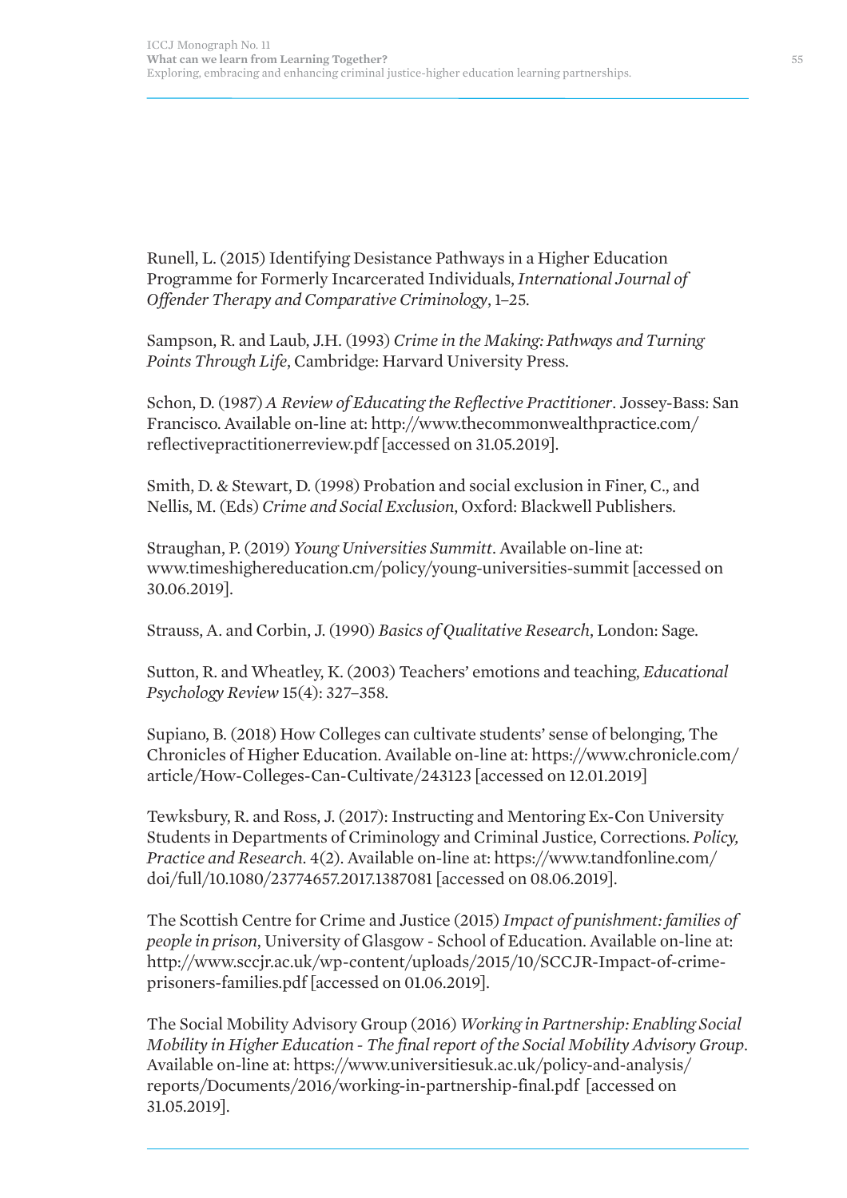Runell, L. (2015) Identifying Desistance Pathways in a Higher Education Programme for Formerly Incarcerated Individuals, *International Journal of Offender Therapy and Comparative Criminology*, 1–25.

Sampson, R. and Laub, J.H. (1993) *Crime in the Making: Pathways and Turning Points Through Life*, Cambridge: Harvard University Press.

Schon, D. (1987) *A Review of Educating the Reflective Practitioner*. Jossey-Bass: San Francisco. Available on-line at: http://www.thecommonwealthpractice.com/reflectivepractitionerreview.pdf [accessed on 31.05.2019].

Smith, D. & Stewart, D. (1998) Probation and social exclusion in Finer, C., and Nellis, M. (Eds) *Crime and Social Exclusion*, Oxford: Blackwell Publishers.

Straughan, P. (2019) *Young Universities Summitt*. Available on-line at: www.timeshighereducation.cm/policy/young-universities-summit [accessed on 30.06.2019].

Strauss, A. and Corbin, J. (1990) *Basics of Qualitative Research*, London: Sage.

Sutton, R. and Wheatley, K. (2003) Teachers' emotions and teaching, *Educational Psychology Review* 15(4): 327–358.

Supiano, B. (2018) How Colleges can cultivate students' sense of belonging, The Chronicles of Higher Education. Available on-line at: https://www.chronicle.com/article/How-Colleges-Can-Cultivate/243123 [accessed on 12.01.2019]

Tewksbury, R. and Ross, J. (2017): Instructing and Mentoring Ex-Con University Students in Departments of Criminology and Criminal Justice, Corrections. *Policy, Practice and Research*. 4(2). Available on-line at: https://www.tandfonline.com/doi/full/10.1080/23774657.2017.1387081 [accessed on 08.06.2019].

The Scottish Centre for Crime and Justice (2015) *Impact of punishment: families of people in prison*, University of Glasgow - School of Education. Available on-line at: http://www.sccjr.ac.uk/wp-content/uploads/2015/10/SCCJR-Impact-of-crime-prisoners-families.pdf [accessed on 01.06.2019].

The Social Mobility Advisory Group (2016) *Working in Partnership: Enabling Social Mobility in Higher Education - The final report of the Social Mobility Advisory Group*. Available on-line at: https://www.universitiesuk.ac.uk/policy-and-analysis/reports/Documents/2016/working-in-partnership-final.pdf [accessed on 31.05.2019].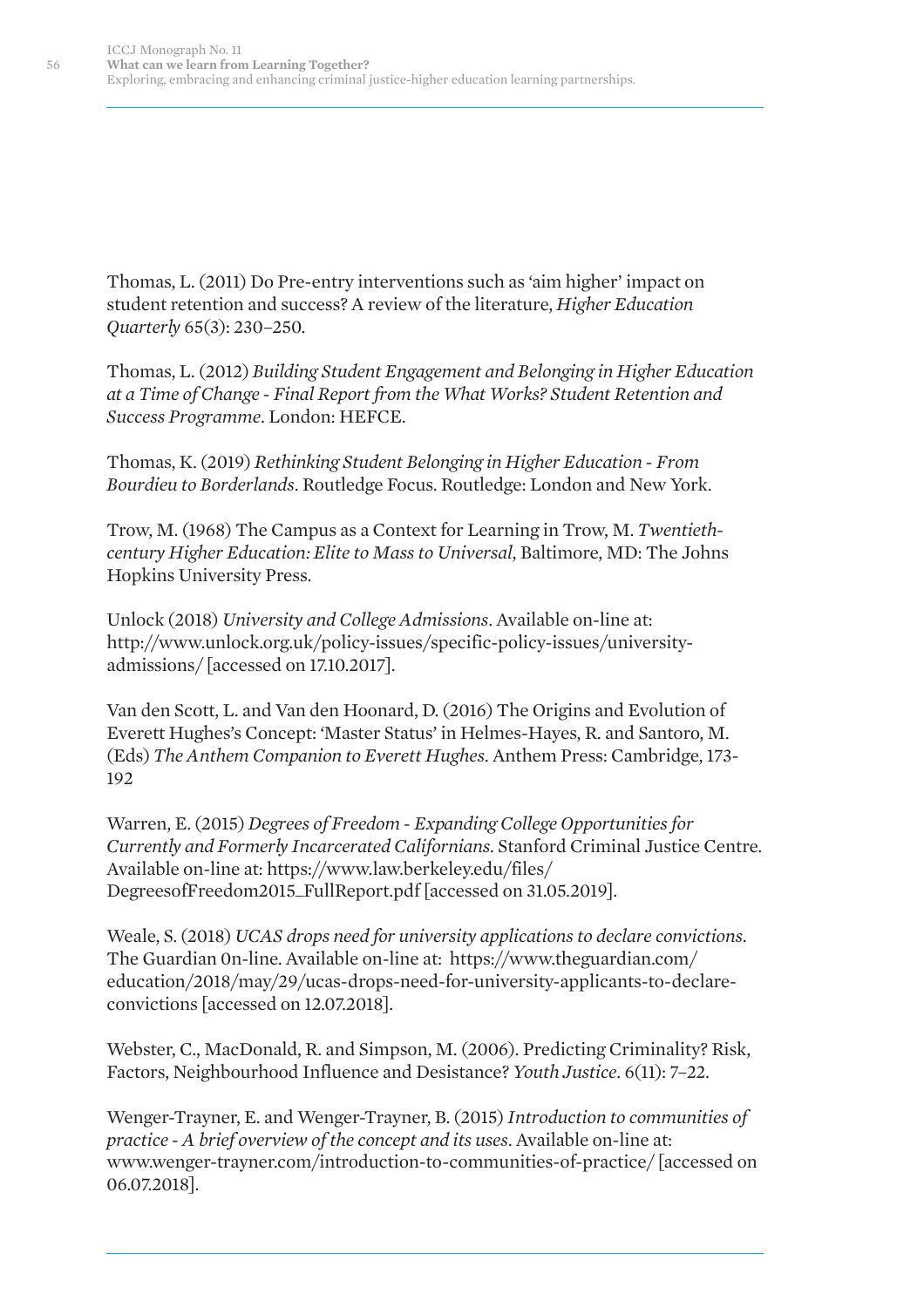Thomas, L. (2011) Do Pre-entry interventions such as 'aim higher' impact on student retention and success? A review of the literature, *Higher Education Quarterly* 65(3): 230–250.

Thomas, L. (2012) *Building Student Engagement and Belonging in Higher Education at a Time of Change - Final Report from the What Works? Student Retention and Success Programme*. London: HEFCE.

Thomas, K. (2019) *Rethinking Student Belonging in Higher Education - From Bourdieu to Borderlands*. Routledge Focus. Routledge: London and New York.

Trow, M. (1968) The Campus as a Context for Learning in Trow, M. *Twentieth-century Higher Education: Elite to Mass to Universal*, Baltimore, MD: The Johns Hopkins University Press.

Unlock (2018) *University and College Admissions*. Available on-line at: http://www.unlock.org.uk/policy-issues/specific-policy-issues/university-admissions/ [accessed on 17.10.2017].

Van den Scott, L. and Van den Hoonard, D. (2016) The Origins and Evolution of Everett Hughes's Concept: 'Master Status' in Helmes-Hayes, R. and Santoro, M. (Eds) *The Anthem Companion to Everett Hughes*. Anthem Press: Cambridge, 173-192

Warren, E. (2015) *Degrees of Freedom - Expanding College Opportunities for Currently and Formerly Incarcerated Californians*. Stanford Criminal Justice Centre. Available on-line at: https://www.law.berkeley.edu/files/DegreesofFreedom2015_FullReport.pdf [accessed on 31.05.2019].

Weale, S. (2018) *UCAS drops need for university applications to declare convictions*. The Guardian 0n-line. Available on-line at: https://www.theguardian.com/education/2018/may/29/ucas-drops-need-for-university-applicants-to-declare-convictions [accessed on 12.07.2018].

Webster, C., MacDonald, R. and Simpson, M. (2006). Predicting Criminality? Risk, Factors, Neighbourhood Influence and Desistance? *Youth Justice*. 6(11): 7–22.

Wenger-Trayner, E. and Wenger-Trayner, B. (2015) *Introduction to communities of practice - A brief overview of the concept and its uses*. Available on-line at: www.wenger-trayner.com/introduction-to-communities-of-practice/ [accessed on 06.07.2018].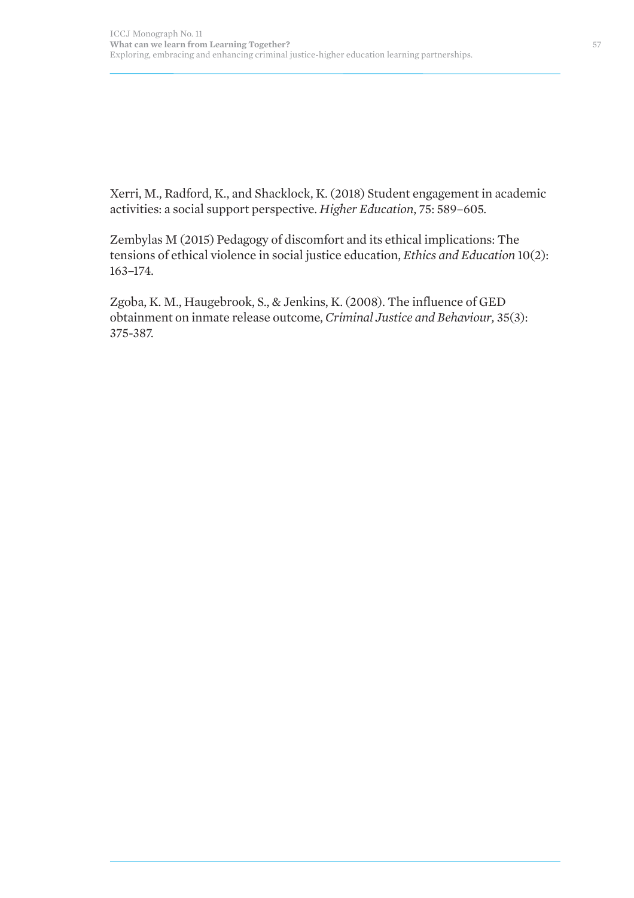Xerri, M., Radford, K., and Shacklock, K. (2018) Student engagement in academic activities: a social support perspective. *Higher Education*, 75: 589–605.

Zembylas M (2015) Pedagogy of discomfort and its ethical implications: The tensions of ethical violence in social justice education, *Ethics and Education* 10(2): 163–174.

Zgoba, K. M., Haugebrook, S., & Jenkins, K. (2008). The influence of GED obtainment on inmate release outcome, *Criminal Justice and Behaviour,* 35(3): 375-387.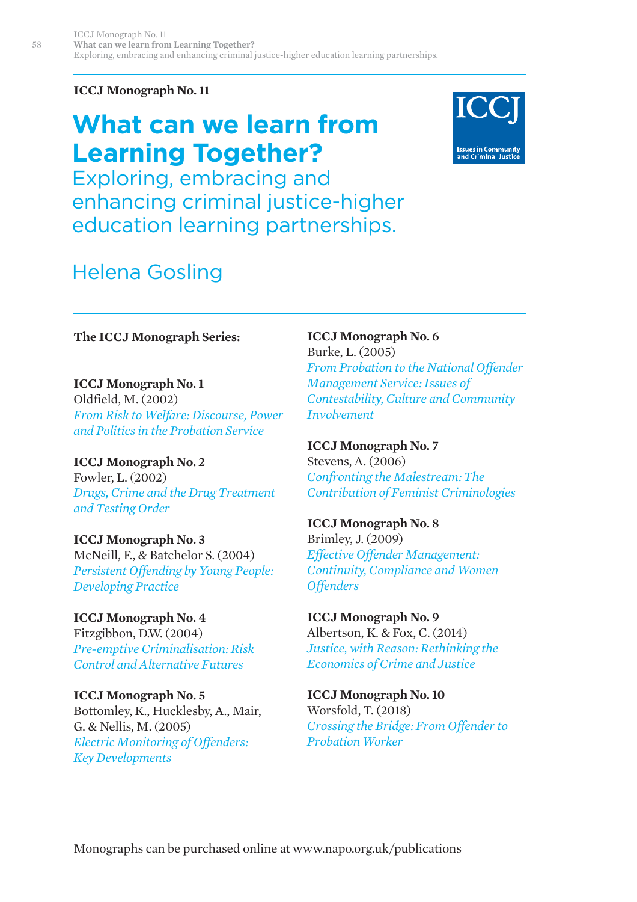**ICCJ Monograph No. 11**

# What can we learn from Learning Together?

## Exploring, embracing and enhancing criminal justice-higher education learning partnerships.

## Helena Gosling

**The ICCJ Monograph Series:**

**ICCJ Monograph No. 1**
Oldfield, M. (2002)
*From Risk to Welfare: Discourse, Power and Politics in the Probation Service*

**ICCJ Monograph No. 2**
Fowler, L. (2002)
*Drugs, Crime and the Drug Treatment and Testing Order*

**ICCJ Monograph No. 3**
McNeill, F., & Batchelor S. (2004)
*Persistent Offending by Young People: Developing Practice*

**ICCJ Monograph No. 4**
Fitzgibbon, D.W. (2004)
*Pre-emptive Criminalisation: Risk Control and Alternative Futures*

**ICCJ Monograph No. 5**
Bottomley, K., Hucklesby, A., Mair, G. & Nellis, M. (2005)
*Electric Monitoring of Offenders: Key Developments*

**ICCJ Monograph No. 6**
Burke, L. (2005)
*From Probation to the National Offender Management Service: Issues of Contestability, Culture and Community Involvement*

**ICCJ Monograph No. 7**
Stevens, A. (2006)
*Confronting the Malestream: The Contribution of Feminist Criminologies*

**ICCJ Monograph No. 8**
Brimley, J. (2009)
*Effective Offender Management: Continuity, Compliance and Women Offenders*

**ICCJ Monograph No. 9**
Albertson, K. & Fox, C. (2014)
*Justice, with Reason: Rethinking the Economics of Crime and Justice*

**ICCJ Monograph No. 10**
Worsfold, T. (2018)
*Crossing the Bridge: From Offender to Probation Worker*

Monographs can be purchased online at www.napo.org.uk/publications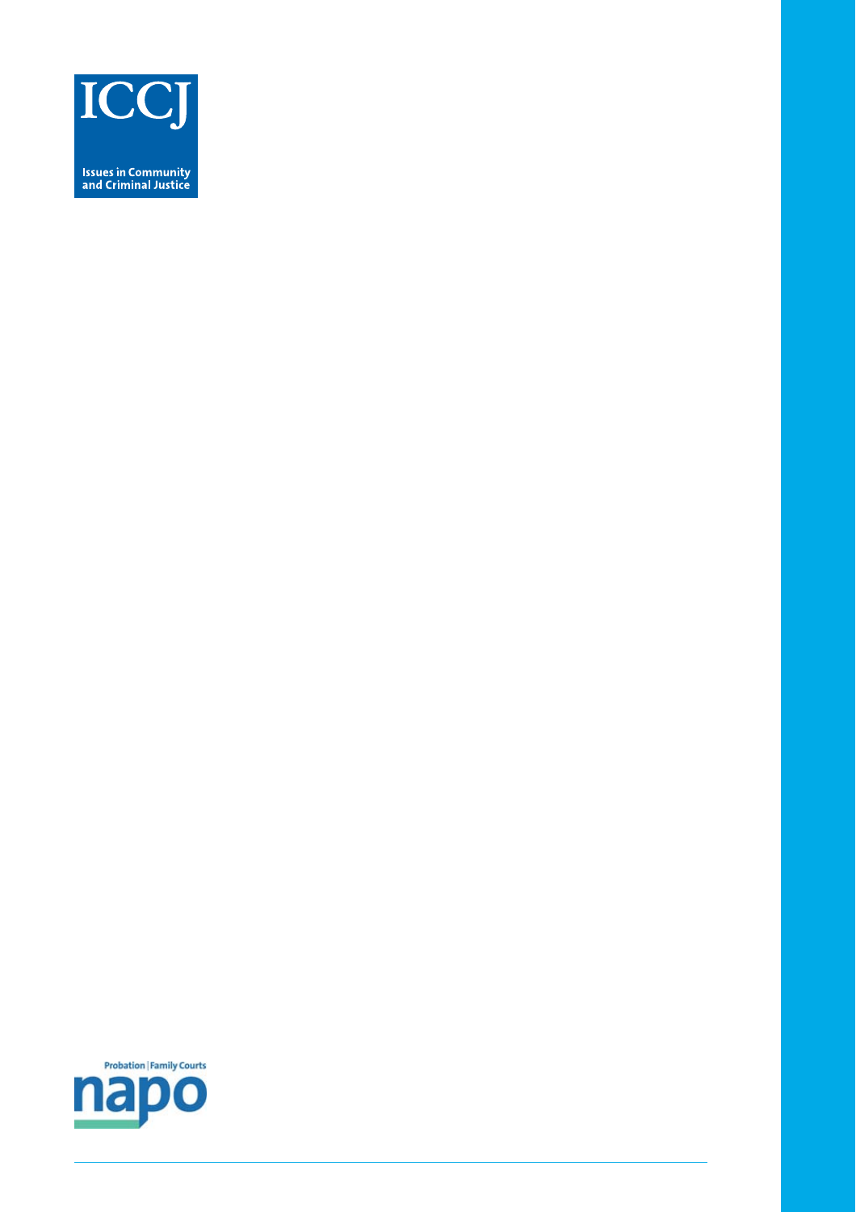ICCJ

Issues in Community and Criminal Justice

Probation | Family Courts

napo